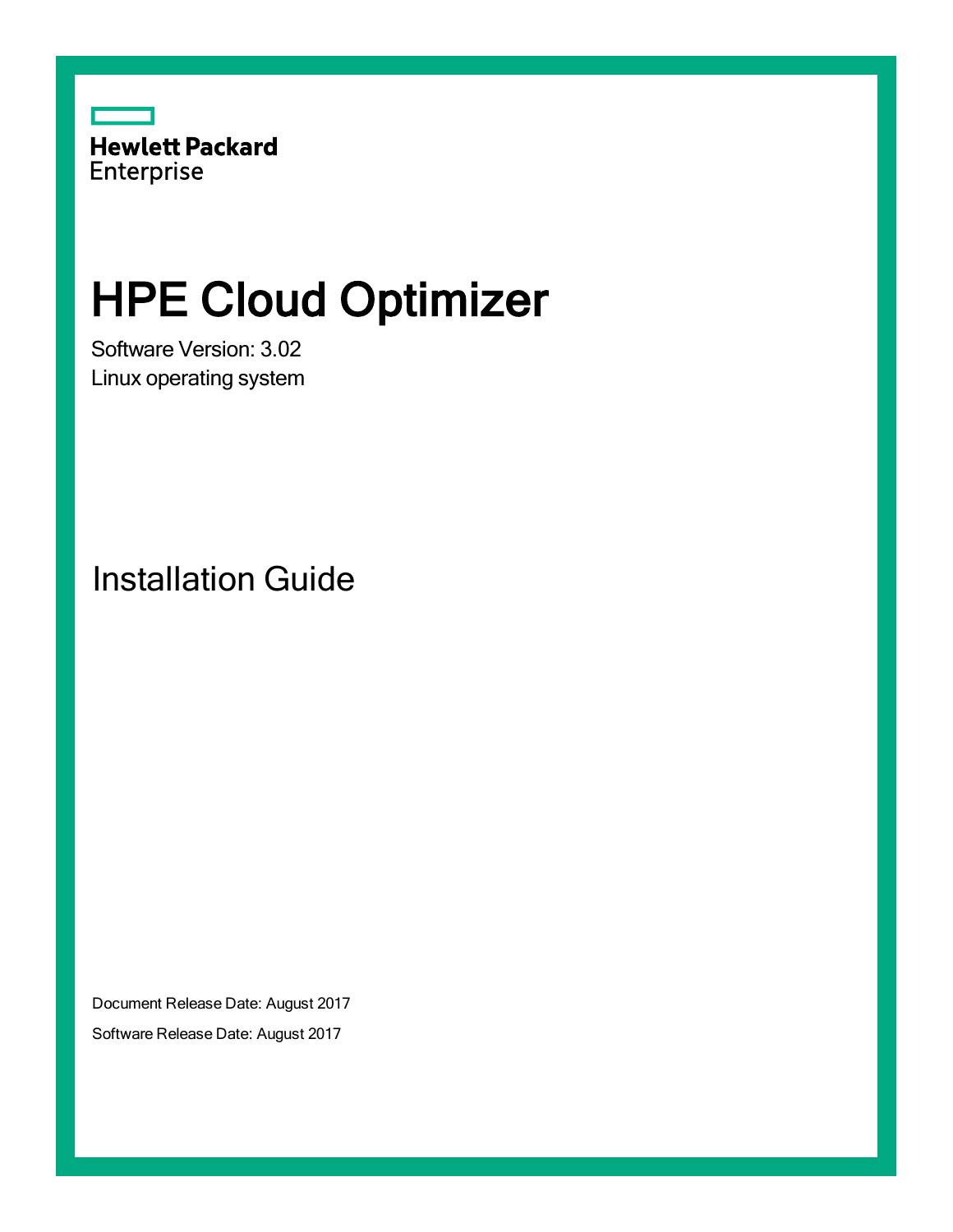Hewlett Packard Enterprise

# HPE Cloud Optimizer

Software Version: 3.02

Linux operating system

## Installation Guide

Document Release Date: August 2017

Software Release Date: August 2017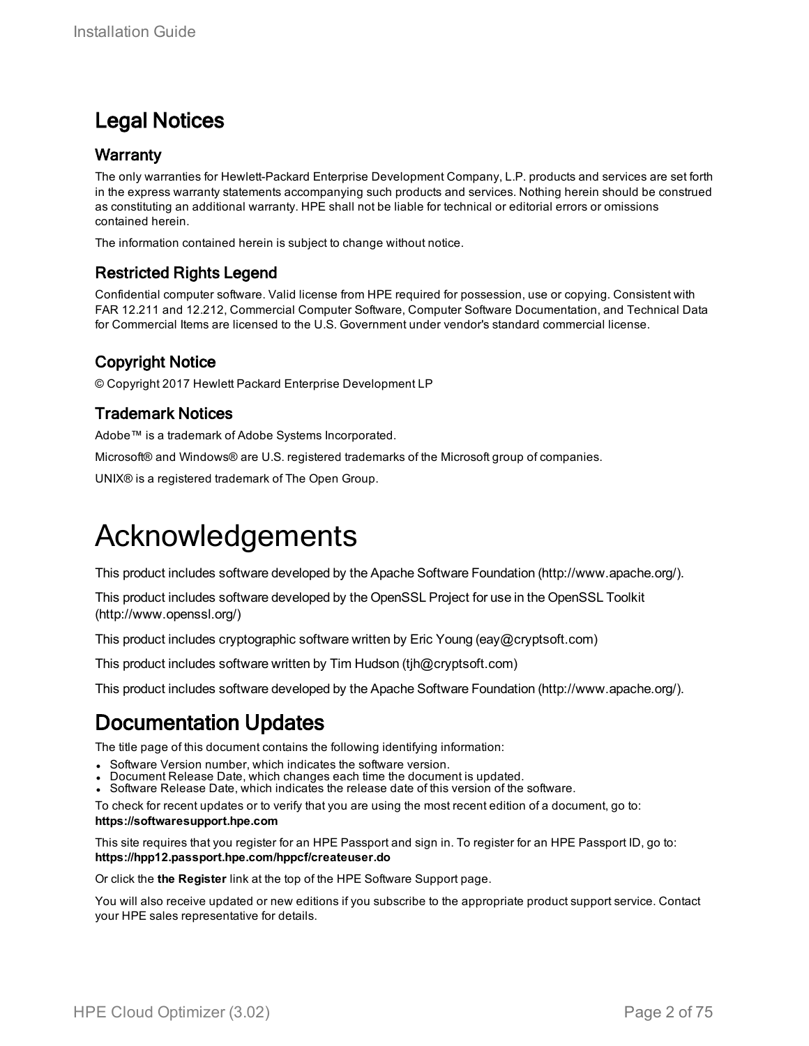## Legal Notices

### Warranty

The only warranties for Hewlett-Packard Enterprise Development Company, L.P. products and services are set forth in the express warranty statements accompanying such products and services. Nothing herein should be construed as constituting an additional warranty. HPE shall not be liable for technical or editorial errors or omissions contained herein.

The information contained herein is subject to change without notice.

### Restricted Rights Legend

Confidential computer software. Valid license from HPE required for possession, use or copying. Consistent with FAR 12.211 and 12.212, Commercial Computer Software, Computer Software Documentation, and Technical Data for Commercial Items are licensed to the U.S. Government under vendor's standard commercial license.

### Copyright Notice

© Copyright 2017 Hewlett Packard Enterprise Development LP

### Trademark Notices

Adobe™ is a trademark of Adobe Systems Incorporated.

Microsoft® and Windows® are U.S. registered trademarks of the Microsoft group of companies.

UNIX® is a registered trademark of The Open Group.

# Acknowledgements

This product includes software developed by the Apache Software Foundation (http://www.apache.org/).

This product includes software developed by the OpenSSL Project for use in the OpenSSL Toolkit (http://www.openssl.org/)

This product includes cryptographic software written by Eric Young (eay@cryptsoft.com)

This product includes software written by Tim Hudson (tjh@cryptsoft.com)

This product includes software developed by the Apache Software Foundation (http://www.apache.org/).

## Documentation Updates

The title page of this document contains the following identifying information:

- Software Version number, which indicates the software version.
- Document Release Date, which changes each time the document is updated.
- Software Release Date, which indicates the release date of this version of the software.

To check for recent updates or to verify that you are using the most recent edition of a document, go to: **https://softwaresupport.hpe.com**

This site requires that you register for an HPE Passport and sign in. To register for an HPE Passport ID, go to: **https://hpp12.passport.hpe.com/hppcf/createuser.do**

Or click the **the Register** link at the top of the HPE Software Support page.

You will also receive updated or new editions if you subscribe to the appropriate product support service. Contact your HPE sales representative for details.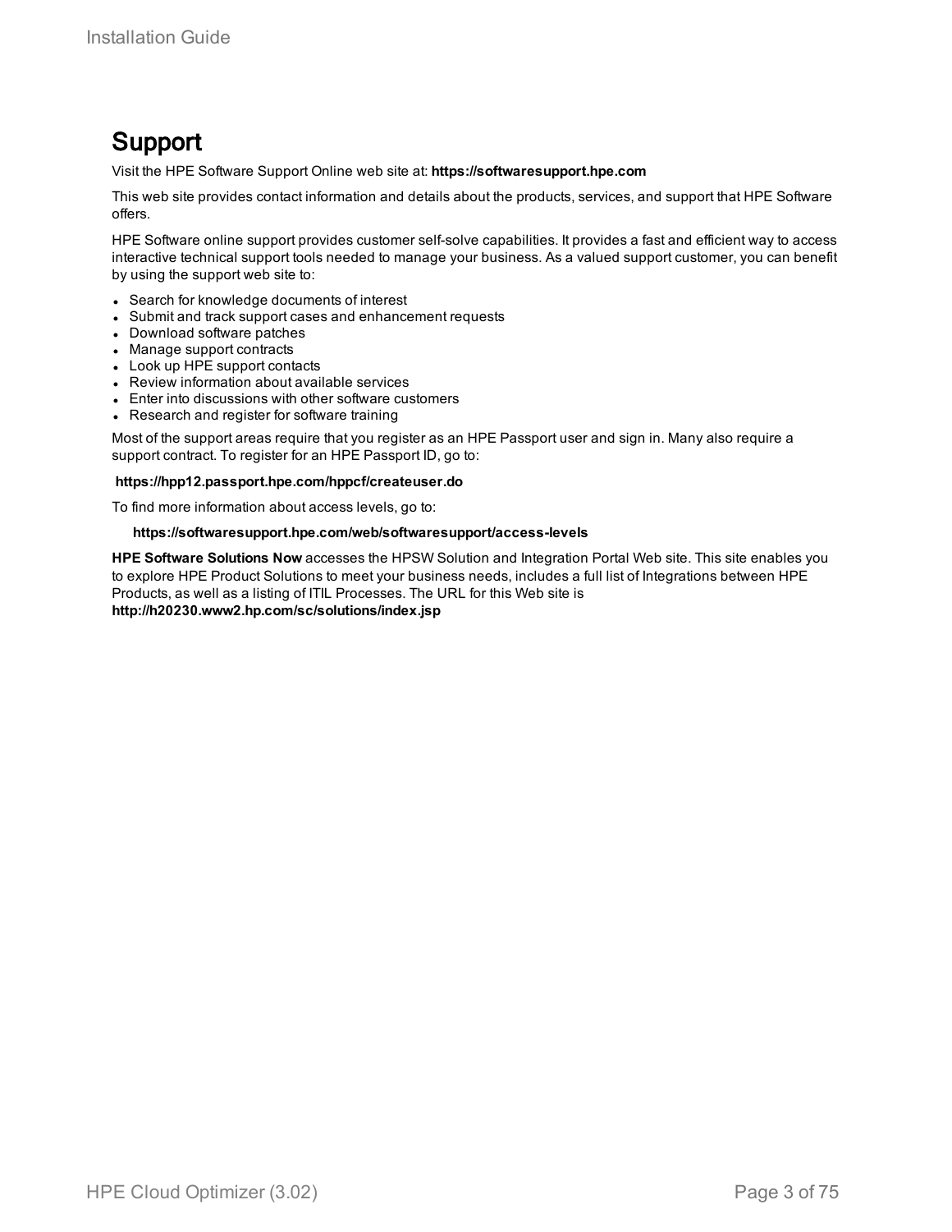# Support

Visit the HPE Software Support Online web site at: **https://softwaresupport.hpe.com**

This web site provides contact information and details about the products, services, and support that HPE Software offers.

HPE Software online support provides customer self-solve capabilities. It provides a fast and efficient way to access interactive technical support tools needed to manage your business. As a valued support customer, you can benefit by using the support web site to:

- Search for knowledge documents of interest
- Submit and track support cases and enhancement requests
- Download software patches
- Manage support contracts
- Look up HPE support contacts
- Review information about available services
- Enter into discussions with other software customers
- Research and register for software training

Most of the support areas require that you register as an HPE Passport user and sign in. Many also require a support contract. To register for an HPE Passport ID, go to:

**https://hpp12.passport.hpe.com/hppcf/createuser.do**

To find more information about access levels, go to:

**https://softwaresupport.hpe.com/web/softwaresupport/access-levels**

**HPE Software Solutions Now** accesses the HPSW Solution and Integration Portal Web site. This site enables you to explore HPE Product Solutions to meet your business needs, includes a full list of Integrations between HPE Products, as well as a listing of ITIL Processes. The URL for this Web site is **http://h20230.www2.hp.com/sc/solutions/index.jsp**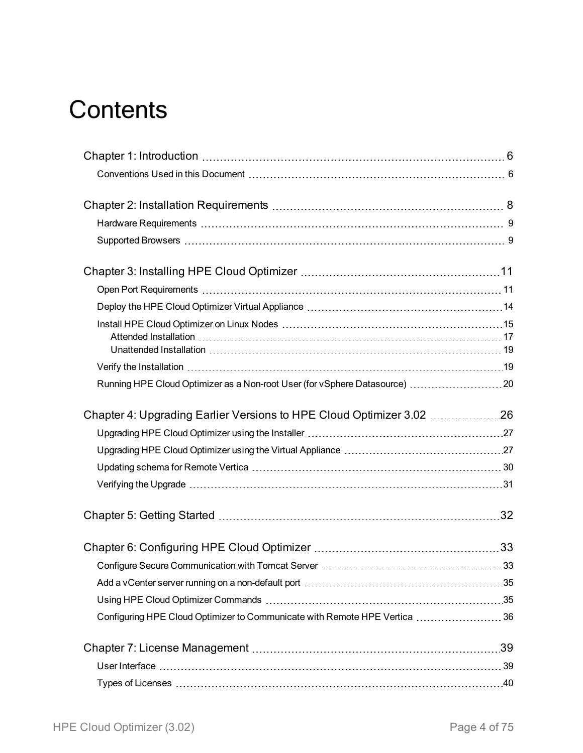# Contents

- Chapter 1: Introduction ... 6
  - Conventions Used in this Document ... 6
- Chapter 2: Installation Requirements ... 8
  - Hardware Requirements ... 9
  - Supported Browsers ... 9
- Chapter 3: Installing HPE Cloud Optimizer ... 11
  - Open Port Requirements ... 11
  - Deploy the HPE Cloud Optimizer Virtual Appliance ... 14
  - Install HPE Cloud Optimizer on Linux Nodes ... 15
    - Attended Installation ... 17
    - Unattended Installation ... 19
  - Verify the Installation ... 19
  - Running HPE Cloud Optimizer as a Non-root User (for vSphere Datasource) ... 20
- Chapter 4: Upgrading Earlier Versions to HPE Cloud Optimizer 3.02 ... 26
  - Upgrading HPE Cloud Optimizer using the Installer ... 27
  - Upgrading HPE Cloud Optimizer using the Virtual Appliance ... 27
  - Updating schema for Remote Vertica ... 30
  - Verifying the Upgrade ... 31
- Chapter 5: Getting Started ... 32
- Chapter 6: Configuring HPE Cloud Optimizer ... 33
  - Configure Secure Communication with Tomcat Server ... 33
  - Add a vCenter server running on a non-default port ... 35
  - Using HPE Cloud Optimizer Commands ... 35
  - Configuring HPE Cloud Optimizer to Communicate with Remote HPE Vertica ... 36
- Chapter 7: License Management ... 39
  - User Interface ... 39
  - Types of Licenses ... 40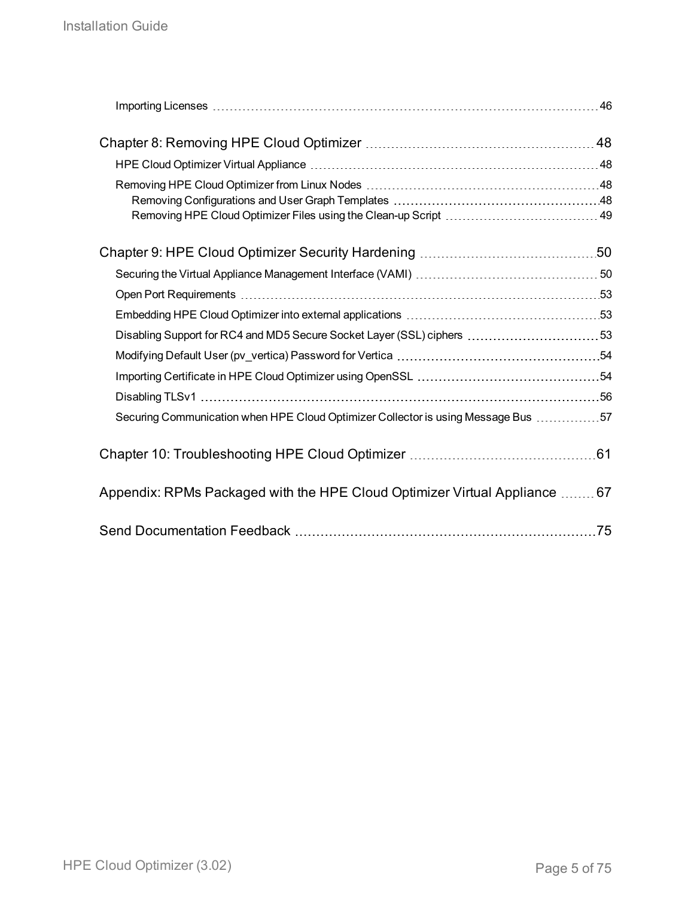Importing Licenses 46

Chapter 8: Removing HPE Cloud Optimizer 48

HPE Cloud Optimizer Virtual Appliance 48

Removing HPE Cloud Optimizer from Linux Nodes 48

Removing Configurations and User Graph Templates 48

Removing HPE Cloud Optimizer Files using the Clean-up Script 49

Chapter 9: HPE Cloud Optimizer Security Hardening 50

Securing the Virtual Appliance Management Interface (VAMI) 50

Open Port Requirements 53

Embedding HPE Cloud Optimizer into external applications 53

Disabling Support for RC4 and MD5 Secure Socket Layer (SSL) ciphers 53

Modifying Default User (pv_vertica) Password for Vertica 54

Importing Certificate in HPE Cloud Optimizer using OpenSSL 54

Disabling TLSv1 56

Securing Communication when HPE Cloud Optimizer Collector is using Message Bus 57

Chapter 10: Troubleshooting HPE Cloud Optimizer 61

Appendix: RPMs Packaged with the HPE Cloud Optimizer Virtual Appliance 67

Send Documentation Feedback 75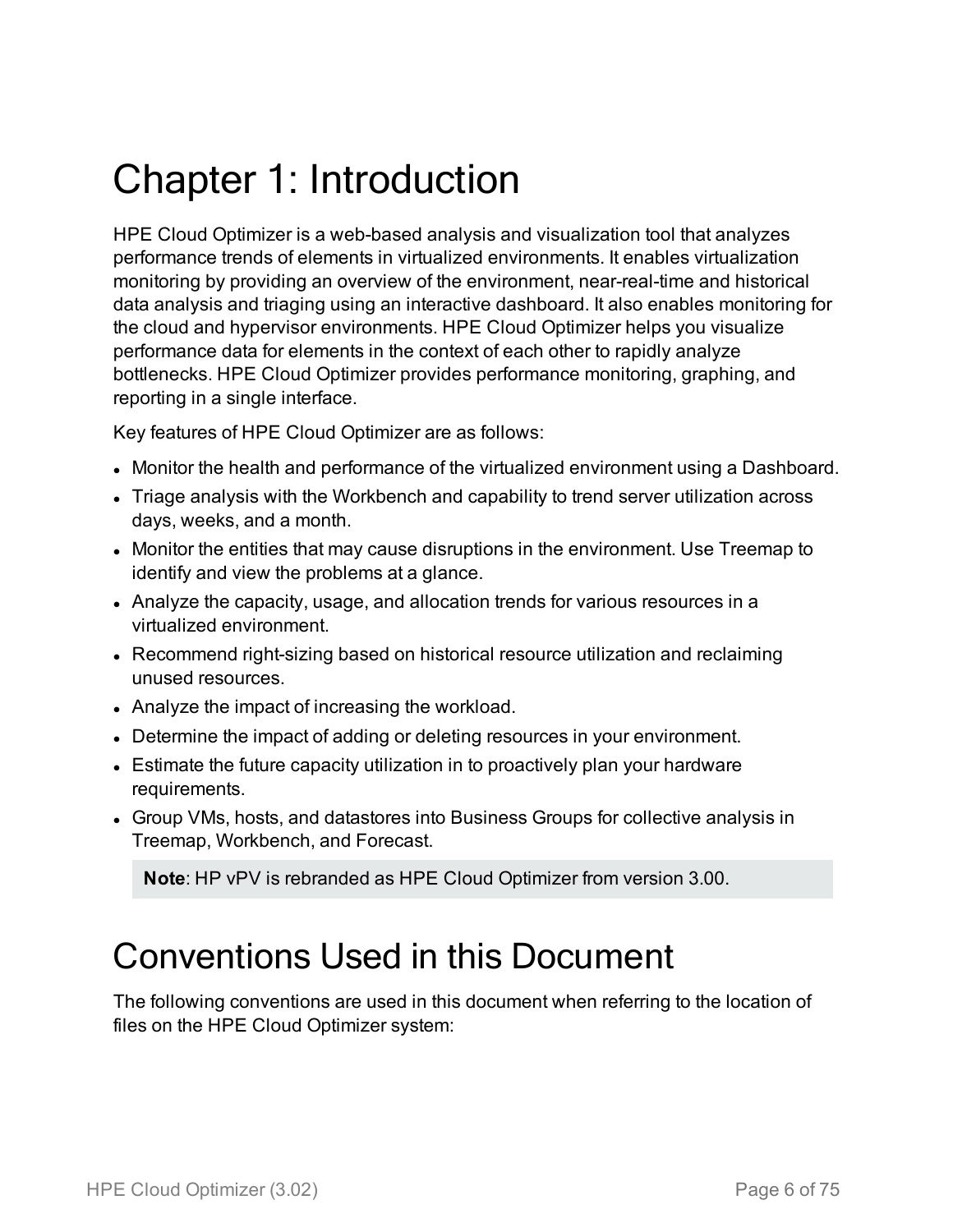# Chapter 1: Introduction

HPE Cloud Optimizer is a web-based analysis and visualization tool that analyzes performance trends of elements in virtualized environments. It enables virtualization monitoring by providing an overview of the environment, near-real-time and historical data analysis and triaging using an interactive dashboard. It also enables monitoring for the cloud and hypervisor environments. HPE Cloud Optimizer helps you visualize performance data for elements in the context of each other to rapidly analyze bottlenecks. HPE Cloud Optimizer provides performance monitoring, graphing, and reporting in a single interface.

Key features of HPE Cloud Optimizer are as follows:

- Monitor the health and performance of the virtualized environment using a Dashboard.
- Triage analysis with the Workbench and capability to trend server utilization across days, weeks, and a month.
- Monitor the entities that may cause disruptions in the environment. Use Treemap to identify and view the problems at a glance.
- Analyze the capacity, usage, and allocation trends for various resources in a virtualized environment.
- Recommend right-sizing based on historical resource utilization and reclaiming unused resources.
- Analyze the impact of increasing the workload.
- Determine the impact of adding or deleting resources in your environment.
- Estimate the future capacity utilization in to proactively plan your hardware requirements.
- Group VMs, hosts, and datastores into Business Groups for collective analysis in Treemap, Workbench, and Forecast.

> **Note**: HP vPV is rebranded as HPE Cloud Optimizer from version 3.00.

# Conventions Used in this Document

The following conventions are used in this document when referring to the location of files on the HPE Cloud Optimizer system: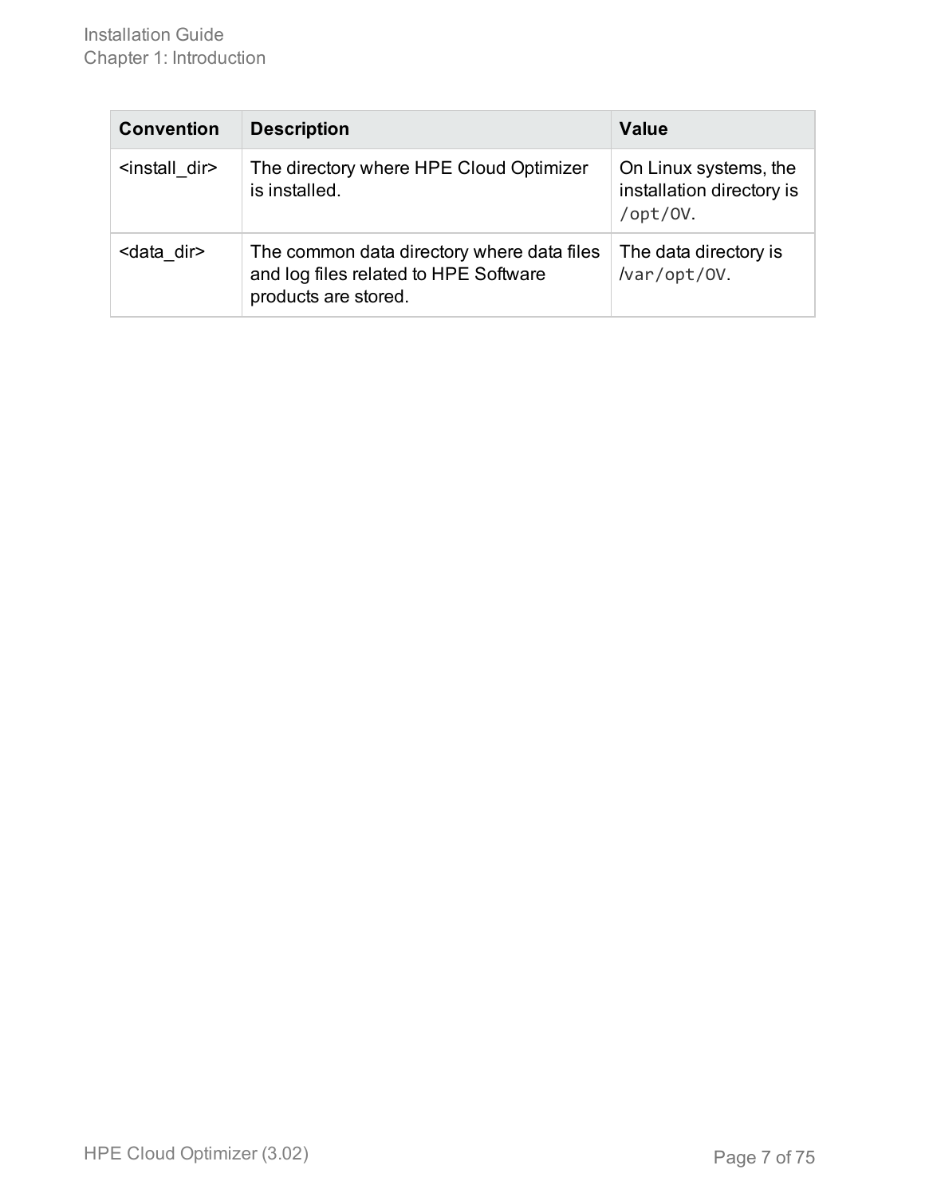| Convention | Description | Value |
| --- | --- | --- |
| <install_dir> | The directory where HPE Cloud Optimizer is installed. | On Linux systems, the installation directory is `/opt/OV`. |
| <data_dir> | The common data directory where data files and log files related to HPE Software products are stored. | The data directory is `/var/opt/OV`. |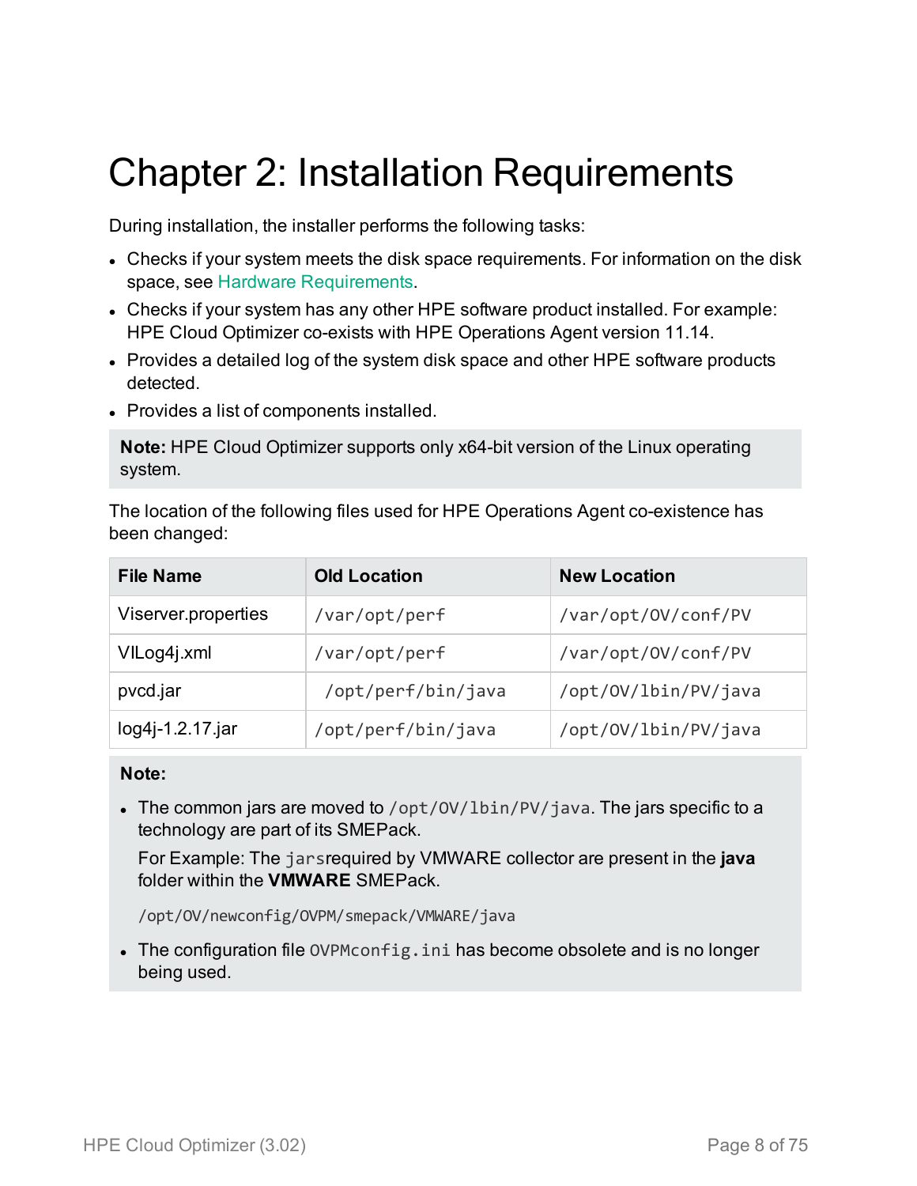# Chapter 2: Installation Requirements

During installation, the installer performs the following tasks:

- Checks if your system meets the disk space requirements. For information on the disk space, see Hardware Requirements.
- Checks if your system has any other HPE software product installed. For example: HPE Cloud Optimizer co-exists with HPE Operations Agent version 11.14.
- Provides a detailed log of the system disk space and other HPE software products detected.
- Provides a list of components installed.

> **Note:** HPE Cloud Optimizer supports only x64-bit version of the Linux operating system.

The location of the following files used for HPE Operations Agent co-existence has been changed:

| File Name | Old Location | New Location |
|---|---|---|
| Viserver.properties | `/var/opt/perf` | `/var/opt/OV/conf/PV` |
| VILog4j.xml | `/var/opt/perf` | `/var/opt/OV/conf/PV` |
| pvcd.jar | `/opt/perf/bin/java` | `/opt/OV/lbin/PV/java` |
| log4j-1.2.17.jar | `/opt/perf/bin/java` | `/opt/OV/lbin/PV/java` |

> **Note:**
>
> - The common jars are moved to `/opt/OV/lbin/PV/java`. The jars specific to a technology are part of its SMEPack.
>
>   For Example: The `jars`required by VMWARE collector are present in the **java** folder within the **VMWARE** SMEPack.
>
>   `/opt/OV/newconfig/OVPM/smepack/VMWARE/java`
>
> - The configuration file `OVPMconfig.ini` has become obsolete and is no longer being used.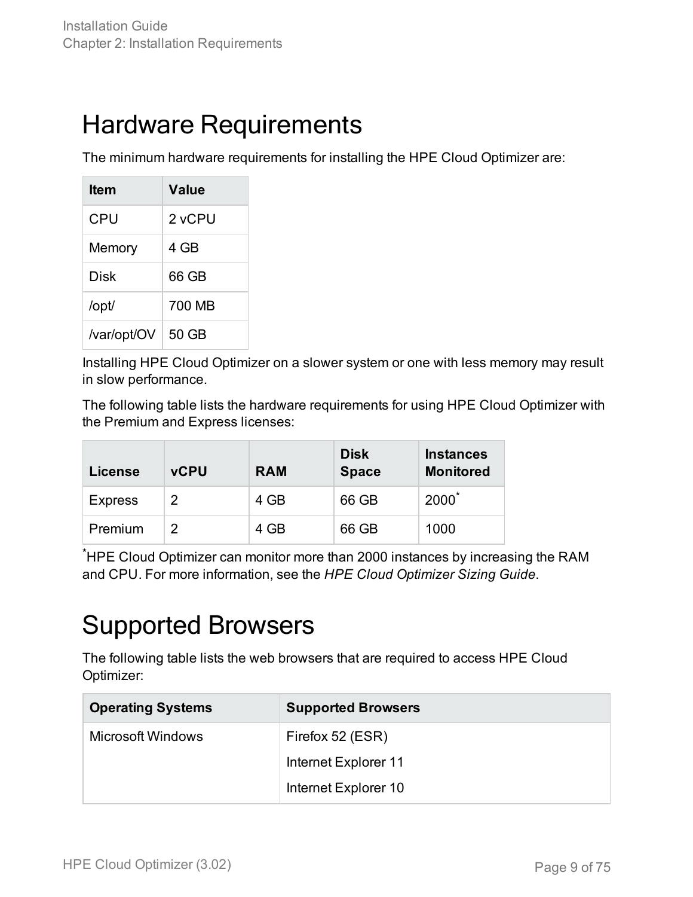# Hardware Requirements

The minimum hardware requirements for installing the HPE Cloud Optimizer are:

| Item | Value |
| --- | --- |
| CPU | 2 vCPU |
| Memory | 4 GB |
| Disk | 66 GB |
| /opt/ | 700 MB |
| /var/opt/OV | 50 GB |

Installing HPE Cloud Optimizer on a slower system or one with less memory may result in slow performance.

The following table lists the hardware requirements for using HPE Cloud Optimizer with the Premium and Express licenses:

| License | vCPU | RAM | Disk Space | Instances Monitored |
| --- | --- | --- | --- | --- |
| Express | 2 | 4 GB | 66 GB | 2000* |
| Premium | 2 | 4 GB | 66 GB | 1000 |

*HPE Cloud Optimizer can monitor more than 2000 instances by increasing the RAM and CPU. For more information, see the *HPE Cloud Optimizer Sizing Guide*.

# Supported Browsers

The following table lists the web browsers that are required to access HPE Cloud Optimizer:

| Operating Systems | Supported Browsers |
| --- | --- |
| Microsoft Windows | Firefox 52 (ESR)<br>Internet Explorer 11<br>Internet Explorer 10 |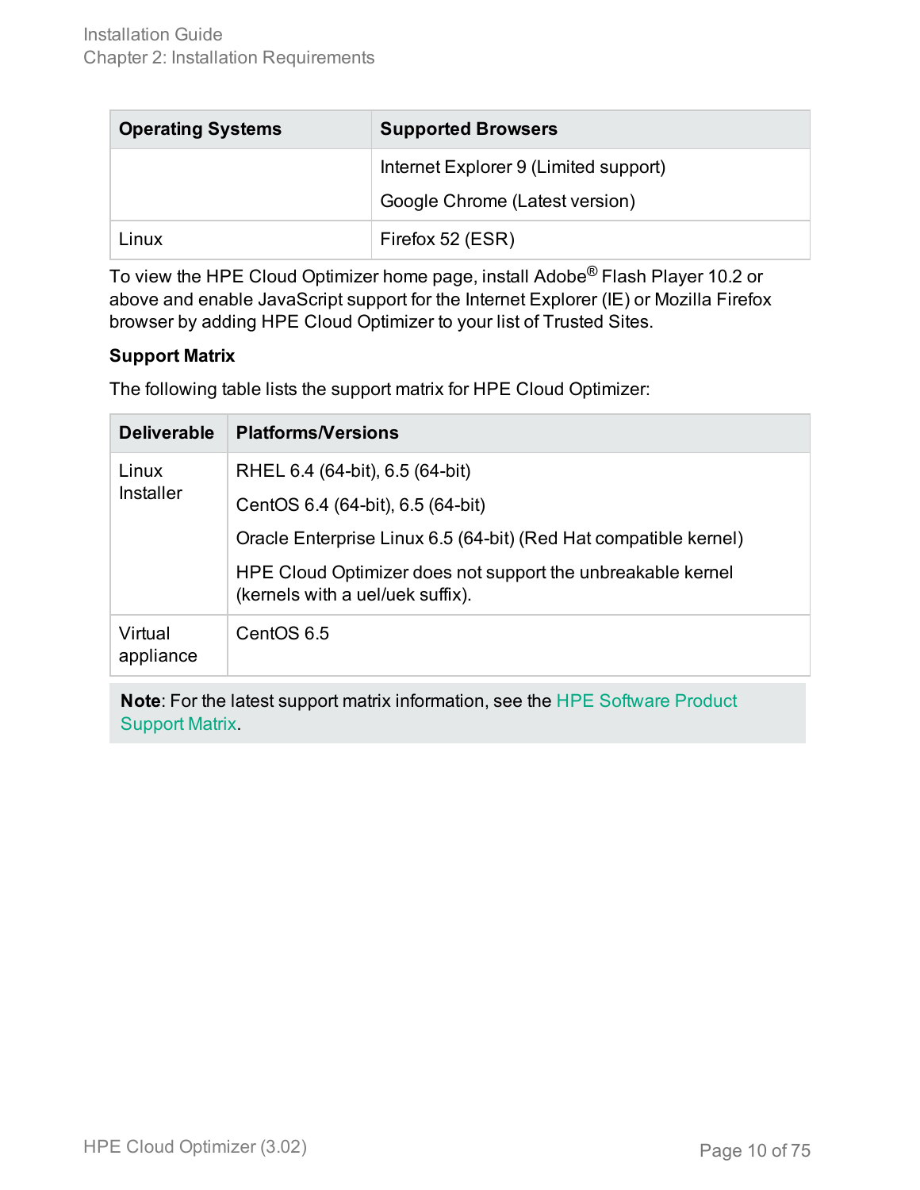| Operating Systems | Supported Browsers |
| --- | --- |
| | Internet Explorer 9 (Limited support)<br>Google Chrome (Latest version) |
| Linux | Firefox 52 (ESR) |

To view the HPE Cloud Optimizer home page, install Adobe® Flash Player 10.2 or above and enable JavaScript support for the Internet Explorer (IE) or Mozilla Firefox browser by adding HPE Cloud Optimizer to your list of Trusted Sites.

**Support Matrix**

The following table lists the support matrix for HPE Cloud Optimizer:

| Deliverable | Platforms/Versions |
| --- | --- |
| Linux Installer | RHEL 6.4 (64-bit), 6.5 (64-bit)<br>CentOS 6.4 (64-bit), 6.5 (64-bit)<br>Oracle Enterprise Linux 6.5 (64-bit) (Red Hat compatible kernel)<br>HPE Cloud Optimizer does not support the unbreakable kernel (kernels with a uel/uek suffix). |
| Virtual appliance | CentOS 6.5 |

**Note**: For the latest support matrix information, see the HPE Software Product Support Matrix.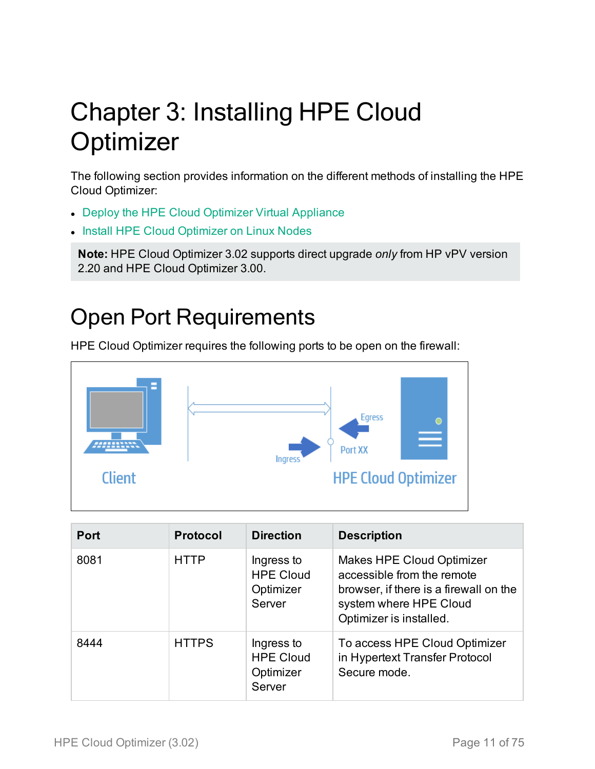# Chapter 3: Installing HPE Cloud Optimizer

The following section provides information on the different methods of installing the HPE Cloud Optimizer:

- Deploy the HPE Cloud Optimizer Virtual Appliance
- Install HPE Cloud Optimizer on Linux Nodes

**Note:** HPE Cloud Optimizer 3.02 supports direct upgrade *only* from HP vPV version 2.20 and HPE Cloud Optimizer 3.00.

## Open Port Requirements

HPE Cloud Optimizer requires the following ports to be open on the firewall:

| Port | Protocol | Direction | Description |
|---|---|---|---|
| 8081 | HTTP | Ingress to HPE Cloud Optimizer Server | Makes HPE Cloud Optimizer accessible from the remote browser, if there is a firewall on the system where HPE Cloud Optimizer is installed. |
| 8444 | HTTPS | Ingress to HPE Cloud Optimizer Server | To access HPE Cloud Optimizer in Hypertext Transfer Protocol Secure mode. |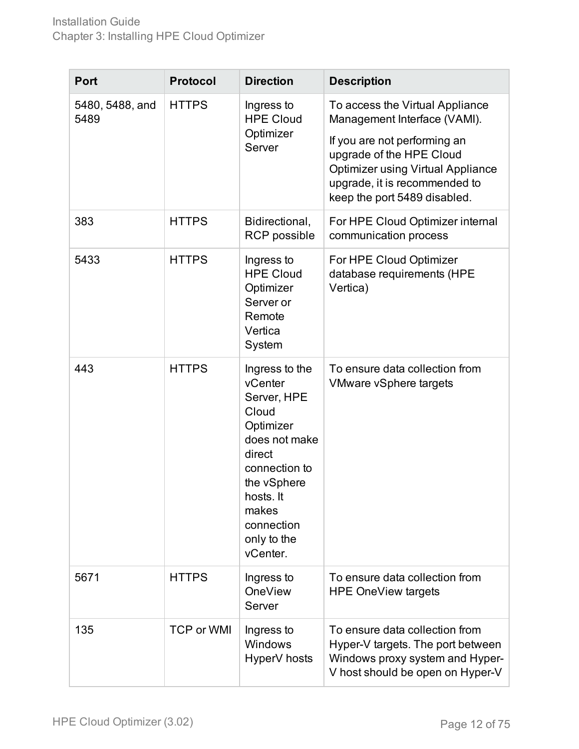| Port | Protocol | Direction | Description |
| --- | --- | --- | --- |
| 5480, 5488, and 5489 | HTTPS | Ingress to HPE Cloud Optimizer Server | To access the Virtual Appliance Management Interface (VAMI). If you are not performing an upgrade of the HPE Cloud Optimizer using Virtual Appliance upgrade, it is recommended to keep the port 5489 disabled. |
| 383 | HTTPS | Bidirectional, RCP possible | For HPE Cloud Optimizer internal communication process |
| 5433 | HTTPS | Ingress to HPE Cloud Optimizer Server or Remote Vertica System | For HPE Cloud Optimizer database requirements (HPE Vertica) |
| 443 | HTTPS | Ingress to the vCenter Server, HPE Cloud Optimizer does not make direct connection to the vSphere hosts. It makes connection only to the vCenter. | To ensure data collection from VMware vSphere targets |
| 5671 | HTTPS | Ingress to OneView Server | To ensure data collection from HPE OneView targets |
| 135 | TCP or WMI | Ingress to Windows HyperV hosts | To ensure data collection from Hyper-V targets. The port between Windows proxy system and Hyper-V host should be open on Hyper-V |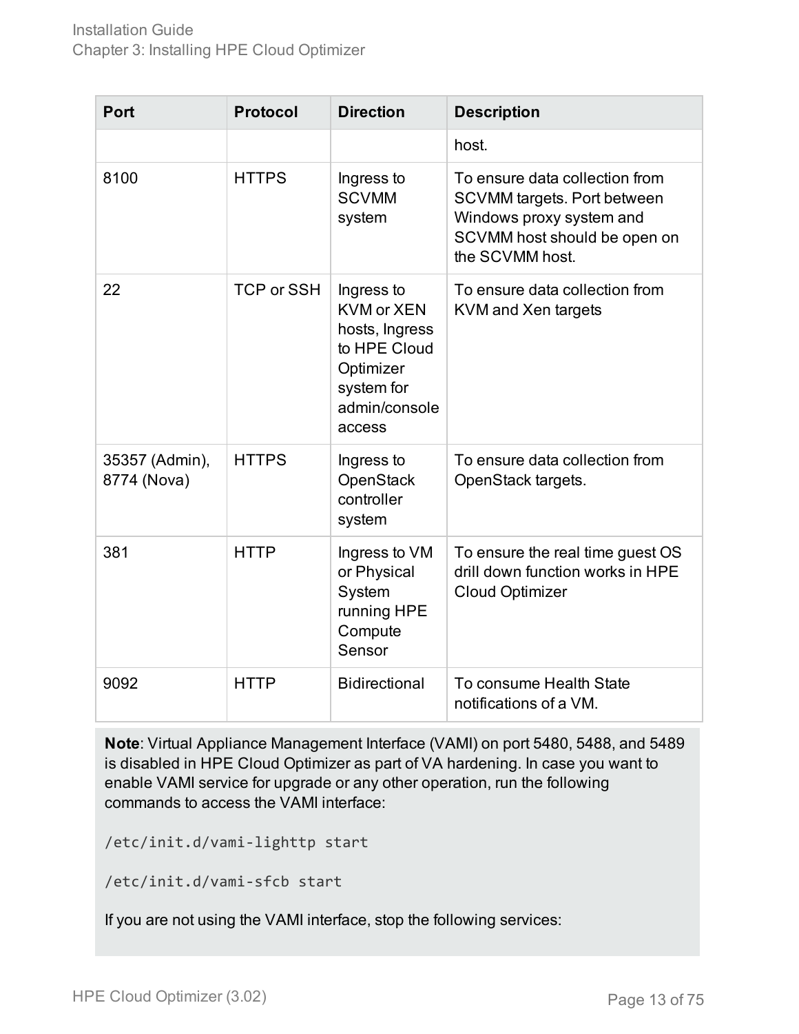| Port | Protocol | Direction | Description |
| --- | --- | --- | --- |
| | | | host. |
| 8100 | HTTPS | Ingress to SCVMM system | To ensure data collection from SCVMM targets. Port between Windows proxy system and SCVMM host should be open on the SCVMM host. |
| 22 | TCP or SSH | Ingress to KVM or XEN hosts, Ingress to HPE Cloud Optimizer system for admin/console access | To ensure data collection from KVM and Xen targets |
| 35357 (Admin), 8774 (Nova) | HTTPS | Ingress to OpenStack controller system | To ensure data collection from OpenStack targets. |
| 381 | HTTP | Ingress to VM or Physical System running HPE Compute Sensor | To ensure the real time guest OS drill down function works in HPE Cloud Optimizer |
| 9092 | HTTP | Bidirectional | To consume Health State notifications of a VM. |

**Note**: Virtual Appliance Management Interface (VAMI) on port 5480, 5488, and 5489 is disabled in HPE Cloud Optimizer as part of VA hardening. In case you want to enable VAMI service for upgrade or any other operation, run the following commands to access the VAMI interface:

```
/etc/init.d/vami-lighttp start
```

```
/etc/init.d/vami-sfcb start
```

If you are not using the VAMI interface, stop the following services: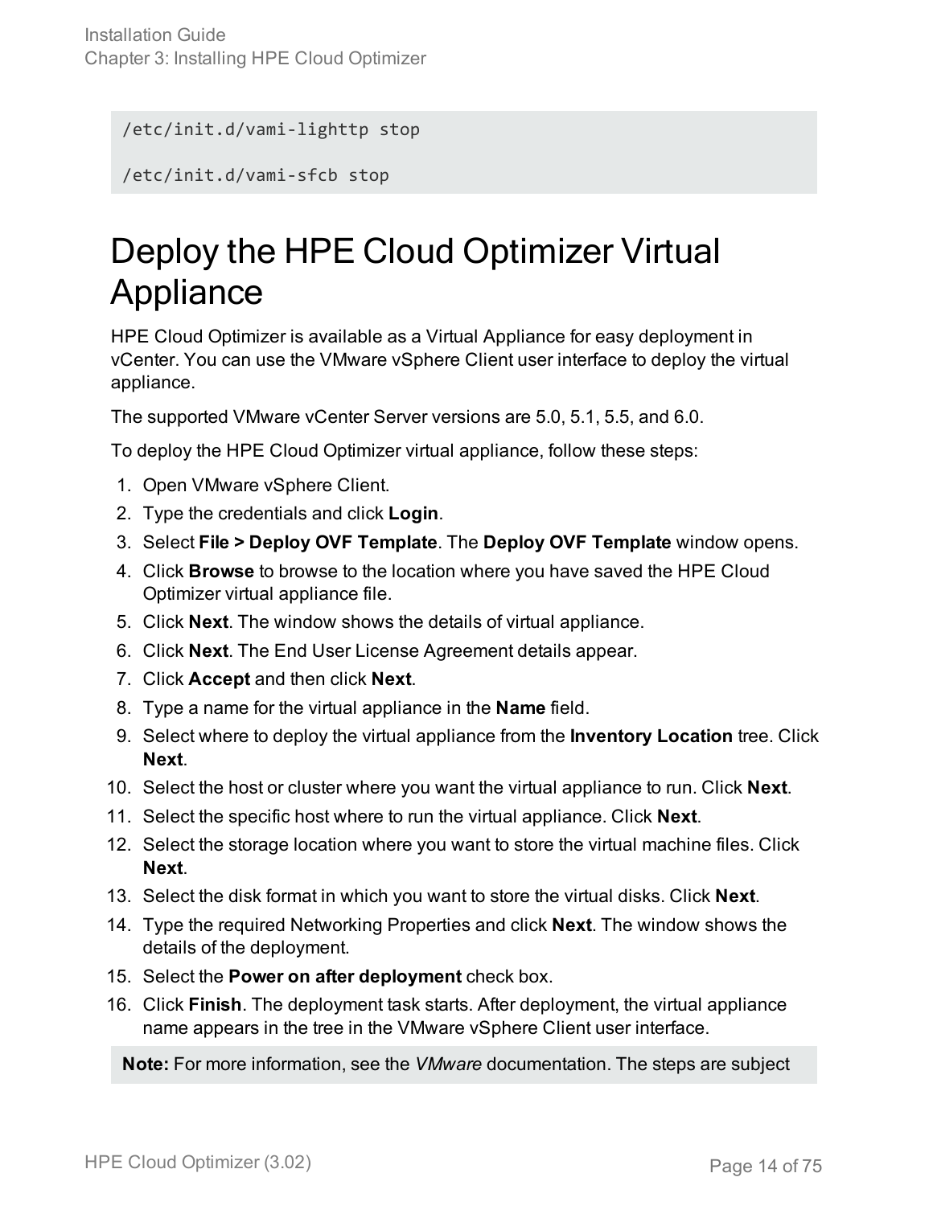```
/etc/init.d/vami-lighttp stop

/etc/init.d/vami-sfcb stop
```

# Deploy the HPE Cloud Optimizer Virtual Appliance

HPE Cloud Optimizer is available as a Virtual Appliance for easy deployment in vCenter. You can use the VMware vSphere Client user interface to deploy the virtual appliance.

The supported VMware vCenter Server versions are 5.0, 5.1, 5.5, and 6.0.

To deploy the HPE Cloud Optimizer virtual appliance, follow these steps:

1. Open VMware vSphere Client.
2. Type the credentials and click **Login**.
3. Select **File > Deploy OVF Template**. The **Deploy OVF Template** window opens.
4. Click **Browse** to browse to the location where you have saved the HPE Cloud Optimizer virtual appliance file.
5. Click **Next**. The window shows the details of virtual appliance.
6. Click **Next**. The End User License Agreement details appear.
7. Click **Accept** and then click **Next**.
8. Type a name for the virtual appliance in the **Name** field.
9. Select where to deploy the virtual appliance from the **Inventory Location** tree. Click **Next**.
10. Select the host or cluster where you want the virtual appliance to run. Click **Next**.
11. Select the specific host where to run the virtual appliance. Click **Next**.
12. Select the storage location where you want to store the virtual machine files. Click **Next**.
13. Select the disk format in which you want to store the virtual disks. Click **Next**.
14. Type the required Networking Properties and click **Next**. The window shows the details of the deployment.
15. Select the **Power on after deployment** check box.
16. Click **Finish**. The deployment task starts. After deployment, the virtual appliance name appears in the tree in the VMware vSphere Client user interface.

**Note:** For more information, see the *VMware* documentation. The steps are subject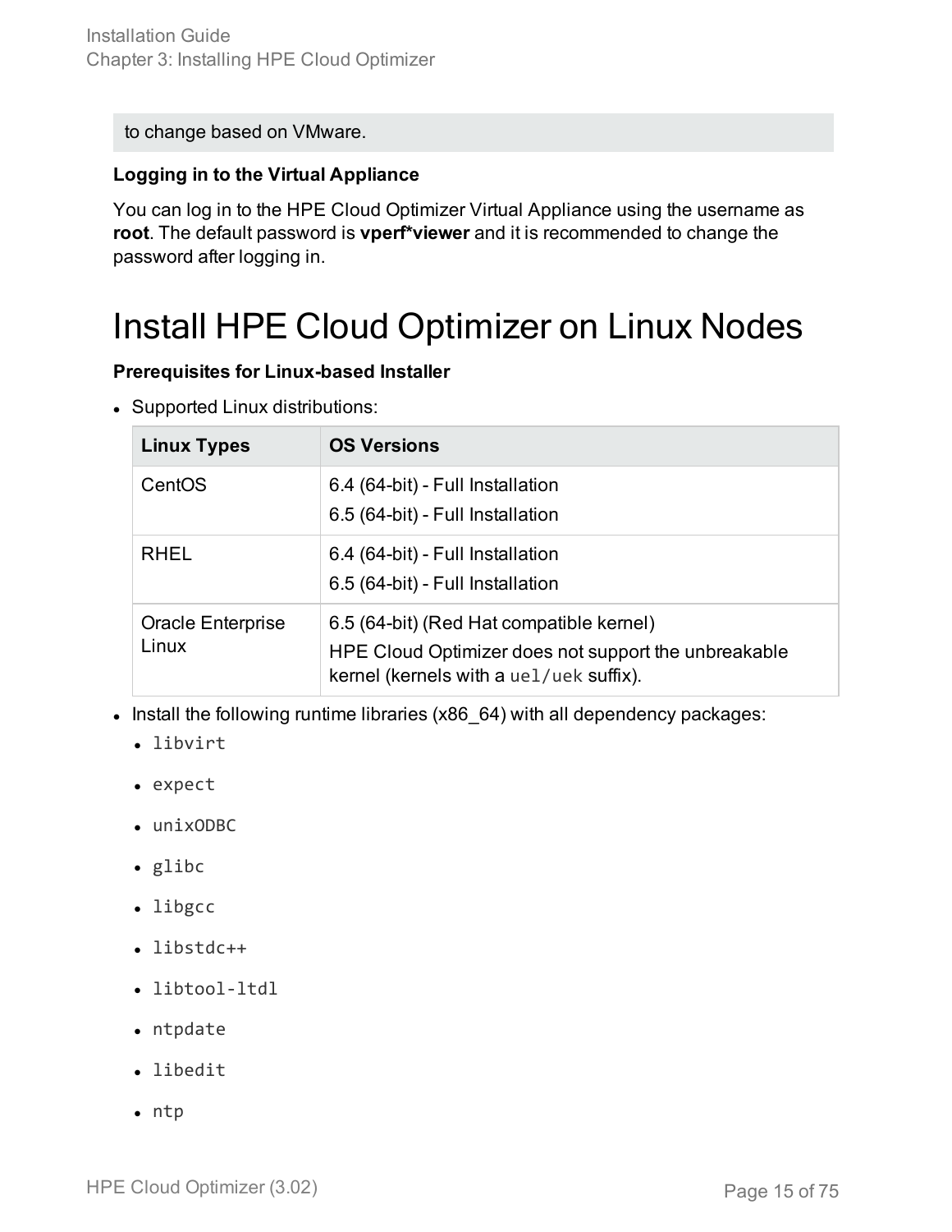to change based on VMware.

**Logging in to the Virtual Appliance**

You can log in to the HPE Cloud Optimizer Virtual Appliance using the username as **root**. The default password is **vperf*viewer** and it is recommended to change the password after logging in.

# Install HPE Cloud Optimizer on Linux Nodes

**Prerequisites for Linux-based Installer**

- Supported Linux distributions:

| Linux Types | OS Versions |
|---|---|
| CentOS | 6.4 (64-bit) - Full Installation<br>6.5 (64-bit) - Full Installation |
| RHEL | 6.4 (64-bit) - Full Installation<br>6.5 (64-bit) - Full Installation |
| Oracle Enterprise Linux | 6.5 (64-bit) (Red Hat compatible kernel)<br>HPE Cloud Optimizer does not support the unbreakable kernel (kernels with a `uel/uek` suffix). |

- Install the following runtime libraries (x86_64) with all dependency packages:
  - `libvirt`
  - `expect`
  - `unixODBC`
  - `glibc`
  - `libgcc`
  - `libstdc++`
  - `libtool-ltdl`
  - `ntpdate`
  - `libedit`
  - `ntp`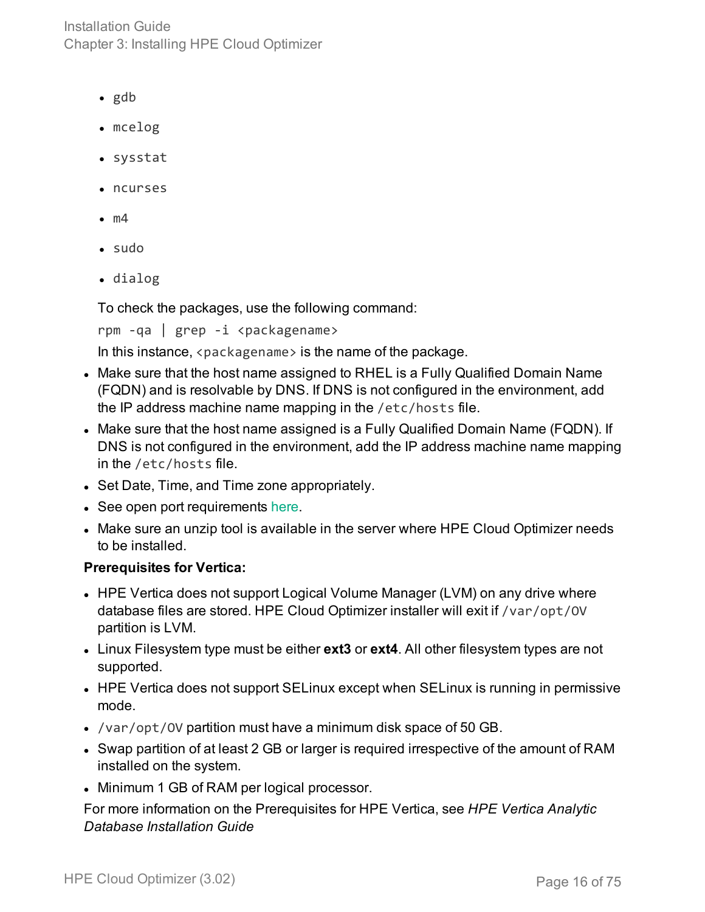- `gdb`
  - `mcelog`
  - `sysstat`
  - `ncurses`
  - `m4`
  - `sudo`
  - `dialog`

  To check the packages, use the following command:

  `rpm -qa | grep -i <packagename>`

  In this instance, `<packagename>` is the name of the package.

- Make sure that the host name assigned to RHEL is a Fully Qualified Domain Name (FQDN) and is resolvable by DNS. If DNS is not configured in the environment, add the IP address machine name mapping in the `/etc/hosts` file.
- Make sure that the host name assigned is a Fully Qualified Domain Name (FQDN). If DNS is not configured in the environment, add the IP address machine name mapping in the `/etc/hosts` file.
- Set Date, Time, and Time zone appropriately.
- See open port requirements here.
- Make sure an unzip tool is available in the server where HPE Cloud Optimizer needs to be installed.

**Prerequisites for Vertica:**

- HPE Vertica does not support Logical Volume Manager (LVM) on any drive where database files are stored. HPE Cloud Optimizer installer will exit if `/var/opt/OV` partition is LVM.
- Linux Filesystem type must be either **ext3** or **ext4**. All other filesystem types are not supported.
- HPE Vertica does not support SELinux except when SELinux is running in permissive mode.
- `/var/opt/OV` partition must have a minimum disk space of 50 GB.
- Swap partition of at least 2 GB or larger is required irrespective of the amount of RAM installed on the system.
- Minimum 1 GB of RAM per logical processor.

For more information on the Prerequisites for HPE Vertica, see *HPE Vertica Analytic Database Installation Guide*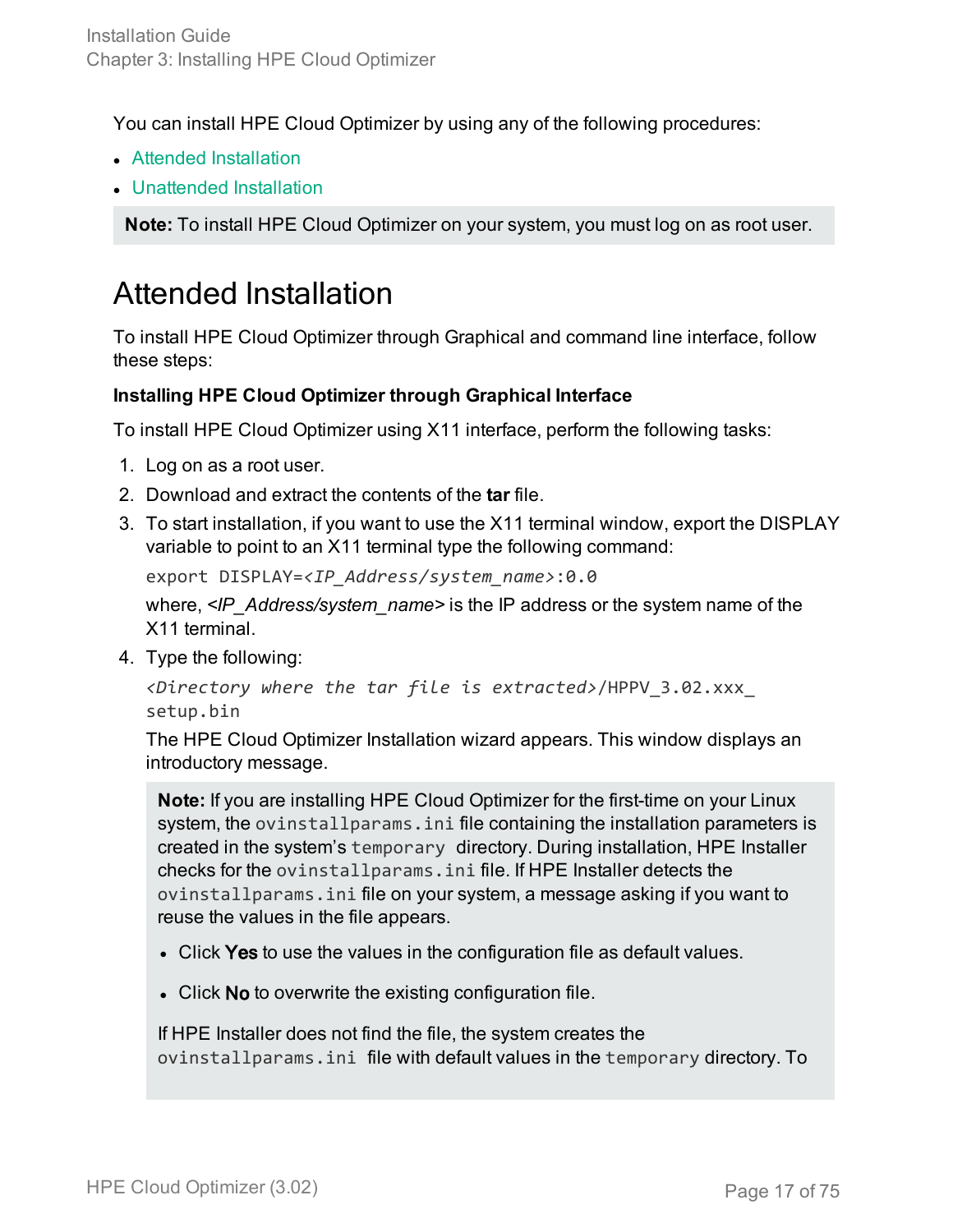You can install HPE Cloud Optimizer by using any of the following procedures:

- Attended Installation
- Unattended Installation

> **Note:** To install HPE Cloud Optimizer on your system, you must log on as root user.

# Attended Installation

To install HPE Cloud Optimizer through Graphical and command line interface, follow these steps:

**Installing HPE Cloud Optimizer through Graphical Interface**

To install HPE Cloud Optimizer using X11 interface, perform the following tasks:

1. Log on as a root user.
2. Download and extract the contents of the **tar** file.
3. To start installation, if you want to use the X11 terminal window, export the DISPLAY variable to point to an X11 terminal type the following command:

   ```
   export DISPLAY=<IP_Address/system_name>:0.0
   ```

   where, *<IP_Address/system_name>* is the IP address or the system name of the X11 terminal.
4. Type the following:

   ```
   <Directory where the tar file is extracted>/HPPV_3.02.xxx_setup.bin
   ```

   The HPE Cloud Optimizer Installation wizard appears. This window displays an introductory message.

   > **Note:** If you are installing HPE Cloud Optimizer for the first-time on your Linux system, the `ovinstallparams.ini` file containing the installation parameters is created in the system's `temporary` directory. During installation, HPE Installer checks for the `ovinstallparams.ini` file. If HPE Installer detects the `ovinstallparams.ini` file on your system, a message asking if you want to reuse the values in the file appears.
   >
   > - Click **Yes** to use the values in the configuration file as default values.
   > - Click **No** to overwrite the existing configuration file.
   >
   > If HPE Installer does not find the file, the system creates the `ovinstallparams.ini` file with default values in the `temporary` directory. To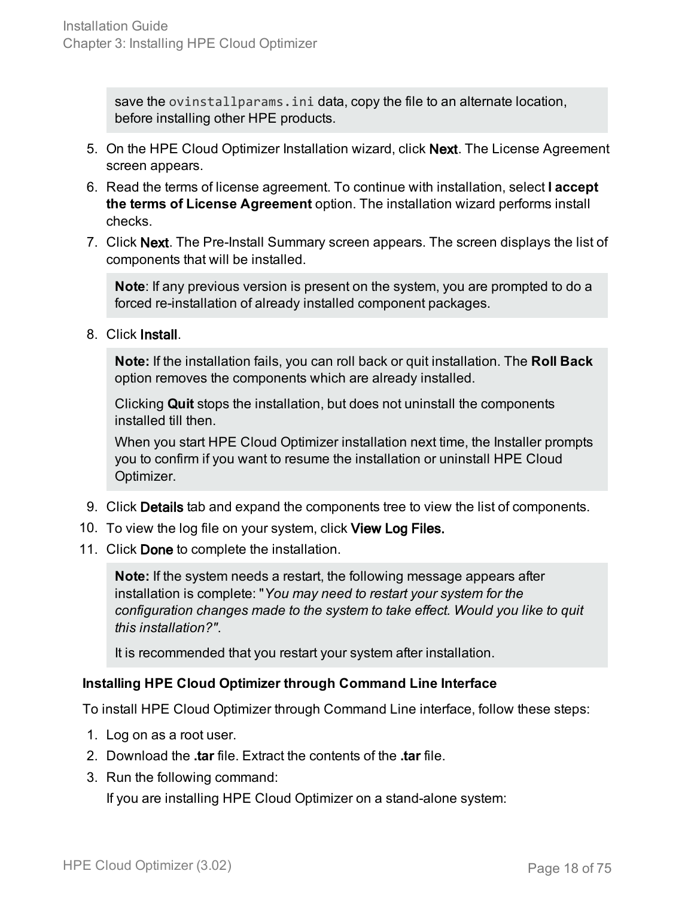save the `ovinstallparams.ini` data, copy the file to an alternate location, before installing other HPE products.

5. On the HPE Cloud Optimizer Installation wizard, click **Next**. The License Agreement screen appears.
6. Read the terms of license agreement. To continue with installation, select **I accept the terms of License Agreement** option. The installation wizard performs install checks.
7. Click **Next**. The Pre-Install Summary screen appears. The screen displays the list of components that will be installed.

   > **Note**: If any previous version is present on the system, you are prompted to do a forced re-installation of already installed component packages.

8. Click **Install**.

   > **Note:** If the installation fails, you can roll back or quit installation. The **Roll Back** option removes the components which are already installed.
   >
   > Clicking **Quit** stops the installation, but does not uninstall the components installed till then.
   >
   > When you start HPE Cloud Optimizer installation next time, the Installer prompts you to confirm if you want to resume the installation or uninstall HPE Cloud Optimizer.

9. Click **Details** tab and expand the components tree to view the list of components.
10. To view the log file on your system, click **View Log Files.**
11. Click **Done** to complete the installation.

    > **Note:** If the system needs a restart, the following message appears after installation is complete: "*You may need to restart your system for the configuration changes made to the system to take effect. Would you like to quit this installation?"*.
    >
    > It is recommended that you restart your system after installation.

**Installing HPE Cloud Optimizer through Command Line Interface**

To install HPE Cloud Optimizer through Command Line interface, follow these steps:

1. Log on as a root user.
2. Download the **.tar** file. Extract the contents of the **.tar** file.
3. Run the following command:

   If you are installing HPE Cloud Optimizer on a stand-alone system: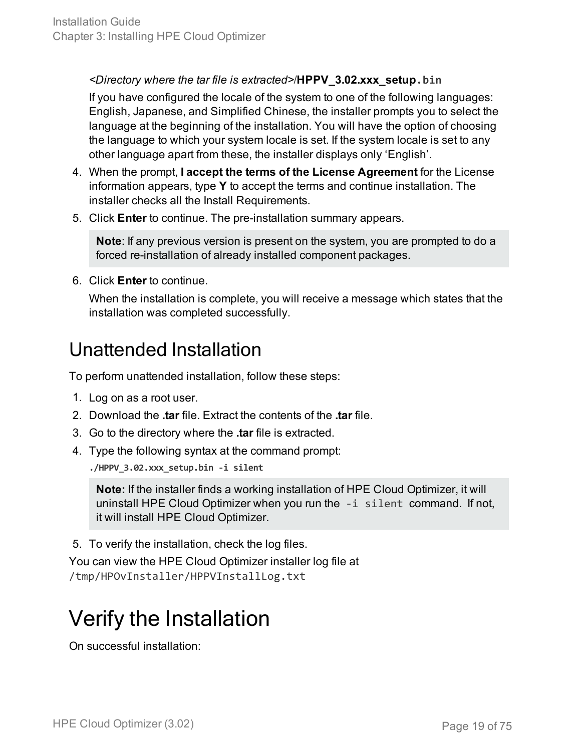*<Directory where the tar file is extracted>*/**HPPV_3.02.xxx_setup.bin**

If you have configured the locale of the system to one of the following languages: English, Japanese, and Simplified Chinese, the installer prompts you to select the language at the beginning of the installation. You will have the option of choosing the language to which your system locale is set. If the system locale is set to any other language apart from these, the installer displays only 'English'.

4. When the prompt, **I accept the terms of the License Agreement** for the License information appears, type **Y** to accept the terms and continue installation. The installer checks all the Install Requirements.
5. Click **Enter** to continue. The pre-installation summary appears.

   **Note**: If any previous version is present on the system, you are prompted to do a forced re-installation of already installed component packages.

6. Click **Enter** to continue.

   When the installation is complete, you will receive a message which states that the installation was completed successfully.

## Unattended Installation

To perform unattended installation, follow these steps:

1. Log on as a root user.
2. Download the **.tar** file. Extract the contents of the **.tar** file.
3. Go to the directory where the **.tar** file is extracted.
4. Type the following syntax at the command prompt:

   ```
   ./HPPV_3.02.xxx_setup.bin -i silent
   ```

   **Note:** If the installer finds a working installation of HPE Cloud Optimizer, it will uninstall HPE Cloud Optimizer when you run the `-i silent` command. If not, it will install HPE Cloud Optimizer.

5. To verify the installation, check the log files.

You can view the HPE Cloud Optimizer installer log file at
`/tmp/HPOvInstaller/HPPVInstallLog.txt`

# Verify the Installation

On successful installation: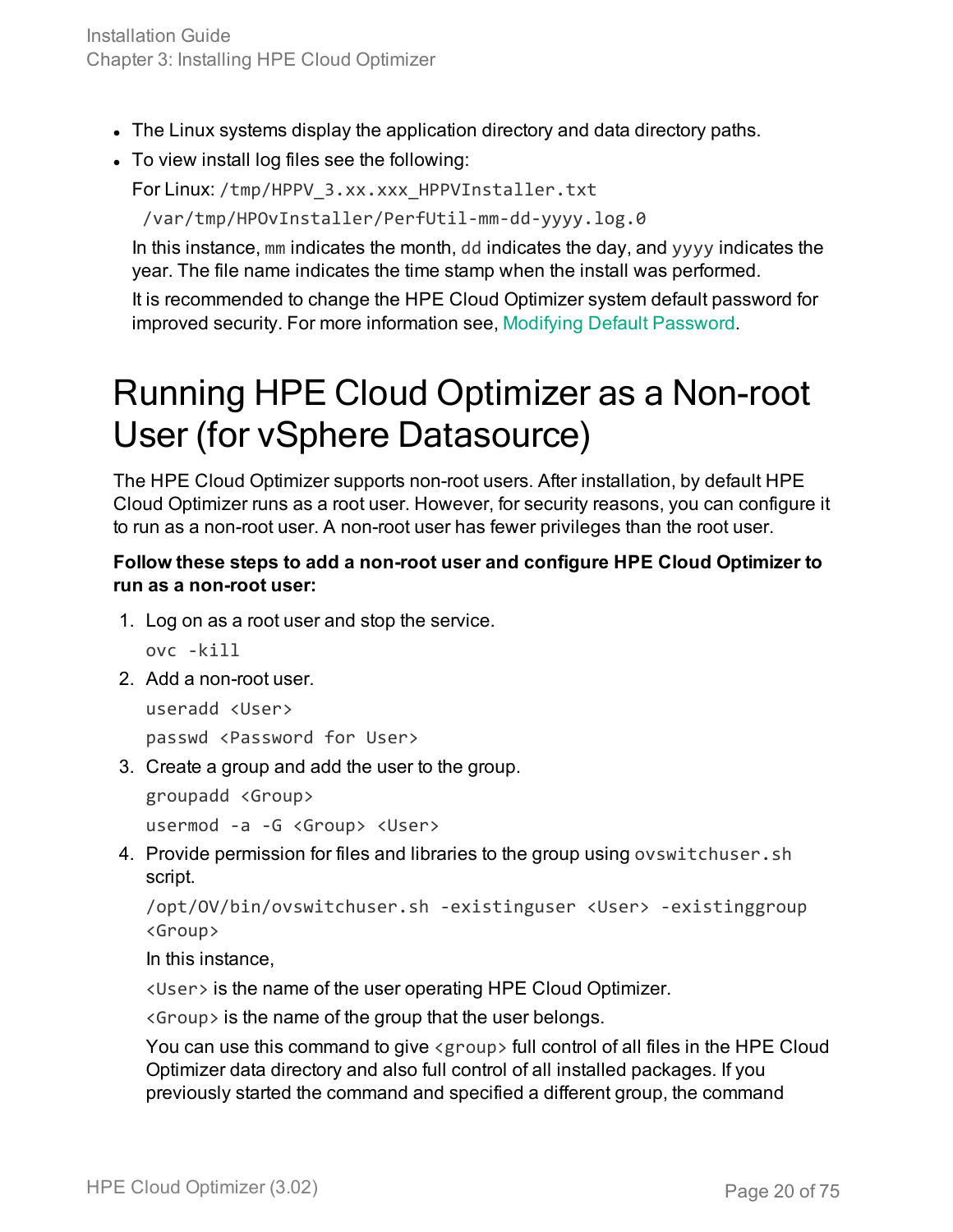- The Linux systems display the application directory and data directory paths.
- To view install log files see the following:

  For Linux: `/tmp/HPPV_3.xx.xxx_HPPVInstaller.txt`

  `/var/tmp/HPOvInstaller/PerfUtil-mm-dd-yyyy.log.0`

  In this instance, `mm` indicates the month, `dd` indicates the day, and `yyyy` indicates the year. The file name indicates the time stamp when the install was performed.

  It is recommended to change the HPE Cloud Optimizer system default password for improved security. For more information see, Modifying Default Password.

# Running HPE Cloud Optimizer as a Non-root User (for vSphere Datasource)

The HPE Cloud Optimizer supports non-root users. After installation, by default HPE Cloud Optimizer runs as a root user. However, for security reasons, you can configure it to run as a non-root user. A non-root user has fewer privileges than the root user.

**Follow these steps to add a non-root user and configure HPE Cloud Optimizer to run as a non-root user:**

1. Log on as a root user and stop the service.

   ```
   ovc -kill
   ```

2. Add a non-root user.

   ```
   useradd <User>
   passwd <Password for User>
   ```

3. Create a group and add the user to the group.

   ```
   groupadd <Group>
   usermod -a -G <Group> <User>
   ```

4. Provide permission for files and libraries to the group using `ovswitchuser.sh` script.

   ```
   /opt/OV/bin/ovswitchuser.sh -existinguser <User> -existinggroup <Group>
   ```

   In this instance,

   `<User>` is the name of the user operating HPE Cloud Optimizer.

   `<Group>` is the name of the group that the user belongs.

   You can use this command to give `<group>` full control of all files in the HPE Cloud Optimizer data directory and also full control of all installed packages. If you previously started the command and specified a different group, the command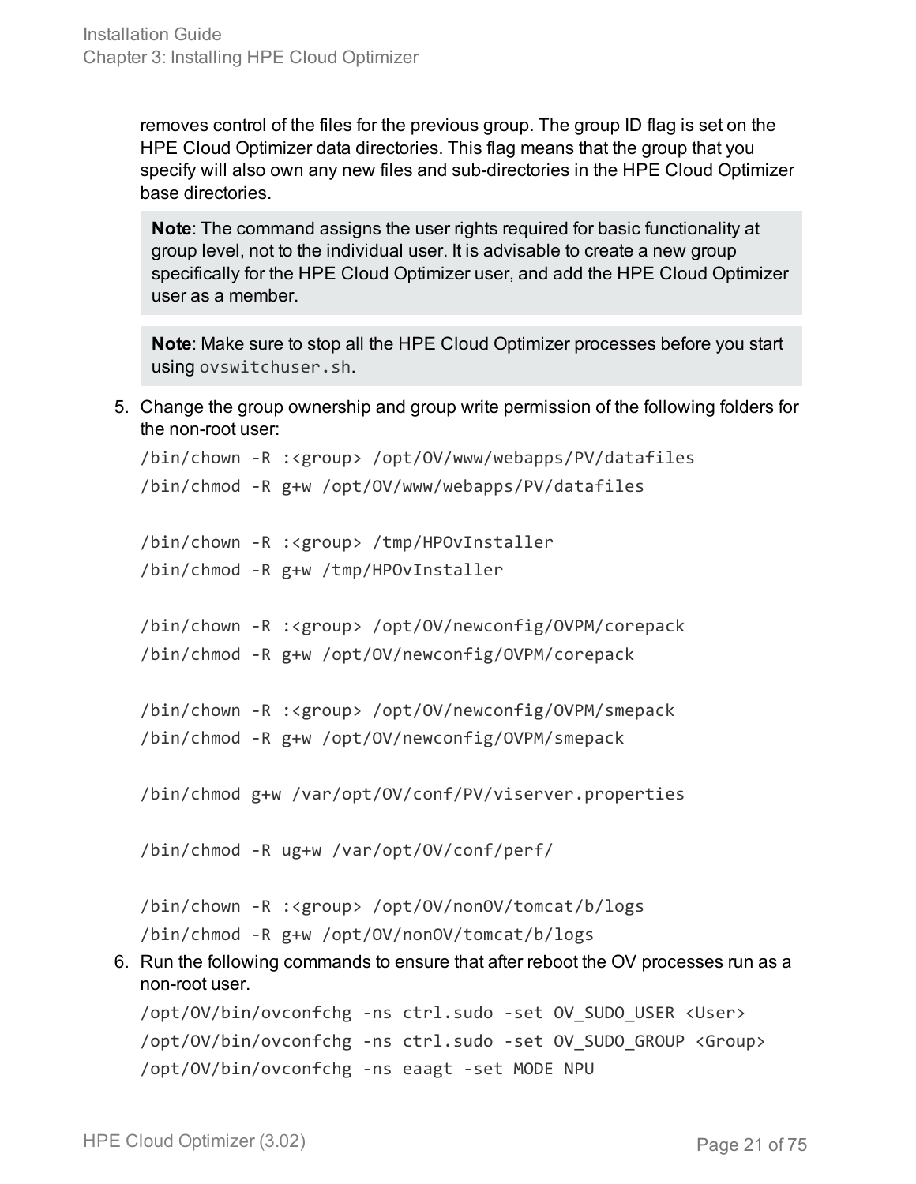removes control of the files for the previous group. The group ID flag is set on the HPE Cloud Optimizer data directories. This flag means that the group that you specify will also own any new files and sub-directories in the HPE Cloud Optimizer base directories.

> **Note**: The command assigns the user rights required for basic functionality at group level, not to the individual user. It is advisable to create a new group specifically for the HPE Cloud Optimizer user, and add the HPE Cloud Optimizer user as a member.

> **Note**: Make sure to stop all the HPE Cloud Optimizer processes before you start using `ovswitchuser.sh`.

5. Change the group ownership and group write permission of the following folders for the non-root user:

```
/bin/chown -R :<group> /opt/OV/www/webapps/PV/datafiles
/bin/chmod -R g+w /opt/OV/www/webapps/PV/datafiles

/bin/chown -R :<group> /tmp/HPOvInstaller
/bin/chmod -R g+w /tmp/HPOvInstaller

/bin/chown -R :<group> /opt/OV/newconfig/OVPM/corepack
/bin/chmod -R g+w /opt/OV/newconfig/OVPM/corepack

/bin/chown -R :<group> /opt/OV/newconfig/OVPM/smepack
/bin/chmod -R g+w /opt/OV/newconfig/OVPM/smepack

/bin/chmod g+w /var/opt/OV/conf/PV/viserver.properties

/bin/chmod -R ug+w /var/opt/OV/conf/perf/

/bin/chown -R :<group> /opt/OV/nonOV/tomcat/b/logs
/bin/chmod -R g+w /opt/OV/nonOV/tomcat/b/logs
```

6. Run the following commands to ensure that after reboot the OV processes run as a non-root user.

```
/opt/OV/bin/ovconfchg -ns ctrl.sudo -set OV_SUDO_USER <User>
/opt/OV/bin/ovconfchg -ns ctrl.sudo -set OV_SUDO_GROUP <Group>
/opt/OV/bin/ovconfchg -ns eaagt -set MODE NPU
```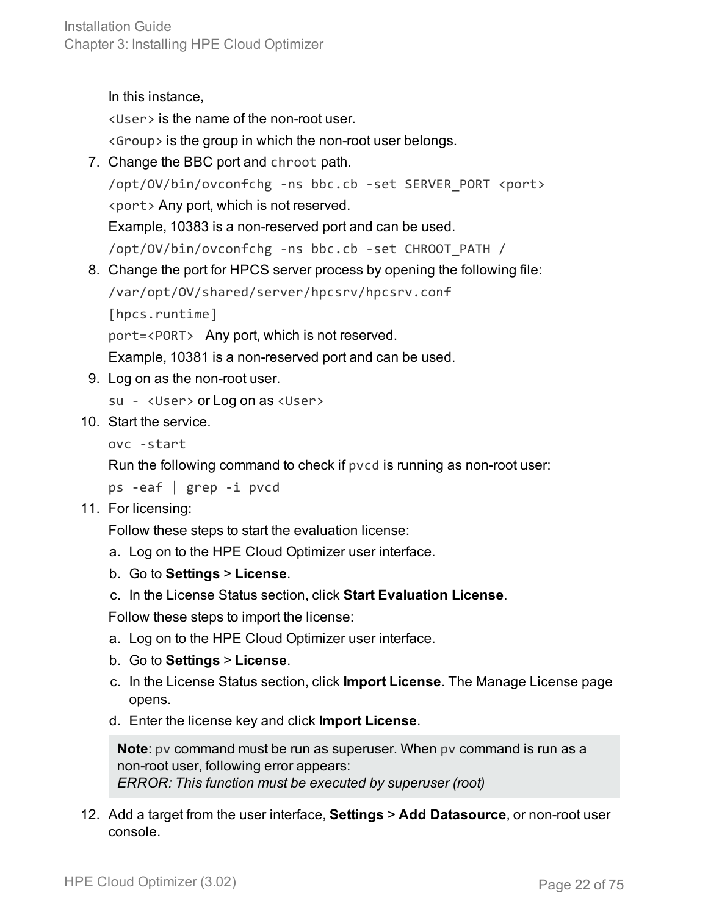In this instance,

`<User>` is the name of the non-root user.

`<Group>` is the group in which the non-root user belongs.

7. Change the BBC port and `chroot` path.

   `/opt/OV/bin/ovconfchg -ns bbc.cb -set SERVER_PORT <port>`

   `<port>` Any port, which is not reserved.

   Example, 10383 is a non-reserved port and can be used.

   `/opt/OV/bin/ovconfchg -ns bbc.cb -set CHROOT_PATH /`

8. Change the port for HPCS server process by opening the following file:

   `/var/opt/OV/shared/server/hpcsrv/hpcsrv.conf`

   `[hpcs.runtime]`

   `port=<PORT>` Any port, which is not reserved.

   Example, 10381 is a non-reserved port and can be used.

9. Log on as the non-root user.

   `su - <User>` or Log on as `<User>`

10. Start the service.

    `ovc -start`

    Run the following command to check if `pvcd` is running as non-root user:

    `ps -eaf | grep -i pvcd`

11. For licensing:

    Follow these steps to start the evaluation license:

    a. Log on to the HPE Cloud Optimizer user interface.
    b. Go to **Settings** > **License**.
    c. In the License Status section, click **Start Evaluation License**.

    Follow these steps to import the license:

    a. Log on to the HPE Cloud Optimizer user interface.
    b. Go to **Settings** > **License**.
    c. In the License Status section, click **Import License**. The Manage License page opens.
    d. Enter the license key and click **Import License**.

    **Note**: `pv` command must be run as superuser. When `pv` command is run as a non-root user, following error appears:
    *ERROR: This function must be executed by superuser (root)*

12. Add a target from the user interface, **Settings** > **Add Datasource**, or non-root user console.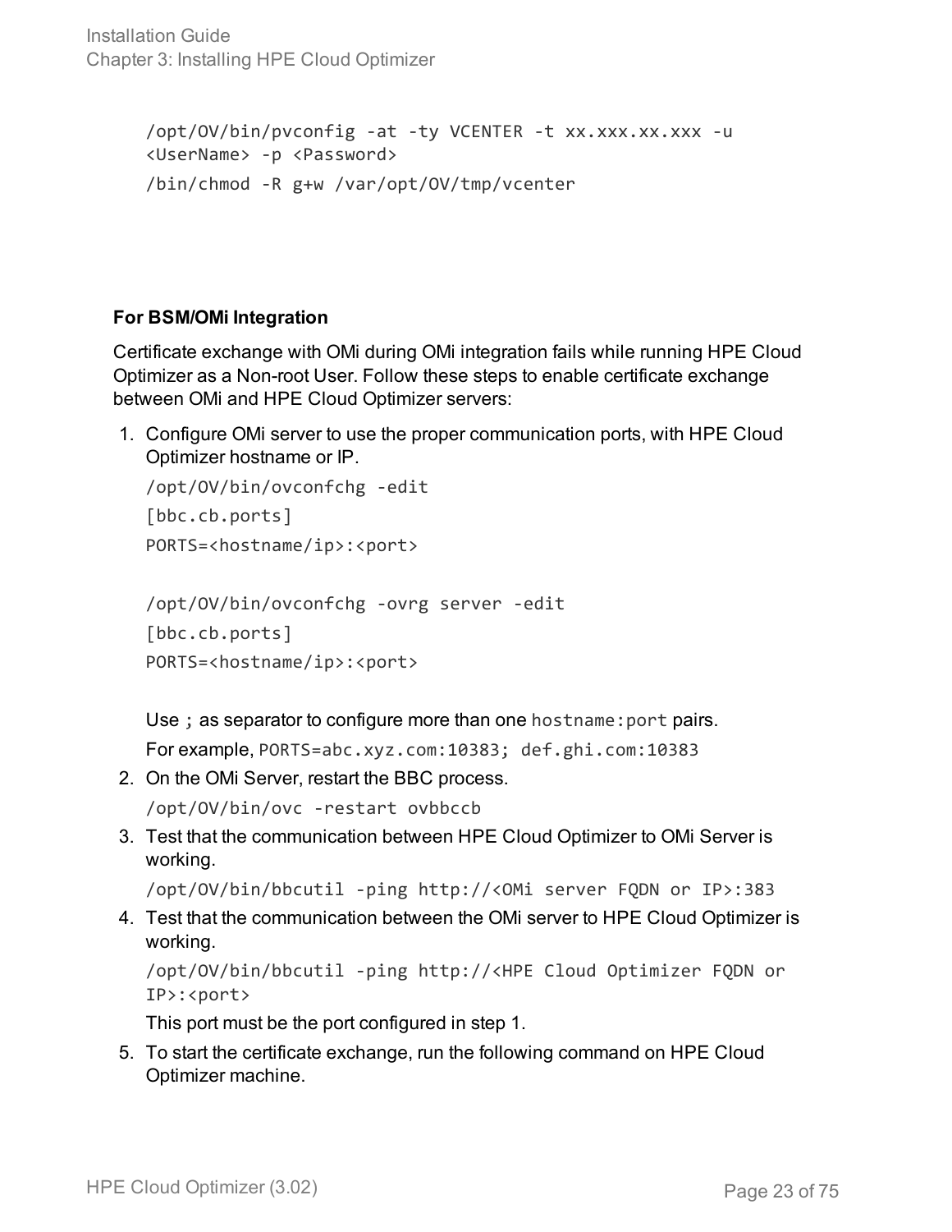```
/opt/OV/bin/pvconfig -at -ty VCENTER -t xx.xxx.xx.xxx -u
<UserName> -p <Password>
/bin/chmod -R g+w /var/opt/OV/tmp/vcenter
```

**For BSM/OMi Integration**

Certificate exchange with OMi during OMi integration fails while running HPE Cloud Optimizer as a Non-root User. Follow these steps to enable certificate exchange between OMi and HPE Cloud Optimizer servers:

1. Configure OMi server to use the proper communication ports, with HPE Cloud Optimizer hostname or IP.

   ```
   /opt/OV/bin/ovconfchg -edit
   [bbc.cb.ports]
   PORTS=<hostname/ip>:<port>
   ```

   ```
   /opt/OV/bin/ovconfchg -ovrg server -edit
   [bbc.cb.ports]
   PORTS=<hostname/ip>:<port>
   ```

   Use `;` as separator to configure more than one `hostname:port` pairs.

   For example, `PORTS=abc.xyz.com:10383; def.ghi.com:10383`

2. On the OMi Server, restart the BBC process.

   ```
   /opt/OV/bin/ovc -restart ovbbccb
   ```

3. Test that the communication between HPE Cloud Optimizer to OMi Server is working.

   ```
   /opt/OV/bin/bbcutil -ping http://<OMi server FQDN or IP>:383
   ```

4. Test that the communication between the OMi server to HPE Cloud Optimizer is working.

   ```
   /opt/OV/bin/bbcutil -ping http://<HPE Cloud Optimizer FQDN or
   IP>:<port>
   ```

   This port must be the port configured in step 1.

5. To start the certificate exchange, run the following command on HPE Cloud Optimizer machine.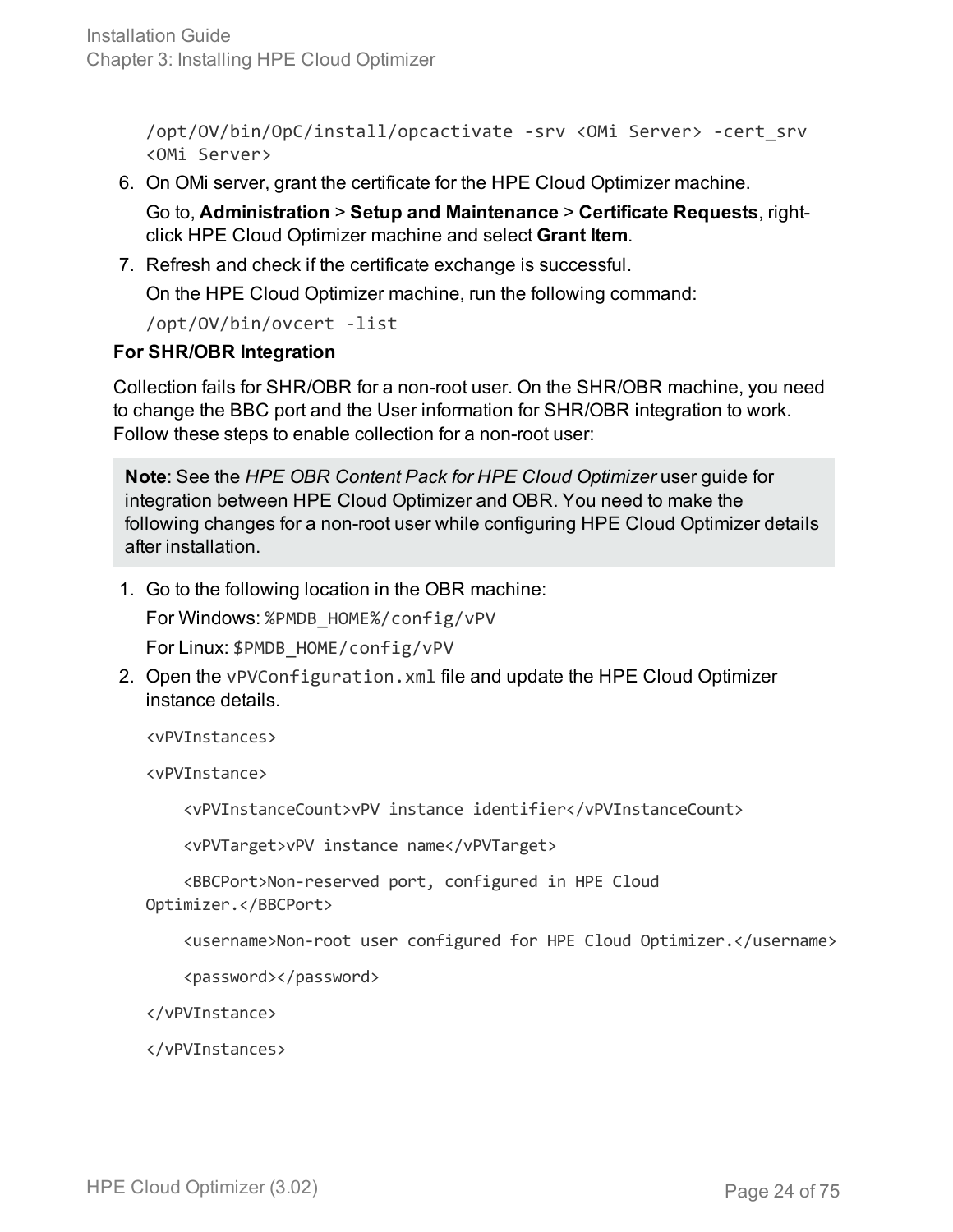```
/opt/OV/bin/OpC/install/opcactivate -srv <OMi Server> -cert_srv <OMi Server>
```

6. On OMi server, grant the certificate for the HPE Cloud Optimizer machine.

   Go to, **Administration** > **Setup and Maintenance** > **Certificate Requests**, right-click HPE Cloud Optimizer machine and select **Grant Item**.

7. Refresh and check if the certificate exchange is successful.

   On the HPE Cloud Optimizer machine, run the following command:

   ```
   /opt/OV/bin/ovcert -list
   ```

**For SHR/OBR Integration**

Collection fails for SHR/OBR for a non-root user. On the SHR/OBR machine, you need to change the BBC port and the User information for SHR/OBR integration to work. Follow these steps to enable collection for a non-root user:

> **Note**: See the *HPE OBR Content Pack for HPE Cloud Optimizer* user guide for integration between HPE Cloud Optimizer and OBR. You need to make the following changes for a non-root user while configuring HPE Cloud Optimizer details after installation.

1. Go to the following location in the OBR machine:

   For Windows: `%PMDB_HOME%/config/vPV`

   For Linux: `$PMDB_HOME/config/vPV`

2. Open the `vPVConfiguration.xml` file and update the HPE Cloud Optimizer instance details.

   ```
   <vPVInstances>
   
   <vPVInstance>
   
       <vPVInstanceCount>vPV instance identifier</vPVInstanceCount>
   
       <vPVTarget>vPV instance name</vPVTarget>
   
       <BBCPort>Non-reserved port, configured in HPE Cloud Optimizer.</BBCPort>
   
       <username>Non-root user configured for HPE Cloud Optimizer.</username>
   
       <password></password>
   
   </vPVInstance>
   
   </vPVInstances>
   ```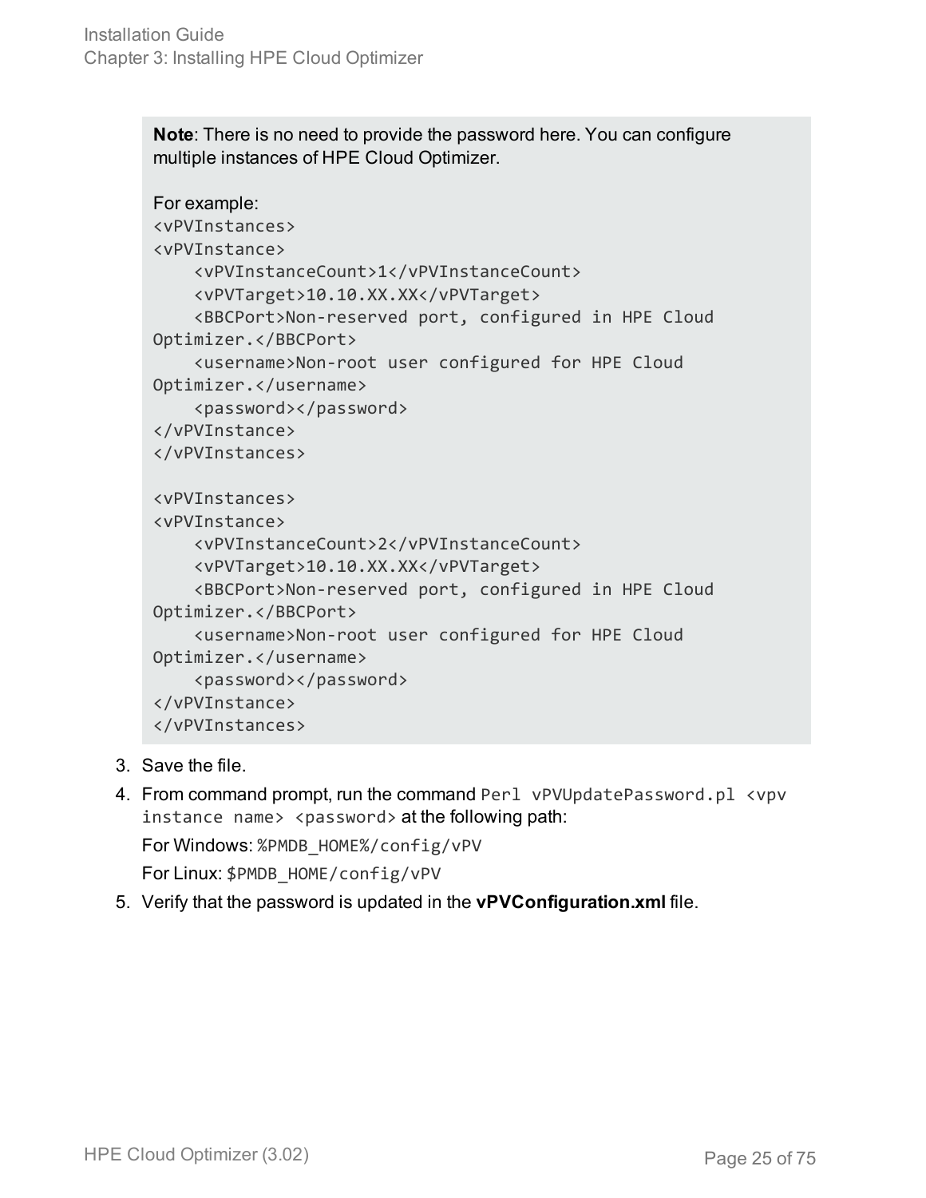**Note**: There is no need to provide the password here. You can configure multiple instances of HPE Cloud Optimizer.

For example:

```
<vPVInstances>
<vPVInstance>
    <vPVInstanceCount>1</vPVInstanceCount>
    <vPVTarget>10.10.XX.XX</vPVTarget>
    <BBCPort>Non-reserved port, configured in HPE Cloud 
Optimizer.</BBCPort>
    <username>Non-root user configured for HPE Cloud 
Optimizer.</username>
    <password></password>
</vPVInstance>
</vPVInstances>

<vPVInstances>
<vPVInstance>
    <vPVInstanceCount>2</vPVInstanceCount>
    <vPVTarget>10.10.XX.XX</vPVTarget>
    <BBCPort>Non-reserved port, configured in HPE Cloud 
Optimizer.</BBCPort>
    <username>Non-root user configured for HPE Cloud 
Optimizer.</username>
    <password></password>
</vPVInstance>
</vPVInstances>
```

3. Save the file.
4. From command prompt, run the command `Perl vPVUpdatePassword.pl <vpv instance name> <password>` at the following path:

   For Windows: `%PMDB_HOME%/config/vPV`

   For Linux: `$PMDB_HOME/config/vPV`
5. Verify that the password is updated in the **vPVConfiguration.xml** file.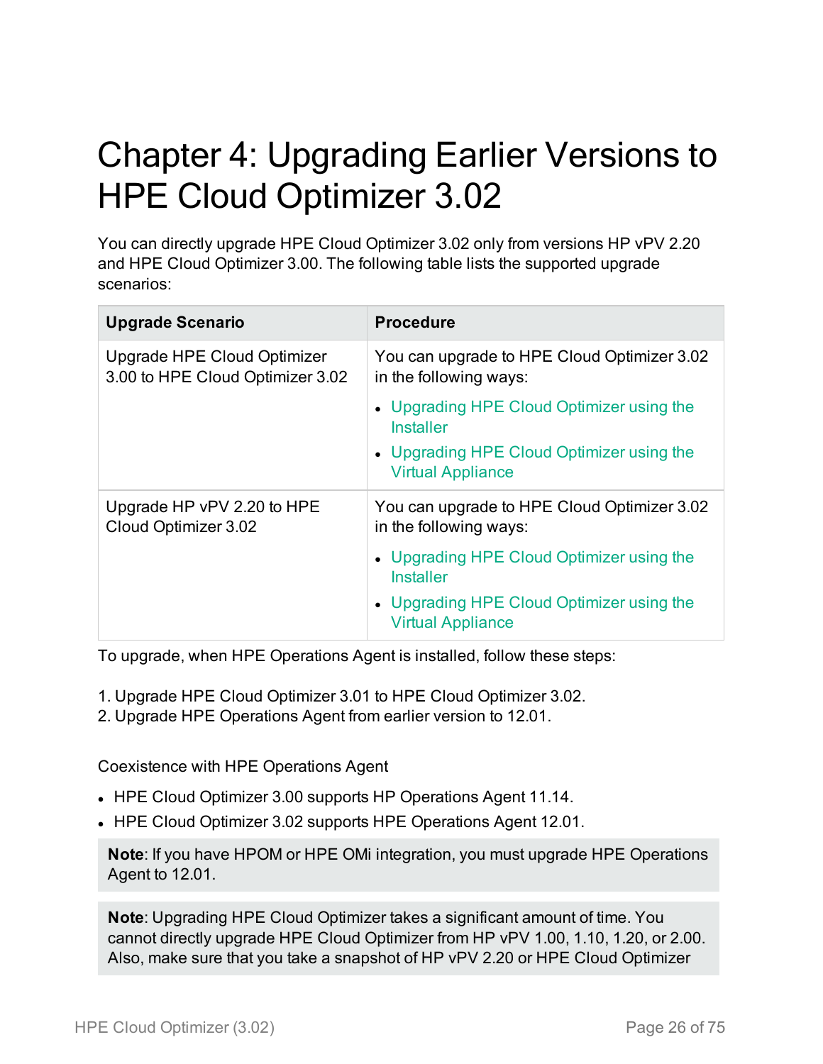# Chapter 4: Upgrading Earlier Versions to HPE Cloud Optimizer 3.02

You can directly upgrade HPE Cloud Optimizer 3.02 only from versions HP vPV 2.20 and HPE Cloud Optimizer 3.00. The following table lists the supported upgrade scenarios:

| Upgrade Scenario | Procedure |
| --- | --- |
| Upgrade HPE Cloud Optimizer 3.00 to HPE Cloud Optimizer 3.02 | You can upgrade to HPE Cloud Optimizer 3.02 in the following ways:<br>• Upgrading HPE Cloud Optimizer using the Installer<br>• Upgrading HPE Cloud Optimizer using the Virtual Appliance |
| Upgrade HP vPV 2.20 to HPE Cloud Optimizer 3.02 | You can upgrade to HPE Cloud Optimizer 3.02 in the following ways:<br>• Upgrading HPE Cloud Optimizer using the Installer<br>• Upgrading HPE Cloud Optimizer using the Virtual Appliance |

To upgrade, when HPE Operations Agent is installed, follow these steps:

1. Upgrade HPE Cloud Optimizer 3.01 to HPE Cloud Optimizer 3.02.
2. Upgrade HPE Operations Agent from earlier version to 12.01.

Coexistence with HPE Operations Agent

- HPE Cloud Optimizer 3.00 supports HP Operations Agent 11.14.
- HPE Cloud Optimizer 3.02 supports HPE Operations Agent 12.01.

**Note**: If you have HPOM or HPE OMi integration, you must upgrade HPE Operations Agent to 12.01.

**Note**: Upgrading HPE Cloud Optimizer takes a significant amount of time. You cannot directly upgrade HPE Cloud Optimizer from HP vPV 1.00, 1.10, 1.20, or 2.00. Also, make sure that you take a snapshot of HP vPV 2.20 or HPE Cloud Optimizer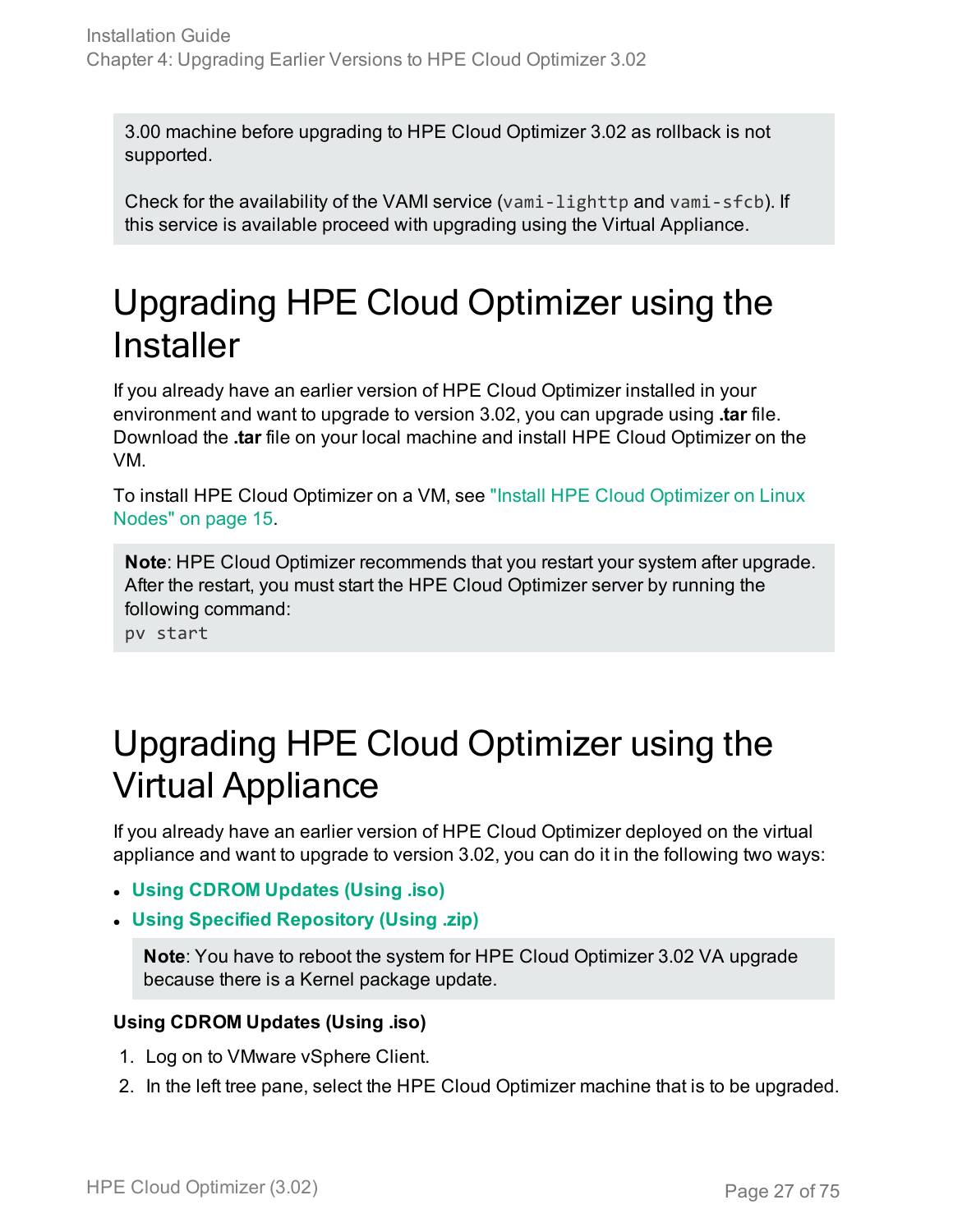3.00 machine before upgrading to HPE Cloud Optimizer 3.02 as rollback is not supported.

Check for the availability of the VAMI service (`vami-lighttp` and `vami-sfcb`). If this service is available proceed with upgrading using the Virtual Appliance.

# Upgrading HPE Cloud Optimizer using the Installer

If you already have an earlier version of HPE Cloud Optimizer installed in your environment and want to upgrade to version 3.02, you can upgrade using **.tar** file. Download the **.tar** file on your local machine and install HPE Cloud Optimizer on the VM.

To install HPE Cloud Optimizer on a VM, see "Install HPE Cloud Optimizer on Linux Nodes" on page 15.

**Note**: HPE Cloud Optimizer recommends that you restart your system after upgrade. After the restart, you must start the HPE Cloud Optimizer server by running the following command:

```
pv start
```

# Upgrading HPE Cloud Optimizer using the Virtual Appliance

If you already have an earlier version of HPE Cloud Optimizer deployed on the virtual appliance and want to upgrade to version 3.02, you can do it in the following two ways:

- **Using CDROM Updates (Using .iso)**
- **Using Specified Repository (Using .zip)**

**Note**: You have to reboot the system for HPE Cloud Optimizer 3.02 VA upgrade because there is a Kernel package update.

**Using CDROM Updates (Using .iso)**

1. Log on to VMware vSphere Client.
2. In the left tree pane, select the HPE Cloud Optimizer machine that is to be upgraded.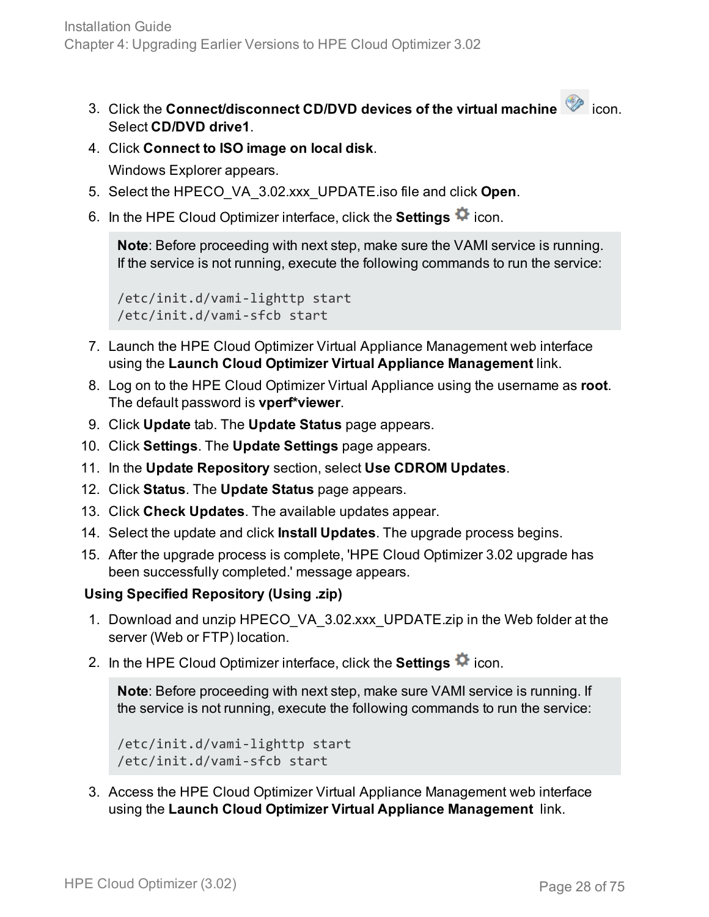3. Click the **Connect/disconnect CD/DVD devices of the virtual machine** icon. Select **CD/DVD drive1**.
4. Click **Connect to ISO image on local disk**.

   Windows Explorer appears.
5. Select the HPECO_VA_3.02.xxx_UPDATE.iso file and click **Open**.
6. In the HPE Cloud Optimizer interface, click the **Settings** icon.

   **Note**: Before proceeding with next step, make sure the VAMI service is running. If the service is not running, execute the following commands to run the service:

   ```
   /etc/init.d/vami-lighttp start
   /etc/init.d/vami-sfcb start
   ```
7. Launch the HPE Cloud Optimizer Virtual Appliance Management web interface using the **Launch Cloud Optimizer Virtual Appliance Management** link.
8. Log on to the HPE Cloud Optimizer Virtual Appliance using the username as **root**. The default password is **vperf*viewer**.
9. Click **Update** tab. The **Update Status** page appears.
10. Click **Settings**. The **Update Settings** page appears.
11. In the **Update Repository** section, select **Use CDROM Updates**.
12. Click **Status**. The **Update Status** page appears.
13. Click **Check Updates**. The available updates appear.
14. Select the update and click **Install Updates**. The upgrade process begins.
15. After the upgrade process is complete, 'HPE Cloud Optimizer 3.02 upgrade has been successfully completed.' message appears.

**Using Specified Repository (Using .zip)**

1. Download and unzip HPECO_VA_3.02.xxx_UPDATE.zip in the Web folder at the server (Web or FTP) location.
2. In the HPE Cloud Optimizer interface, click the **Settings** icon.

   **Note**: Before proceeding with next step, make sure VAMI service is running. If the service is not running, execute the following commands to run the service:

   ```
   /etc/init.d/vami-lighttp start
   /etc/init.d/vami-sfcb start
   ```
3. Access the HPE Cloud Optimizer Virtual Appliance Management web interface using the **Launch Cloud Optimizer Virtual Appliance Management** link.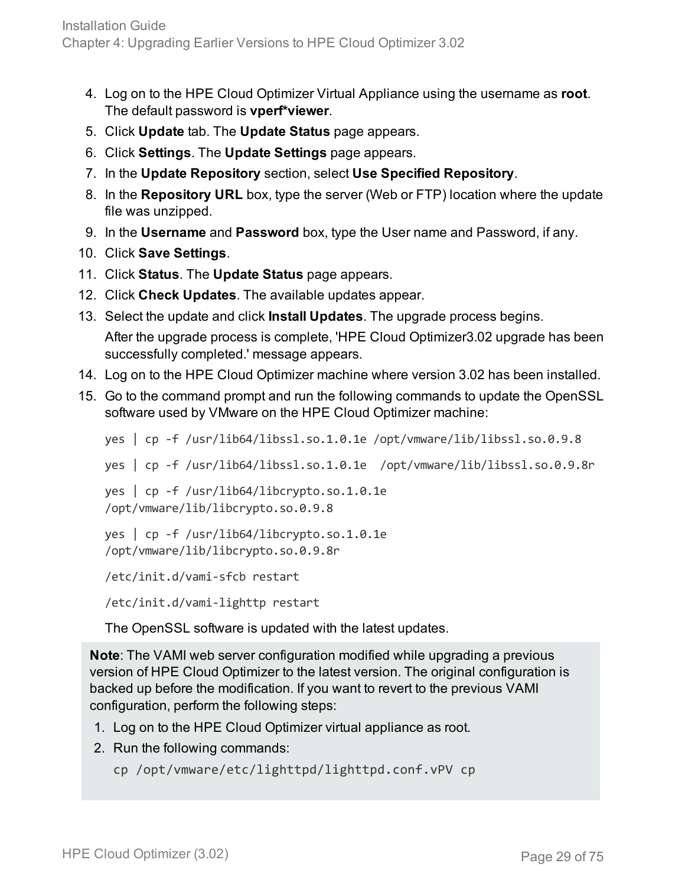4. Log on to the HPE Cloud Optimizer Virtual Appliance using the username as **root**. The default password is **vperf*viewer**.
5. Click **Update** tab. The **Update Status** page appears.
6. Click **Settings**. The **Update Settings** page appears.
7. In the **Update Repository** section, select **Use Specified Repository**.
8. In the **Repository URL** box, type the server (Web or FTP) location where the update file was unzipped.
9. In the **Username** and **Password** box, type the User name and Password, if any.
10. Click **Save Settings**.
11. Click **Status**. The **Update Status** page appears.
12. Click **Check Updates**. The available updates appear.
13. Select the update and click **Install Updates**. The upgrade process begins.

    After the upgrade process is complete, 'HPE Cloud Optimizer3.02 upgrade has been successfully completed.' message appears.
14. Log on to the HPE Cloud Optimizer machine where version 3.02 has been installed.
15. Go to the command prompt and run the following commands to update the OpenSSL software used by VMware on the HPE Cloud Optimizer machine:

    ```
    yes | cp -f /usr/lib64/libssl.so.1.0.1e /opt/vmware/lib/libssl.so.0.9.8

    yes | cp -f /usr/lib64/libssl.so.1.0.1e  /opt/vmware/lib/libssl.so.0.9.8r

    yes | cp -f /usr/lib64/libcrypto.so.1.0.1e
    /opt/vmware/lib/libcrypto.so.0.9.8

    yes | cp -f /usr/lib64/libcrypto.so.1.0.1e
    /opt/vmware/lib/libcrypto.so.0.9.8r

    /etc/init.d/vami-sfcb restart

    /etc/init.d/vami-lighttp restart
    ```

    The OpenSSL software is updated with the latest updates.

> **Note**: The VAMI web server configuration modified while upgrading a previous version of HPE Cloud Optimizer to the latest version. The original configuration is backed up before the modification. If you want to revert to the previous VAMI configuration, perform the following steps:
>
> 1. Log on to the HPE Cloud Optimizer virtual appliance as root.
> 2. Run the following commands:
>
>    ```
>    cp /opt/vmware/etc/lighttpd/lighttpd.conf.vPV cp
>    ```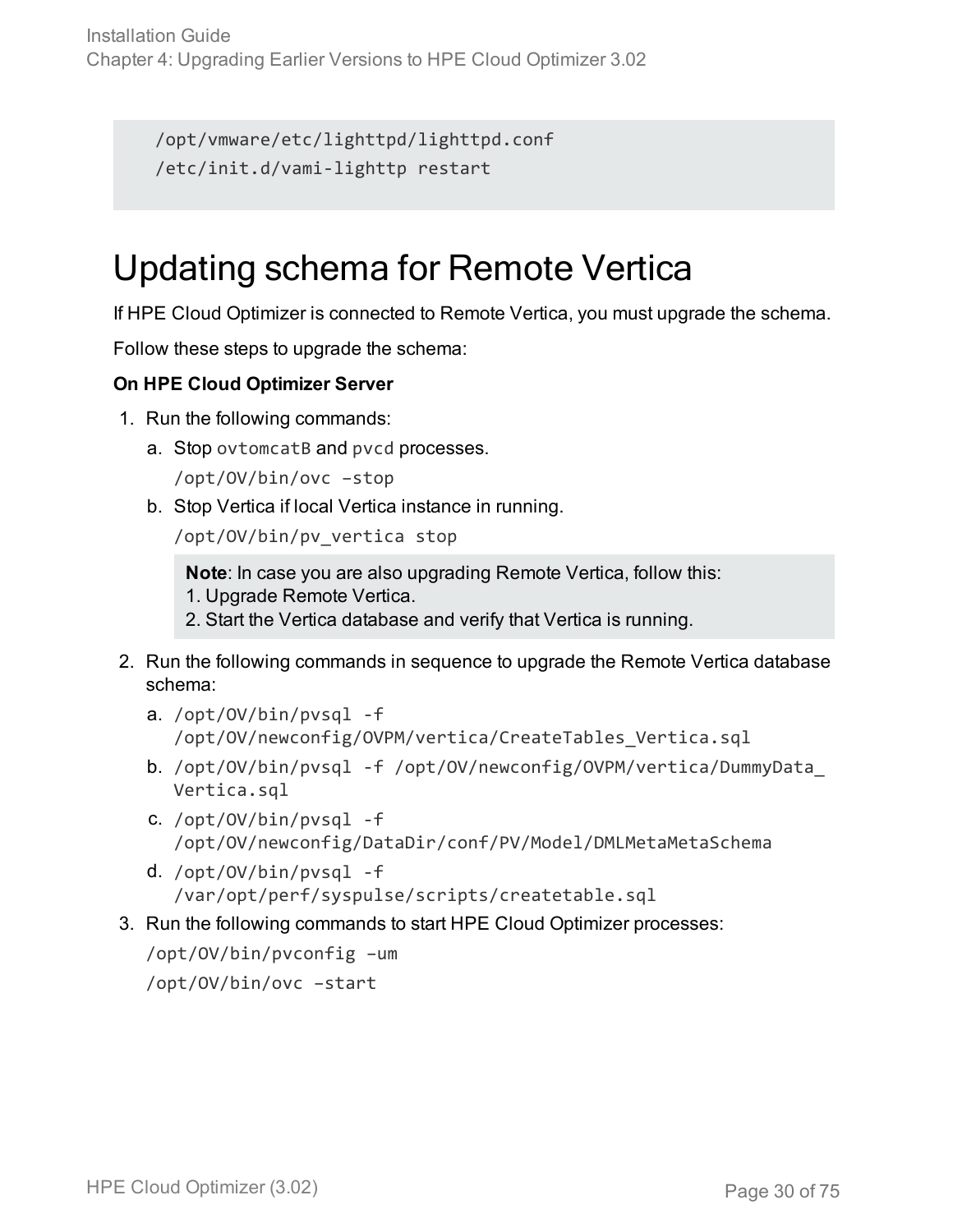```
/opt/vmware/etc/lighttpd/lighttpd.conf
/etc/init.d/vami-lighttp restart
```

# Updating schema for Remote Vertica

If HPE Cloud Optimizer is connected to Remote Vertica, you must upgrade the schema.

Follow these steps to upgrade the schema:

**On HPE Cloud Optimizer Server**

1. Run the following commands:
   a. Stop `ovtomcatB` and `pvcd` processes.

      `/opt/OV/bin/ovc –stop`

   b. Stop Vertica if local Vertica instance in running.

      `/opt/OV/bin/pv_vertica stop`

      > **Note**: In case you are also upgrading Remote Vertica, follow this:
      > 1. Upgrade Remote Vertica.
      > 2. Start the Vertica database and verify that Vertica is running.

2. Run the following commands in sequence to upgrade the Remote Vertica database schema:
   a. `/opt/OV/bin/pvsql -f /opt/OV/newconfig/OVPM/vertica/CreateTables_Vertica.sql`
   b. `/opt/OV/bin/pvsql -f /opt/OV/newconfig/OVPM/vertica/DummyData_Vertica.sql`
   c. `/opt/OV/bin/pvsql -f /opt/OV/newconfig/DataDir/conf/PV/Model/DMLMetaMetaSchema`
   d. `/opt/OV/bin/pvsql -f /var/opt/perf/syspulse/scripts/createtable.sql`

3. Run the following commands to start HPE Cloud Optimizer processes:

   `/opt/OV/bin/pvconfig –um`

   `/opt/OV/bin/ovc –start`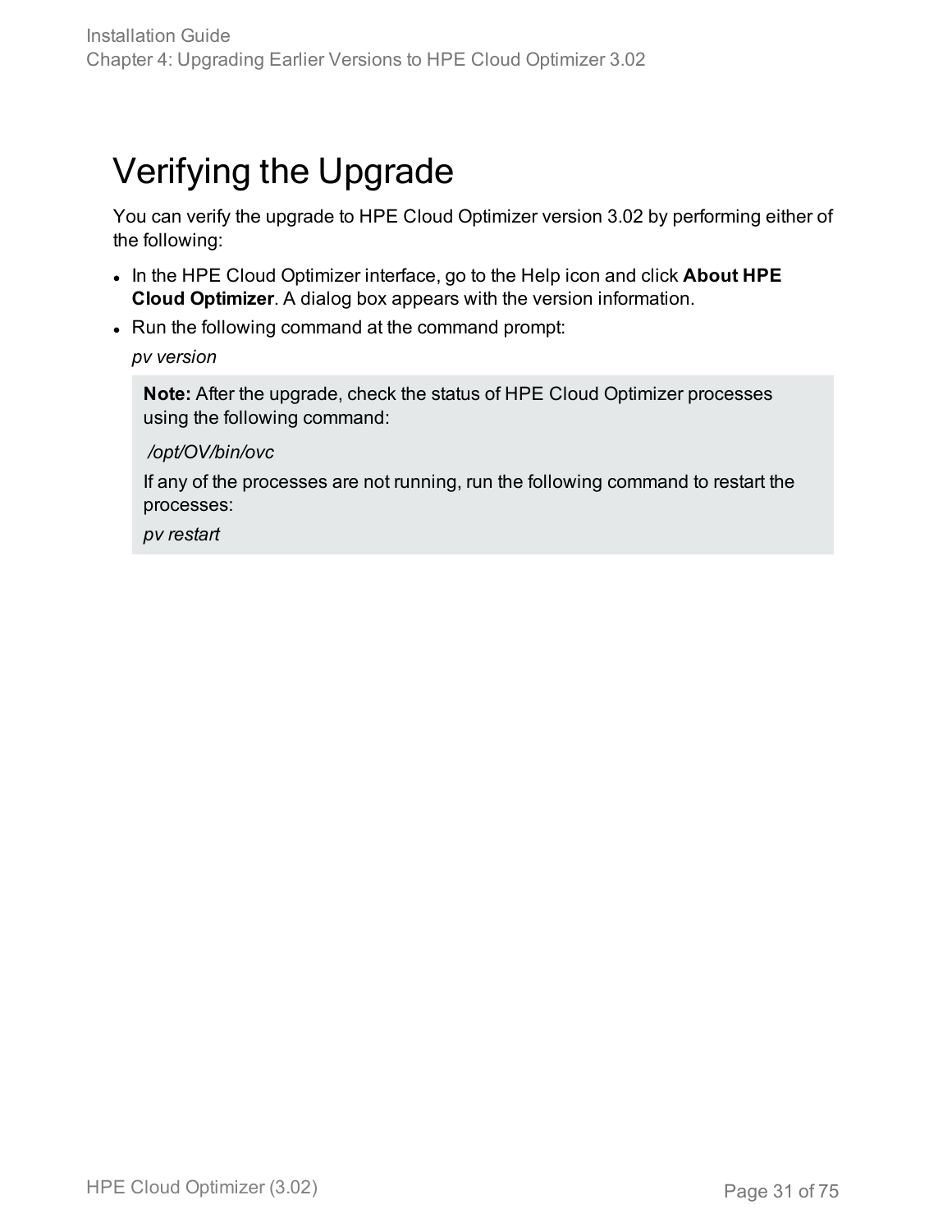# Verifying the Upgrade

You can verify the upgrade to HPE Cloud Optimizer version 3.02 by performing either of the following:

- In the HPE Cloud Optimizer interface, go to the Help icon and click **About HPE Cloud Optimizer**. A dialog box appears with the version information.
- Run the following command at the command prompt:

  *pv version*

> **Note:** After the upgrade, check the status of HPE Cloud Optimizer processes using the following command:
>
> */opt/OV/bin/ovc*
>
> If any of the processes are not running, run the following command to restart the processes:
>
> *pv restart*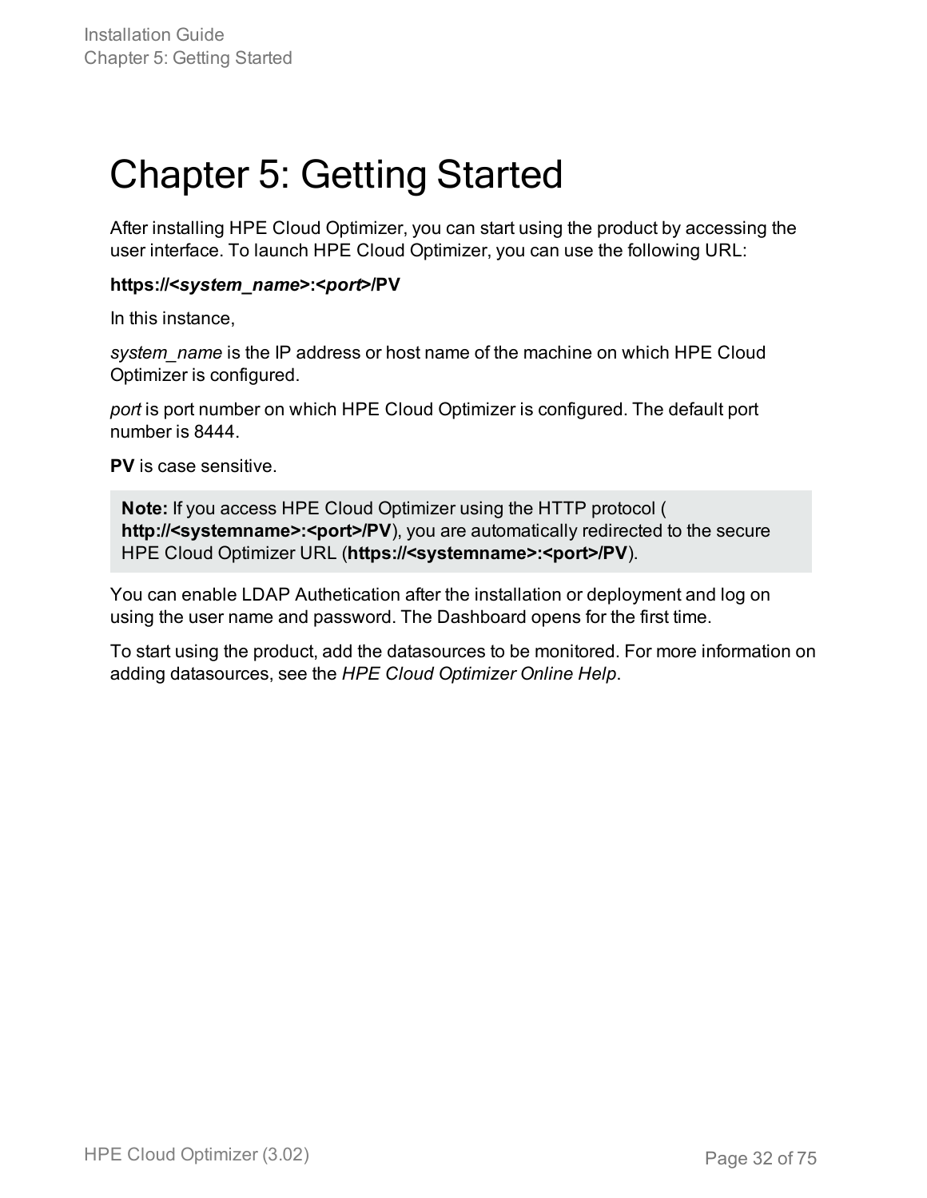# Chapter 5: Getting Started

After installing HPE Cloud Optimizer, you can start using the product by accessing the user interface. To launch HPE Cloud Optimizer, you can use the following URL:

**https://<*system_name*>:<*port*>/PV**

In this instance,

*system_name* is the IP address or host name of the machine on which HPE Cloud Optimizer is configured.

*port* is port number on which HPE Cloud Optimizer is configured. The default port number is 8444.

**PV** is case sensitive.

> **Note:** If you access HPE Cloud Optimizer using the HTTP protocol ( **http://<systemname>:<port>/PV**), you are automatically redirected to the secure HPE Cloud Optimizer URL (**https://<systemname>:<port>/PV**).

You can enable LDAP Authetication after the installation or deployment and log on using the user name and password. The Dashboard opens for the first time.

To start using the product, add the datasources to be monitored. For more information on adding datasources, see the *HPE Cloud Optimizer Online Help*.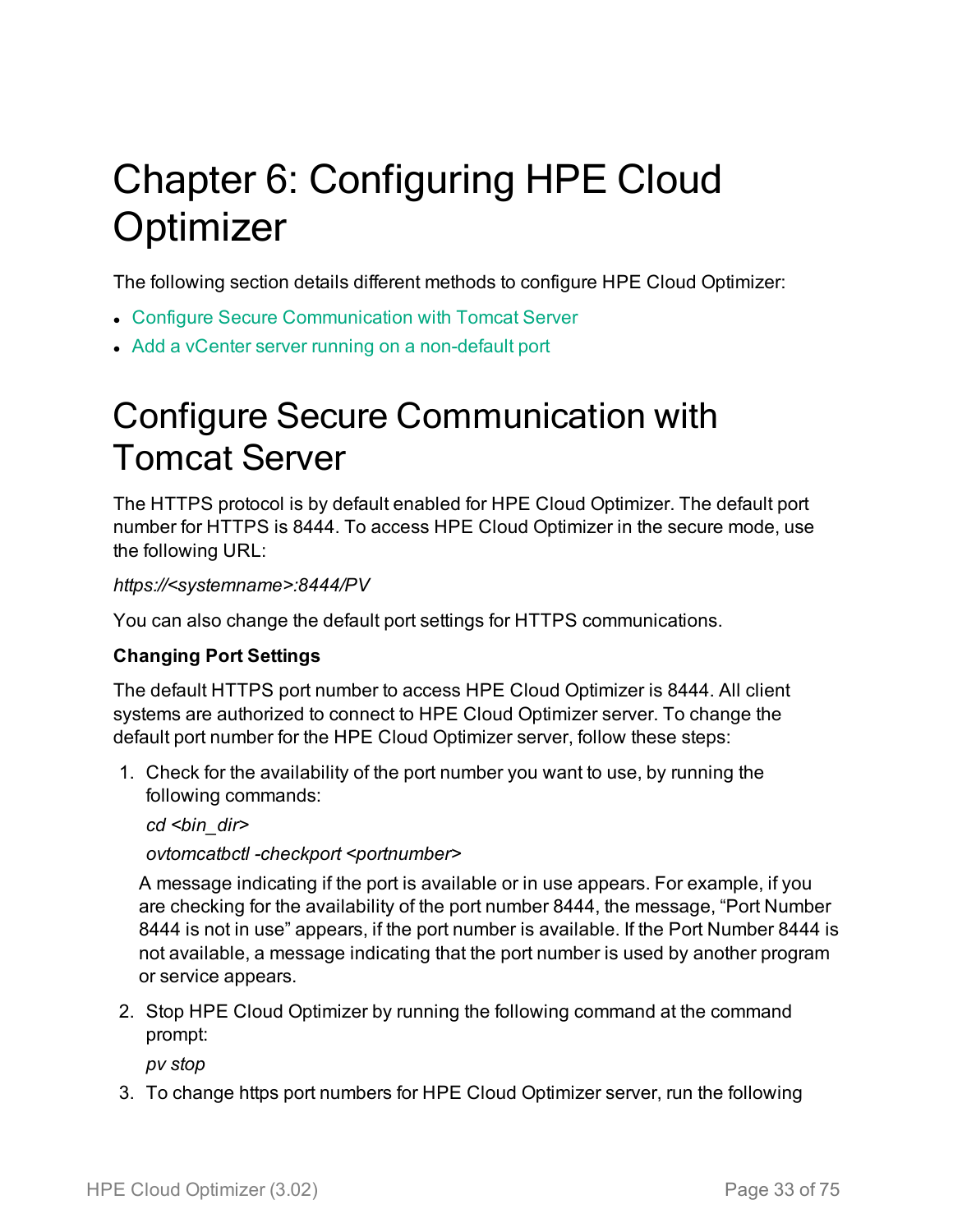# Chapter 6: Configuring HPE Cloud Optimizer

The following section details different methods to configure HPE Cloud Optimizer:

- Configure Secure Communication with Tomcat Server
- Add a vCenter server running on a non-default port

# Configure Secure Communication with Tomcat Server

The HTTPS protocol is by default enabled for HPE Cloud Optimizer. The default port number for HTTPS is 8444. To access HPE Cloud Optimizer in the secure mode, use the following URL:

*https://<systemname>:8444/PV*

You can also change the default port settings for HTTPS communications.

**Changing Port Settings**

The default HTTPS port number to access HPE Cloud Optimizer is 8444. All client systems are authorized to connect to HPE Cloud Optimizer server. To change the default port number for the HPE Cloud Optimizer server, follow these steps:

1. Check for the availability of the port number you want to use, by running the following commands:

   *cd <bin_dir>*

   *ovtomcatbctl -checkport <portnumber>*

   A message indicating if the port is available or in use appears. For example, if you are checking for the availability of the port number 8444, the message, “Port Number 8444 is not in use” appears, if the port number is available. If the Port Number 8444 is not available, a message indicating that the port number is used by another program or service appears.

2. Stop HPE Cloud Optimizer by running the following command at the command prompt:

   *pv stop*

3. To change https port numbers for HPE Cloud Optimizer server, run the following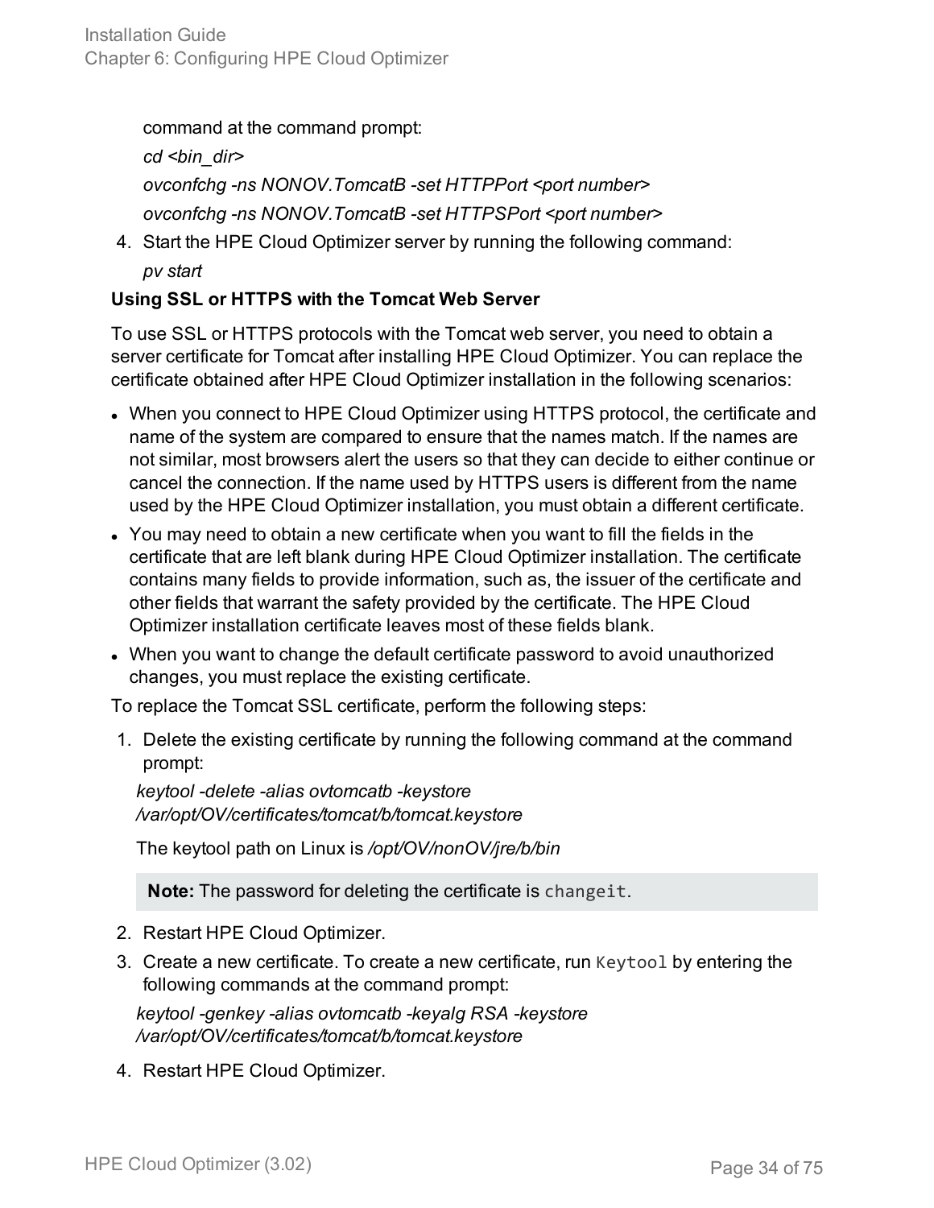command at the command prompt:

*cd <bin_dir>*

*ovconfchg -ns NONOV.TomcatB -set HTTPPort <port number>*

*ovconfchg -ns NONOV.TomcatB -set HTTPSPort <port number>*

4. Start the HPE Cloud Optimizer server by running the following command:

   *pv start*

**Using SSL or HTTPS with the Tomcat Web Server**

To use SSL or HTTPS protocols with the Tomcat web server, you need to obtain a server certificate for Tomcat after installing HPE Cloud Optimizer. You can replace the certificate obtained after HPE Cloud Optimizer installation in the following scenarios:

- When you connect to HPE Cloud Optimizer using HTTPS protocol, the certificate and name of the system are compared to ensure that the names match. If the names are not similar, most browsers alert the users so that they can decide to either continue or cancel the connection. If the name used by HTTPS users is different from the name used by the HPE Cloud Optimizer installation, you must obtain a different certificate.
- You may need to obtain a new certificate when you want to fill the fields in the certificate that are left blank during HPE Cloud Optimizer installation. The certificate contains many fields to provide information, such as, the issuer of the certificate and other fields that warrant the safety provided by the certificate. The HPE Cloud Optimizer installation certificate leaves most of these fields blank.
- When you want to change the default certificate password to avoid unauthorized changes, you must replace the existing certificate.

To replace the Tomcat SSL certificate, perform the following steps:

1. Delete the existing certificate by running the following command at the command prompt:

   *keytool -delete -alias ovtomcatb -keystore /var/opt/OV/certificates/tomcat/b/tomcat.keystore*

   The keytool path on Linux is */opt/OV/nonOV/jre/b/bin*

   > **Note:** The password for deleting the certificate is `changeit`.

2. Restart HPE Cloud Optimizer.
3. Create a new certificate. To create a new certificate, run `Keytool` by entering the following commands at the command prompt:

   *keytool -genkey -alias ovtomcatb -keyalg RSA -keystore /var/opt/OV/certificates/tomcat/b/tomcat.keystore*

4. Restart HPE Cloud Optimizer.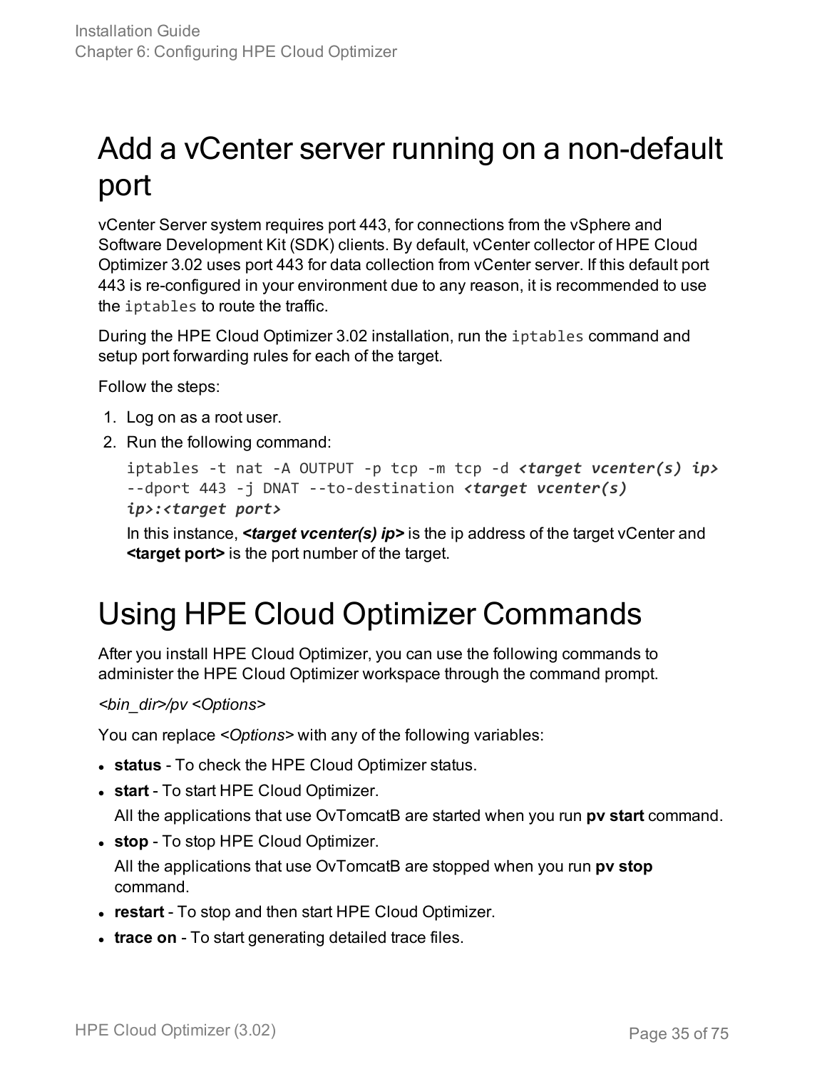# Add a vCenter server running on a non-default port

vCenter Server system requires port 443, for connections from the vSphere and Software Development Kit (SDK) clients. By default, vCenter collector of HPE Cloud Optimizer 3.02 uses port 443 for data collection from vCenter server. If this default port 443 is re-configured in your environment due to any reason, it is recommended to use the `iptables` to route the traffic.

During the HPE Cloud Optimizer 3.02 installation, run the `iptables` command and setup port forwarding rules for each of the target.

Follow the steps:

1. Log on as a root user.
2. Run the following command:

   ```
   iptables -t nat -A OUTPUT -p tcp -m tcp -d <target vcenter(s) ip> --dport 443 -j DNAT --to-destination <target vcenter(s) ip>:<target port>
   ```

   In this instance, ***<target vcenter(s) ip>*** is the ip address of the target vCenter and **<target port>** is the port number of the target.

# Using HPE Cloud Optimizer Commands

After you install HPE Cloud Optimizer, you can use the following commands to administer the HPE Cloud Optimizer workspace through the command prompt.

*<bin_dir>/pv <Options>*

You can replace *<Options>* with any of the following variables:

- **status** - To check the HPE Cloud Optimizer status.
- **start** - To start HPE Cloud Optimizer.

  All the applications that use OvTomcatB are started when you run **pv start** command.
- **stop** - To stop HPE Cloud Optimizer.

  All the applications that use OvTomcatB are stopped when you run **pv stop** command.
- **restart** - To stop and then start HPE Cloud Optimizer.
- **trace on** - To start generating detailed trace files.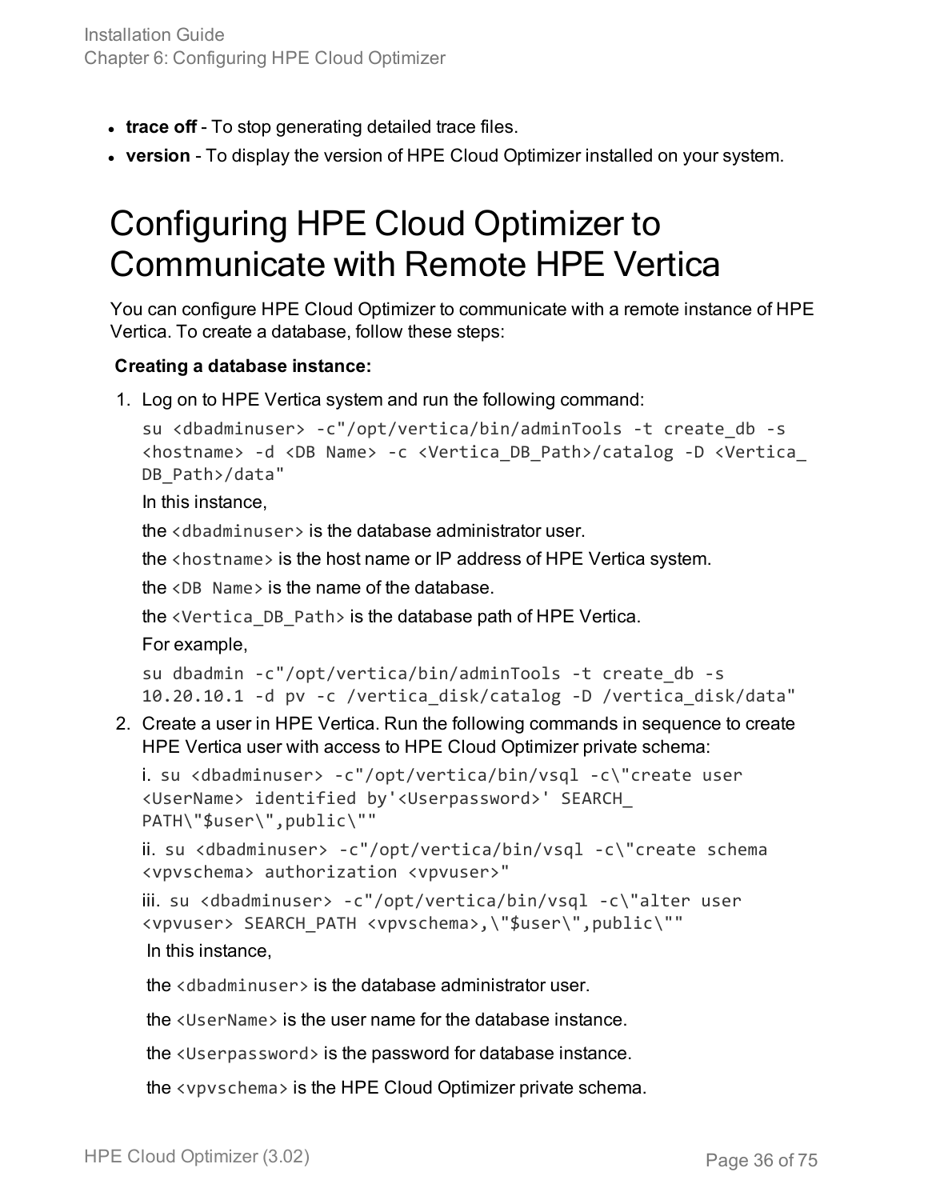- **trace off** - To stop generating detailed trace files.
- **version** - To display the version of HPE Cloud Optimizer installed on your system.

# Configuring HPE Cloud Optimizer to Communicate with Remote HPE Vertica

You can configure HPE Cloud Optimizer to communicate with a remote instance of HPE Vertica. To create a database, follow these steps:

**Creating a database instance:**

1. Log on to HPE Vertica system and run the following command:

   ```
   su <dbadminuser> -c"/opt/vertica/bin/adminTools -t create_db -s <hostname> -d <DB Name> -c <Vertica_DB_Path>/catalog -D <Vertica_DB_Path>/data"
   ```

   In this instance,

   the `<dbadminuser>` is the database administrator user.

   the `<hostname>` is the host name or IP address of HPE Vertica system.

   the `<DB Name>` is the name of the database.

   the `<Vertica_DB_Path>` is the database path of HPE Vertica.

   For example,

   ```
   su dbadmin -c"/opt/vertica/bin/adminTools -t create_db -s 10.20.10.1 -d pv -c /vertica_disk/catalog -D /vertica_disk/data"
   ```

2. Create a user in HPE Vertica. Run the following commands in sequence to create HPE Vertica user with access to HPE Cloud Optimizer private schema:

   i. `su <dbadminuser> -c"/opt/vertica/bin/vsql -c\"create user <UserName> identified by'<Userpassword>' SEARCH_PATH\"$user\",public\""`

   ii. `su <dbadminuser> -c"/opt/vertica/bin/vsql -c\"create schema <vpvschema> authorization <vpvuser>"`

   iii. `su <dbadminuser> -c"/opt/vertica/bin/vsql -c\"alter user <vpvuser> SEARCH_PATH <vpvschema>,\"$user\",public\""`

   In this instance,

   the `<dbadminuser>` is the database administrator user.

   the `<UserName>` is the user name for the database instance.

   the `<Userpassword>` is the password for database instance.

   the `<vpvschema>` is the HPE Cloud Optimizer private schema.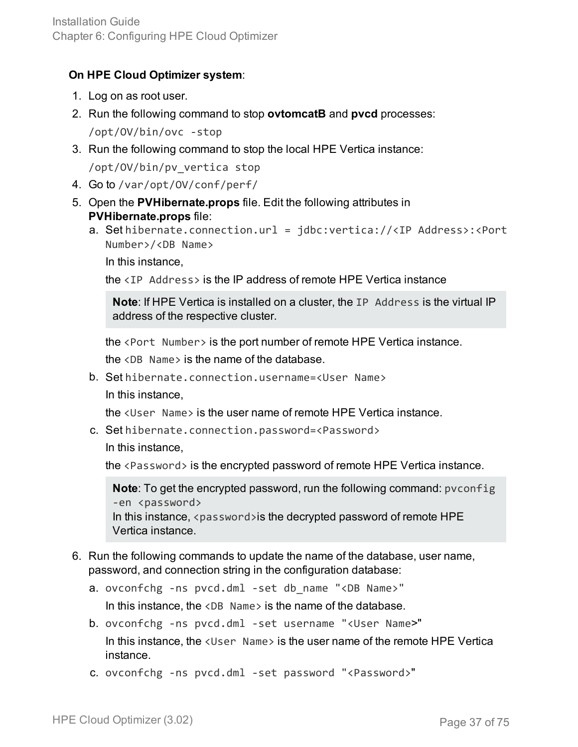**On HPE Cloud Optimizer system**:

1. Log on as root user.
2. Run the following command to stop **ovtomcatB** and **pvcd** processes:

   `/opt/OV/bin/ovc -stop`
3. Run the following command to stop the local HPE Vertica instance:

   `/opt/OV/bin/pv_vertica stop`
4. Go to `/var/opt/OV/conf/perf/`
5. Open the **PVHibernate.props** file. Edit the following attributes in **PVHibernate.props** file:
   a. Set `hibernate.connection.url = jdbc:vertica://<IP Address>:<Port Number>/<DB Name>`

      In this instance,

      the `<IP Address>` is the IP address of remote HPE Vertica instance

      > **Note**: If HPE Vertica is installed on a cluster, the `IP Address` is the virtual IP address of the respective cluster.

      the `<Port Number>` is the port number of remote HPE Vertica instance.

      the `<DB Name>` is the name of the database.
   b. Set `hibernate.connection.username=<User Name>`

      In this instance,

      the `<User Name>` is the user name of remote HPE Vertica instance.
   c. Set `hibernate.connection.password=<Password>`

      In this instance,

      the `<Password>` is the encrypted password of remote HPE Vertica instance.

      > **Note**: To get the encrypted password, run the following command: `pvconfig -en <password>`
      > In this instance, `<password>`is the decrypted password of remote HPE Vertica instance.
6. Run the following commands to update the name of the database, user name, password, and connection string in the configuration database:
   a. `ovconfchg -ns pvcd.dml -set db_name "<DB Name>"`

      In this instance, the `<DB Name>` is the name of the database.
   b. `ovconfchg -ns pvcd.dml -set username "<User Name>"`

      In this instance, the `<User Name>` is the user name of the remote HPE Vertica instance.
   c. `ovconfchg -ns pvcd.dml -set password "<Password>"`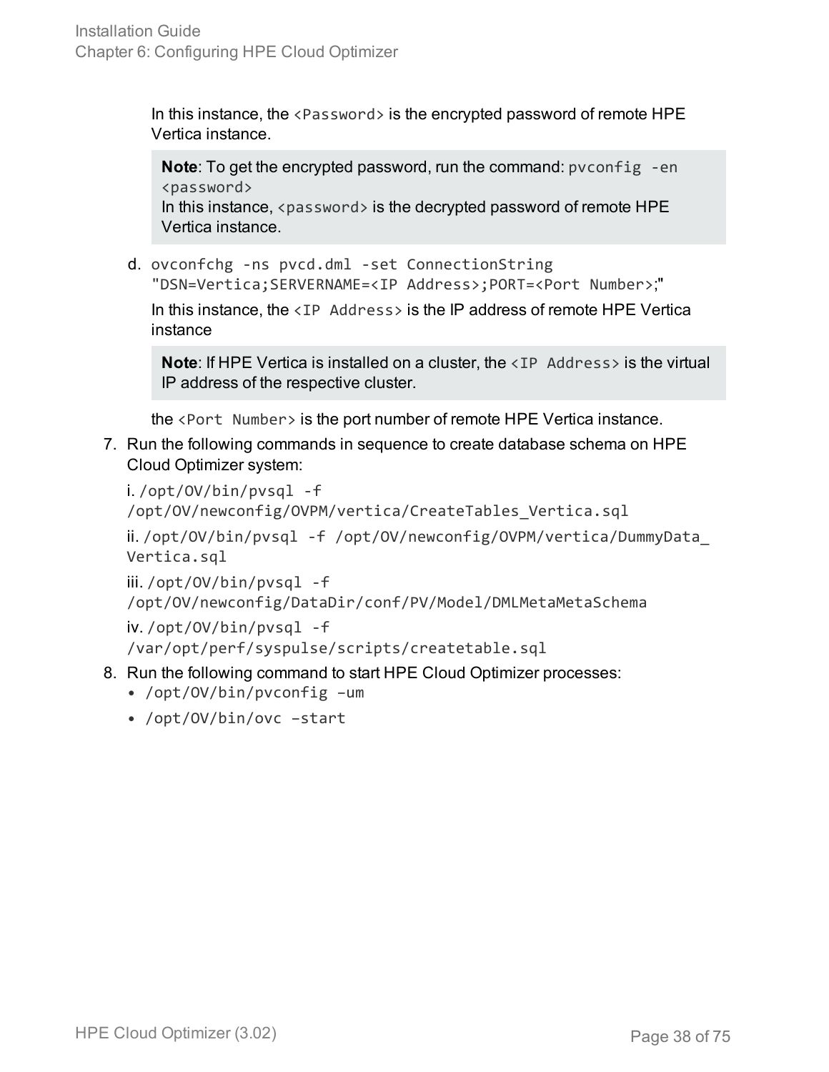In this instance, the `<Password>` is the encrypted password of remote HPE Vertica instance.

> **Note**: To get the encrypted password, run the command: `pvconfig -en <password>`
> In this instance, `<password>` is the decrypted password of remote HPE Vertica instance.

d. `ovconfchg -ns pvcd.dml -set ConnectionString "DSN=Vertica;SERVERNAME=<IP Address>;PORT=<Port Number>;"`

   In this instance, the `<IP Address>` is the IP address of remote HPE Vertica instance

   > **Note**: If HPE Vertica is installed on a cluster, the `<IP Address>` is the virtual IP address of the respective cluster.

   the `<Port Number>` is the port number of remote HPE Vertica instance.

7. Run the following commands in sequence to create database schema on HPE Cloud Optimizer system:

   i. `/opt/OV/bin/pvsql -f /opt/OV/newconfig/OVPM/vertica/CreateTables_Vertica.sql`

   ii. `/opt/OV/bin/pvsql -f /opt/OV/newconfig/OVPM/vertica/DummyData_Vertica.sql`

   iii. `/opt/OV/bin/pvsql -f /opt/OV/newconfig/DataDir/conf/PV/Model/DMLMetaMetaSchema`

   iv. `/opt/OV/bin/pvsql -f /var/opt/perf/syspulse/scripts/createtable.sql`

8. Run the following command to start HPE Cloud Optimizer processes:
   - `/opt/OV/bin/pvconfig –um`
   - `/opt/OV/bin/ovc –start`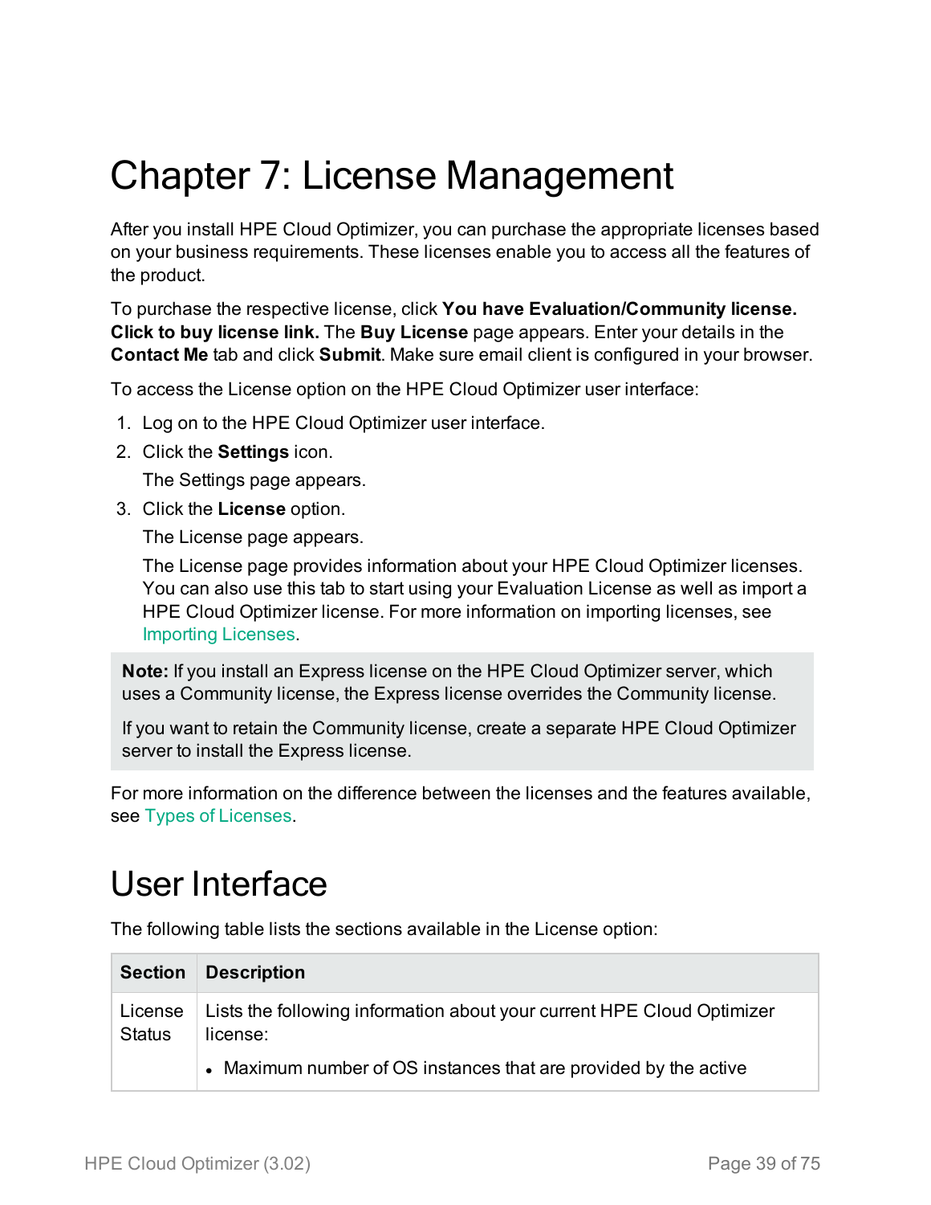# Chapter 7: License Management

After you install HPE Cloud Optimizer, you can purchase the appropriate licenses based on your business requirements. These licenses enable you to access all the features of the product.

To purchase the respective license, click **You have Evaluation/Community license. Click to buy license link.** The **Buy License** page appears. Enter your details in the **Contact Me** tab and click **Submit**. Make sure email client is configured in your browser.

To access the License option on the HPE Cloud Optimizer user interface:

1. Log on to the HPE Cloud Optimizer user interface.
2. Click the **Settings** icon.

   The Settings page appears.
3. Click the **License** option.

   The License page appears.

   The License page provides information about your HPE Cloud Optimizer licenses. You can also use this tab to start using your Evaluation License as well as import a HPE Cloud Optimizer license. For more information on importing licenses, see Importing Licenses.

> **Note:** If you install an Express license on the HPE Cloud Optimizer server, which uses a Community license, the Express license overrides the Community license.
>
> If you want to retain the Community license, create a separate HPE Cloud Optimizer server to install the Express license.

For more information on the difference between the licenses and the features available, see Types of Licenses.

## User Interface

The following table lists the sections available in the License option:

| Section | Description |
|---|---|
| License Status | Lists the following information about your current HPE Cloud Optimizer license:<br>• Maximum number of OS instances that are provided by the active |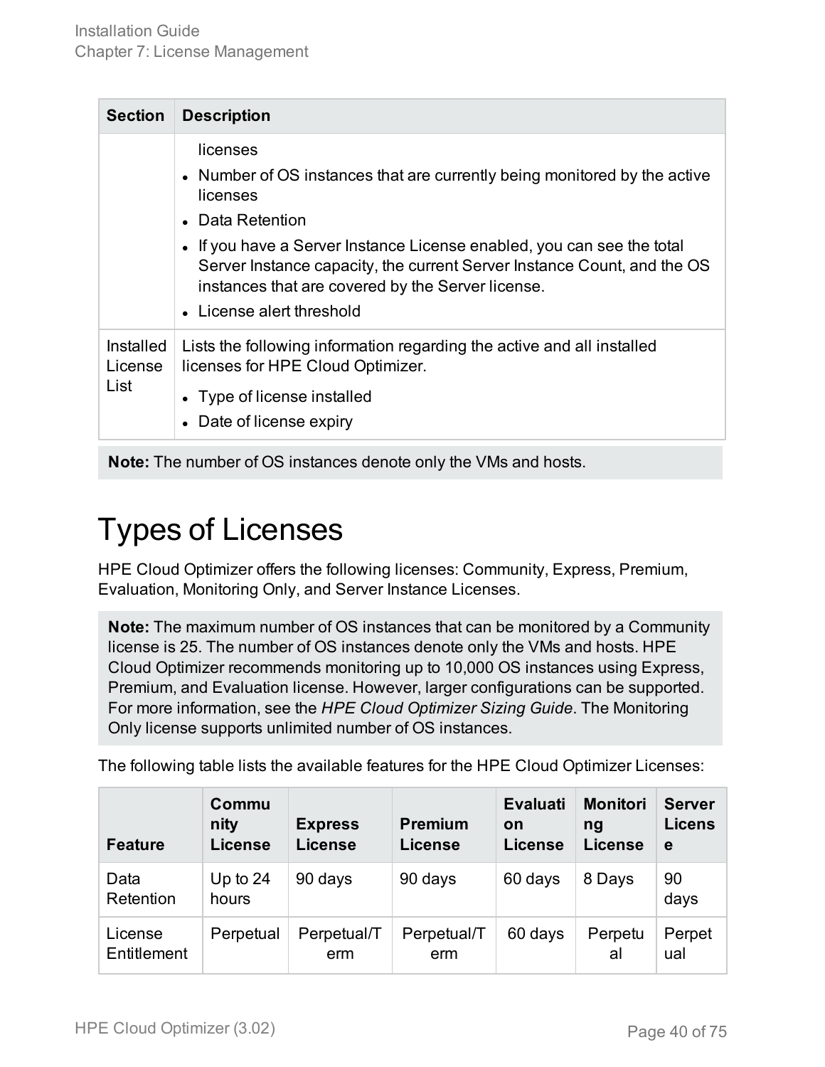| Section | Description |
|---|---|
| | licenses<br>• Number of OS instances that are currently being monitored by the active licenses<br>• Data Retention<br>• If you have a Server Instance License enabled, you can see the total Server Instance capacity, the current Server Instance Count, and the OS instances that are covered by the Server license.<br>• License alert threshold |
| Installed License List | Lists the following information regarding the active and all installed licenses for HPE Cloud Optimizer.<br>• Type of license installed<br>• Date of license expiry |

**Note:** The number of OS instances denote only the VMs and hosts.

# Types of Licenses

HPE Cloud Optimizer offers the following licenses: Community, Express, Premium, Evaluation, Monitoring Only, and Server Instance Licenses.

**Note:** The maximum number of OS instances that can be monitored by a Community license is 25. The number of OS instances denote only the VMs and hosts. HPE Cloud Optimizer recommends monitoring up to 10,000 OS instances using Express, Premium, and Evaluation license. However, larger configurations can be supported. For more information, see the *HPE Cloud Optimizer Sizing Guide*. The Monitoring Only license supports unlimited number of OS instances.

The following table lists the available features for the HPE Cloud Optimizer Licenses:

| Feature | Community License | Express License | Premium License | Evaluation License | Monitoring License | Server License |
|---|---|---|---|---|---|---|
| Data Retention | Up to 24 hours | 90 days | 90 days | 60 days | 8 Days | 90 days |
| License Entitlement | Perpetual | Perpetual/Term | Perpetual/Term | 60 days | Perpetual | Perpetual |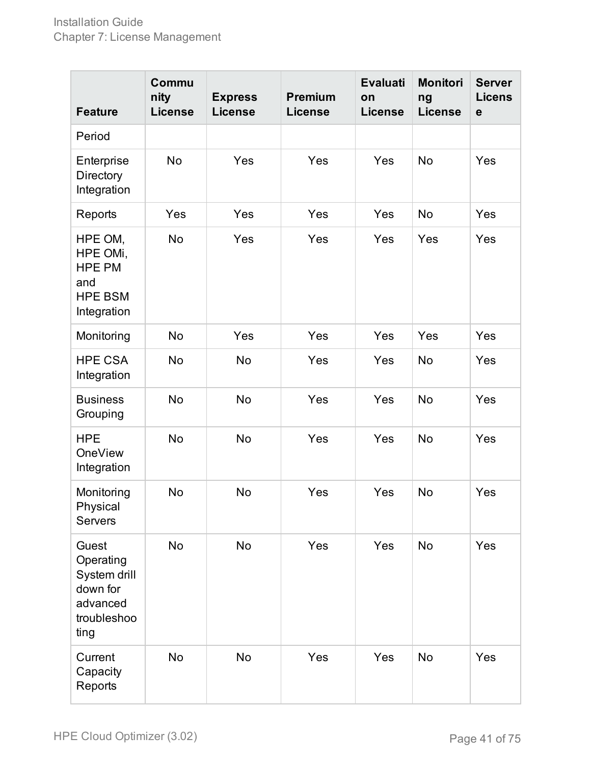| Feature | Community License | Express License | Premium License | Evaluation License | Monitoring License | Server License |
|---|---|---|---|---|---|---|
| Period | | | | | | |
| Enterprise Directory Integration | No | Yes | Yes | Yes | No | Yes |
| Reports | Yes | Yes | Yes | Yes | No | Yes |
| HPE OM, HPE OMi, HPE PM and HPE BSM Integration | No | Yes | Yes | Yes | Yes | Yes |
| Monitoring | No | Yes | Yes | Yes | Yes | Yes |
| HPE CSA Integration | No | No | Yes | Yes | No | Yes |
| Business Grouping | No | No | Yes | Yes | No | Yes |
| HPE OneView Integration | No | No | Yes | Yes | No | Yes |
| Monitoring Physical Servers | No | No | Yes | Yes | No | Yes |
| Guest Operating System drill down for advanced troubleshooting | No | No | Yes | Yes | No | Yes |
| Current Capacity Reports | No | No | Yes | Yes | No | Yes |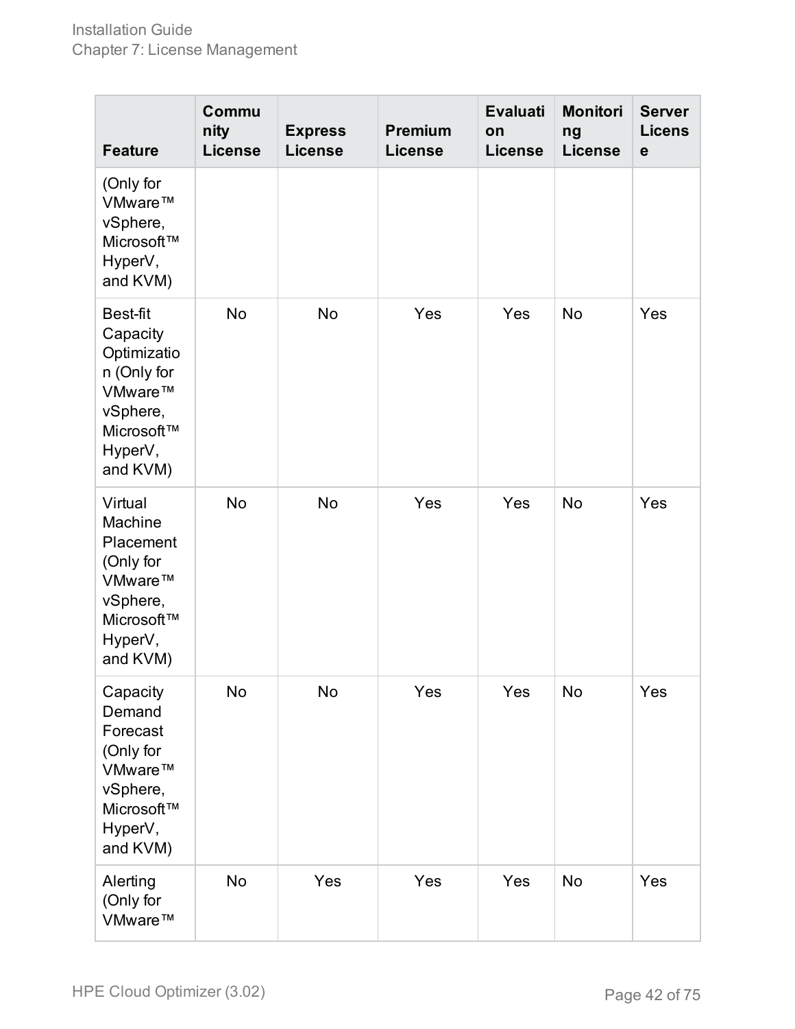| Feature | Community License | Express License | Premium License | Evaluation License | Monitoring License | Server License |
|---|---|---|---|---|---|---|
| (Only for VMware™ vSphere, Microsoft™ HyperV, and KVM) | | | | | | |
| Best-fit Capacity Optimization (Only for VMware™ vSphere, Microsoft™ HyperV, and KVM) | No | No | Yes | Yes | No | Yes |
| Virtual Machine Placement (Only for VMware™ vSphere, Microsoft™ HyperV, and KVM) | No | No | Yes | Yes | No | Yes |
| Capacity Demand Forecast (Only for VMware™ vSphere, Microsoft™ HyperV, and KVM) | No | No | Yes | Yes | No | Yes |
| Alerting (Only for VMware™ | No | Yes | Yes | Yes | No | Yes |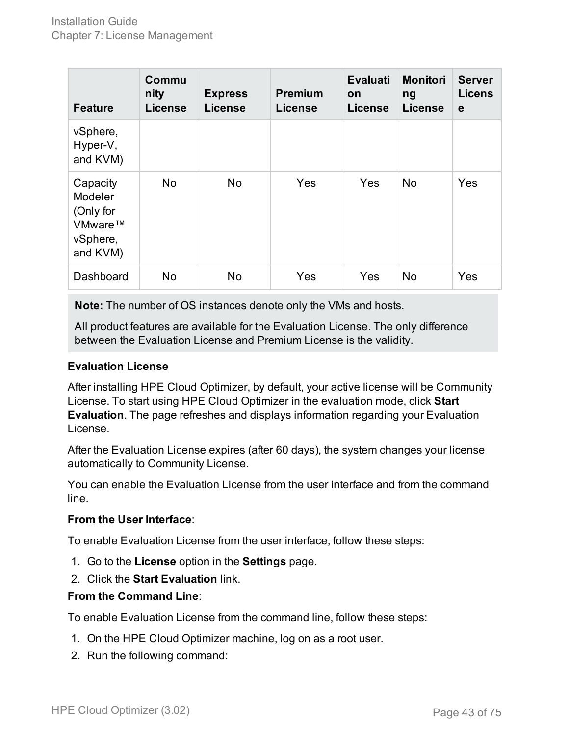| Feature | Community License | Express License | Premium License | Evaluation License | Monitoring License | Server License |
| --- | --- | --- | --- | --- | --- | --- |
| vSphere, Hyper-V, and KVM) | | | | | | |
| Capacity Modeler (Only for VMware™ vSphere, and KVM) | No | No | Yes | Yes | No | Yes |
| Dashboard | No | No | Yes | Yes | No | Yes |

**Note:** The number of OS instances denote only the VMs and hosts.

All product features are available for the Evaluation License. The only difference between the Evaluation License and Premium License is the validity.

**Evaluation License**

After installing HPE Cloud Optimizer, by default, your active license will be Community License. To start using HPE Cloud Optimizer in the evaluation mode, click **Start Evaluation**. The page refreshes and displays information regarding your Evaluation License.

After the Evaluation License expires (after 60 days), the system changes your license automatically to Community License.

You can enable the Evaluation License from the user interface and from the command line.

**From the User Interface**:

To enable Evaluation License from the user interface, follow these steps:

1. Go to the **License** option in the **Settings** page.
2. Click the **Start Evaluation** link.

**From the Command Line**:

To enable Evaluation License from the command line, follow these steps:

1. On the HPE Cloud Optimizer machine, log on as a root user.
2. Run the following command: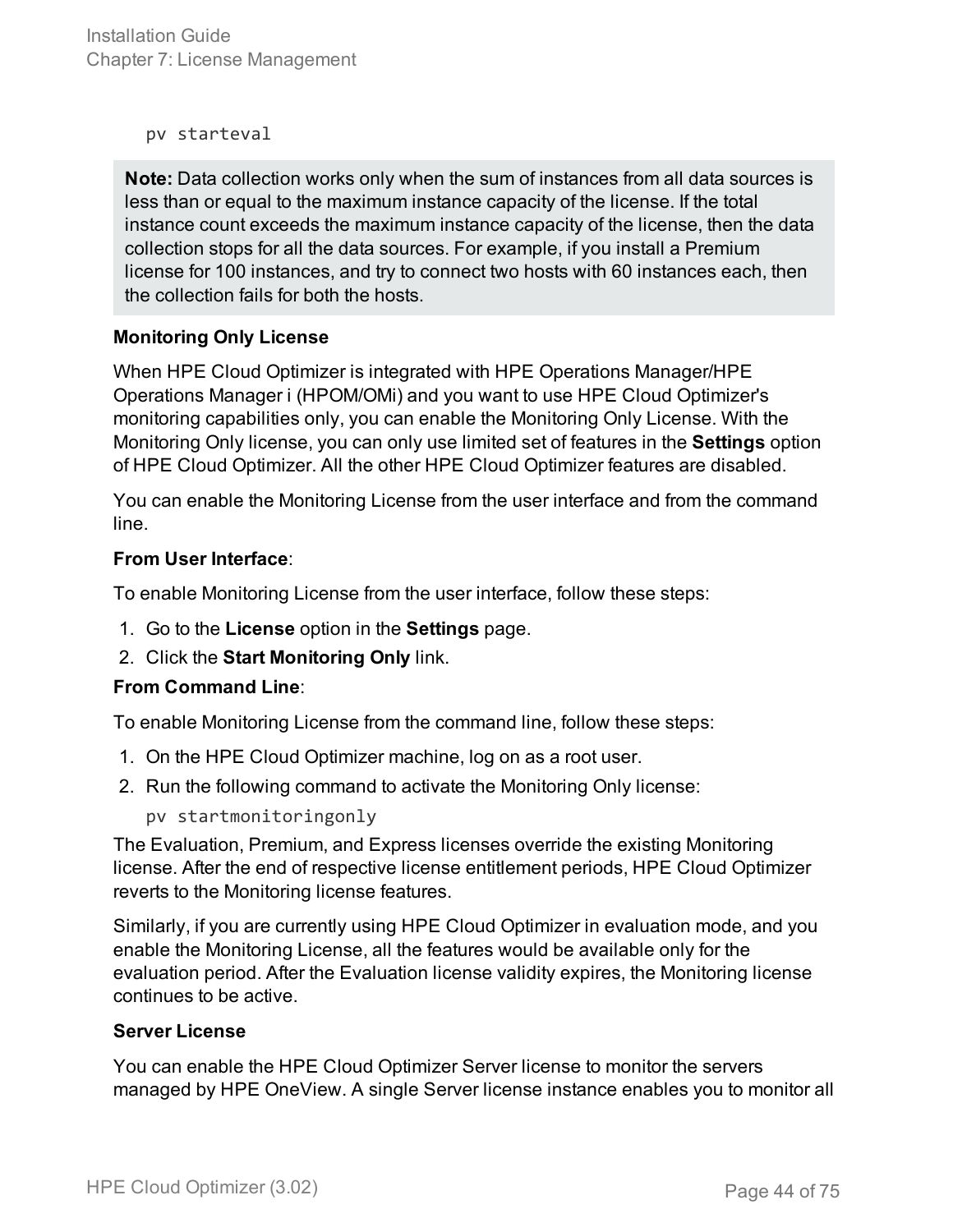```
pv starteval
```

> **Note:** Data collection works only when the sum of instances from all data sources is less than or equal to the maximum instance capacity of the license. If the total instance count exceeds the maximum instance capacity of the license, then the data collection stops for all the data sources. For example, if you install a Premium license for 100 instances, and try to connect two hosts with 60 instances each, then the collection fails for both the hosts.

**Monitoring Only License**

When HPE Cloud Optimizer is integrated with HPE Operations Manager/HPE Operations Manager i (HPOM/OMi) and you want to use HPE Cloud Optimizer's monitoring capabilities only, you can enable the Monitoring Only License. With the Monitoring Only license, you can only use limited set of features in the **Settings** option of HPE Cloud Optimizer. All the other HPE Cloud Optimizer features are disabled.

You can enable the Monitoring License from the user interface and from the command line.

**From User Interface**:

To enable Monitoring License from the user interface, follow these steps:

1. Go to the **License** option in the **Settings** page.
2. Click the **Start Monitoring Only** link.

**From Command Line**:

To enable Monitoring License from the command line, follow these steps:

1. On the HPE Cloud Optimizer machine, log on as a root user.
2. Run the following command to activate the Monitoring Only license:

   ```
   pv startmonitoringonly
   ```

The Evaluation, Premium, and Express licenses override the existing Monitoring license. After the end of respective license entitlement periods, HPE Cloud Optimizer reverts to the Monitoring license features.

Similarly, if you are currently using HPE Cloud Optimizer in evaluation mode, and you enable the Monitoring License, all the features would be available only for the evaluation period. After the Evaluation license validity expires, the Monitoring license continues to be active.

**Server License**

You can enable the HPE Cloud Optimizer Server license to monitor the servers managed by HPE OneView. A single Server license instance enables you to monitor all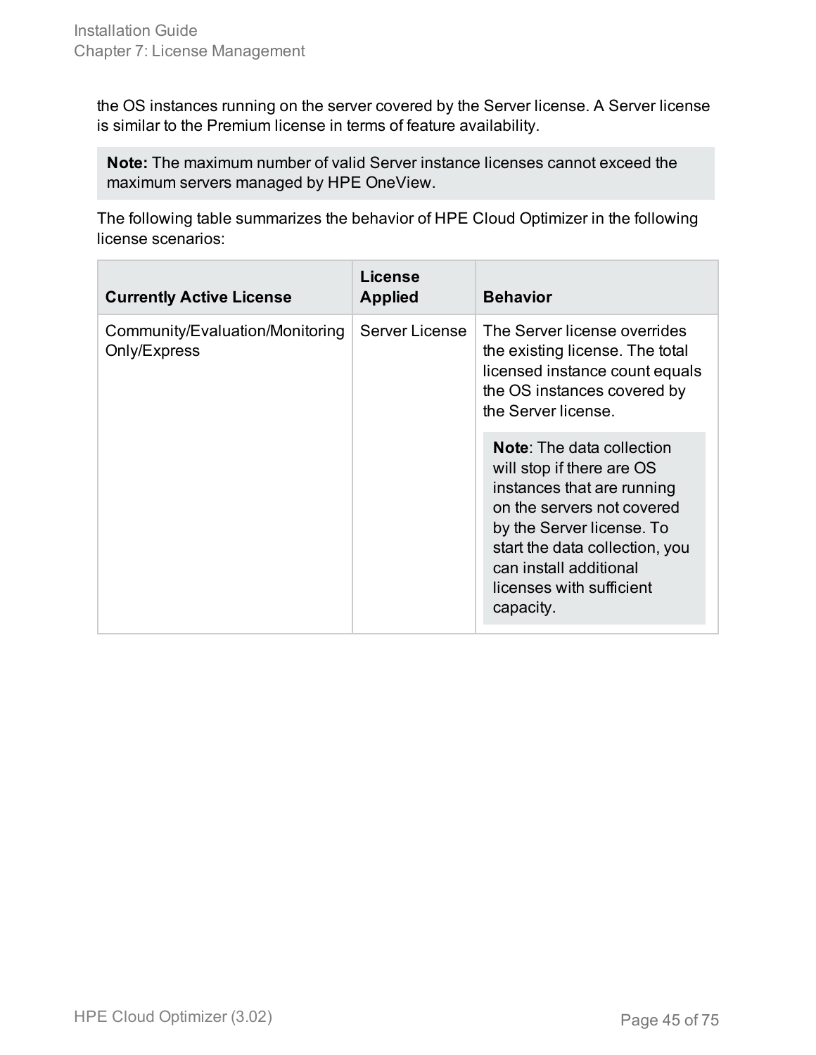the OS instances running on the server covered by the Server license. A Server license is similar to the Premium license in terms of feature availability.

**Note:** The maximum number of valid Server instance licenses cannot exceed the maximum servers managed by HPE OneView.

The following table summarizes the behavior of HPE Cloud Optimizer in the following license scenarios:

| Currently Active License | License Applied | Behavior |
|---|---|---|
| Community/Evaluation/Monitoring Only/Express | Server License | The Server license overrides the existing license. The total licensed instance count equals the OS instances covered by the Server license.<br><br>**Note**: The data collection will stop if there are OS instances that are running on the servers not covered by the Server license. To start the data collection, you can install additional licenses with sufficient capacity. |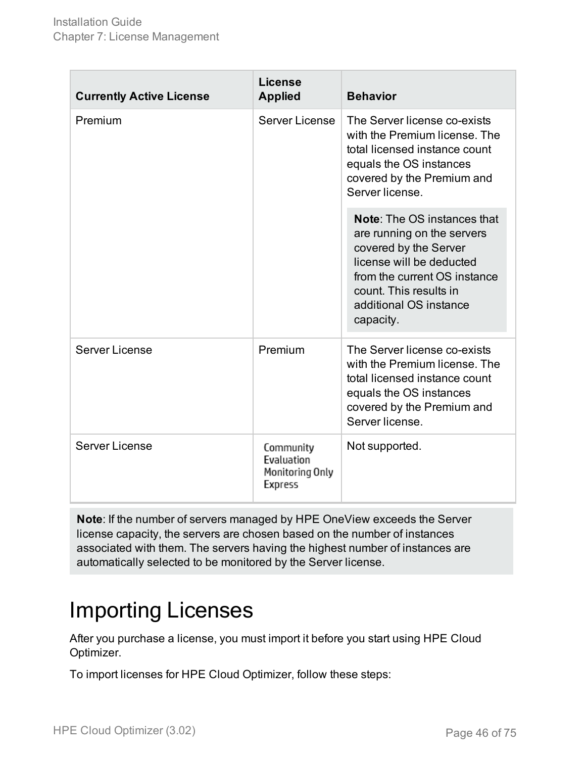| Currently Active License | License Applied | Behavior |
|---|---|---|
| Premium | Server License | The Server license co-exists with the Premium license. The total licensed instance count equals the OS instances covered by the Premium and Server license.<br><br>**Note**: The OS instances that are running on the servers covered by the Server license will be deducted from the current OS instance count. This results in additional OS instance capacity. |
| Server License | Premium | The Server license co-exists with the Premium license. The total licensed instance count equals the OS instances covered by the Premium and Server license. |
| Server License | Community<br>Evaluation<br>Monitoring Only<br>Express | Not supported. |

**Note**: If the number of servers managed by HPE OneView exceeds the Server license capacity, the servers are chosen based on the number of instances associated with them. The servers having the highest number of instances are automatically selected to be monitored by the Server license.

# Importing Licenses

After you purchase a license, you must import it before you start using HPE Cloud Optimizer.

To import licenses for HPE Cloud Optimizer, follow these steps: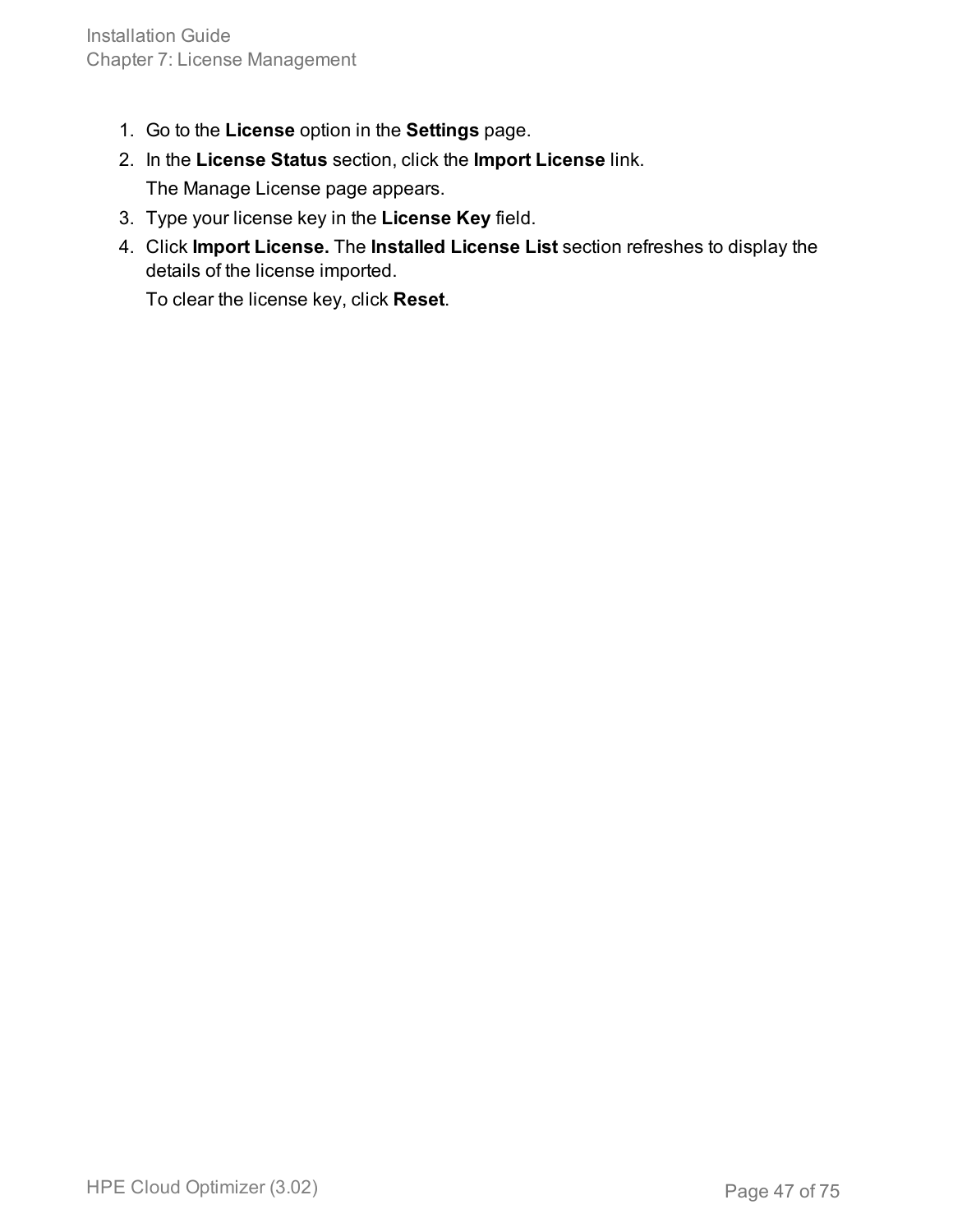1. Go to the **License** option in the **Settings** page.
2. In the **License Status** section, click the **Import License** link.

   The Manage License page appears.
3. Type your license key in the **License Key** field.
4. Click **Import License.** The **Installed License List** section refreshes to display the details of the license imported.

   To clear the license key, click **Reset**.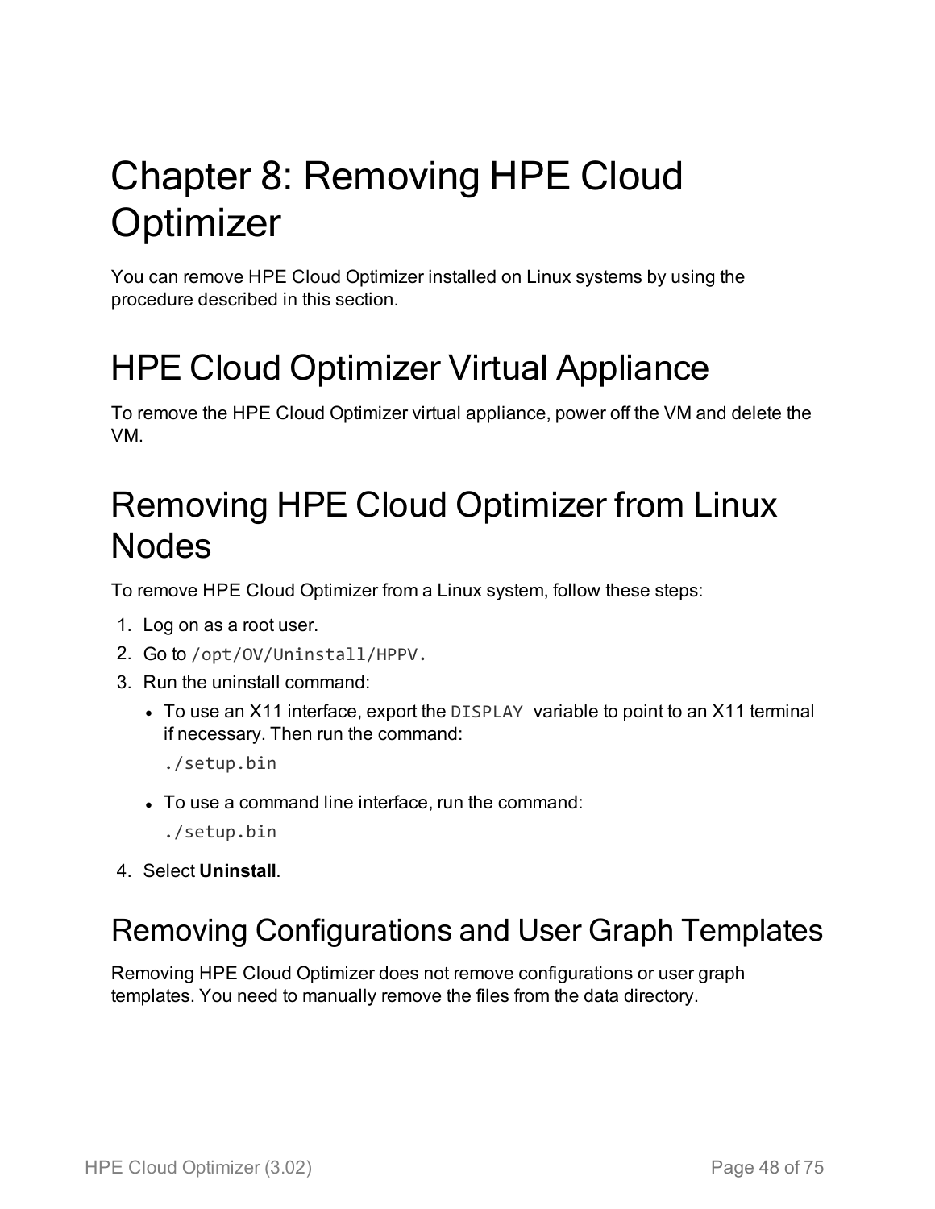# Chapter 8: Removing HPE Cloud Optimizer

You can remove HPE Cloud Optimizer installed on Linux systems by using the procedure described in this section.

# HPE Cloud Optimizer Virtual Appliance

To remove the HPE Cloud Optimizer virtual appliance, power off the VM and delete the VM.

# Removing HPE Cloud Optimizer from Linux Nodes

To remove HPE Cloud Optimizer from a Linux system, follow these steps:

1. Log on as a root user.
2. Go to `/opt/OV/Uninstall/HPPV`.
3. Run the uninstall command:
   - To use an X11 interface, export the `DISPLAY` variable to point to an X11 terminal if necessary. Then run the command:

     ```
     ./setup.bin
     ```

   - To use a command line interface, run the command:

     ```
     ./setup.bin
     ```

4. Select **Uninstall**.

## Removing Configurations and User Graph Templates

Removing HPE Cloud Optimizer does not remove configurations or user graph templates. You need to manually remove the files from the data directory.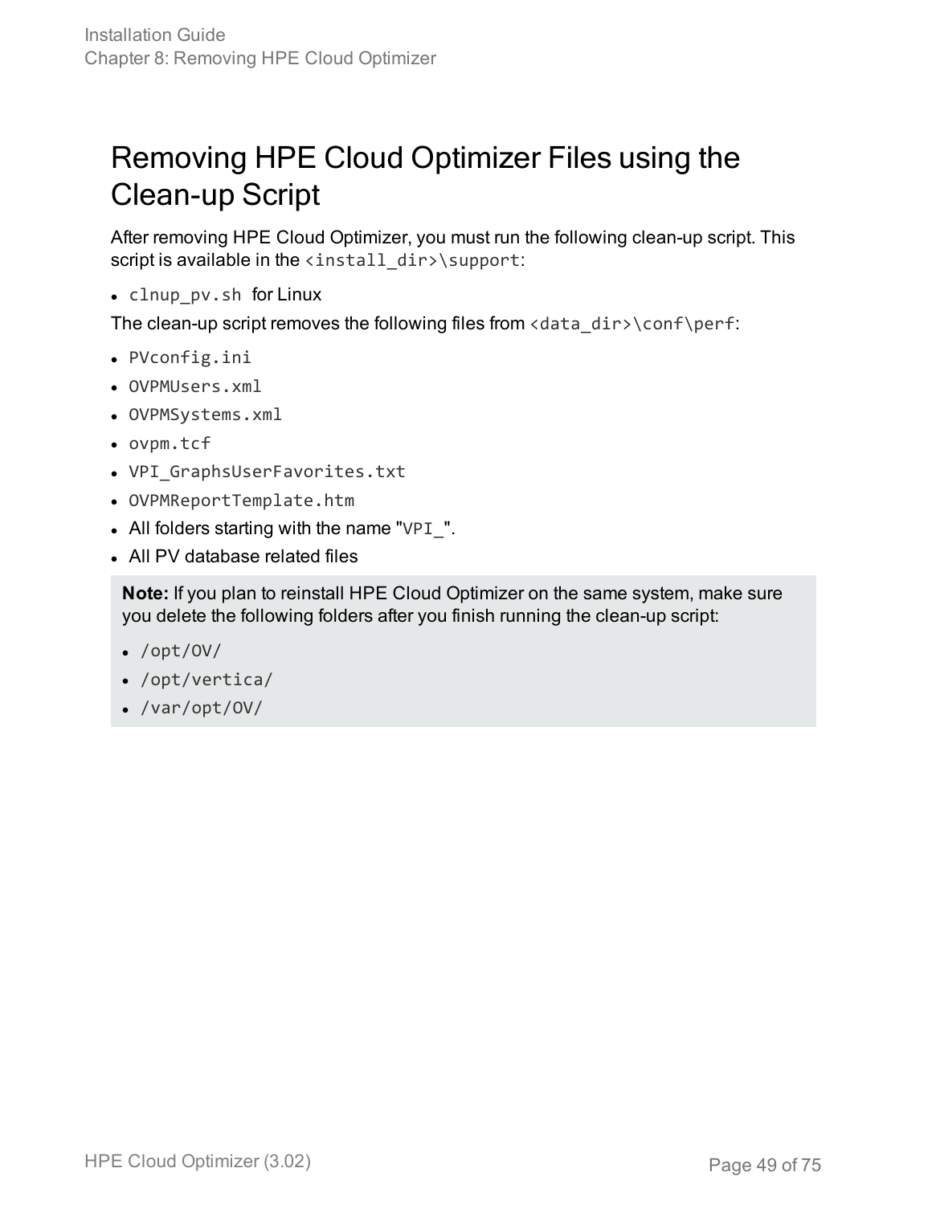# Removing HPE Cloud Optimizer Files using the Clean-up Script

After removing HPE Cloud Optimizer, you must run the following clean-up script. This script is available in the `<install_dir>\support`:

- `clnup_pv.sh` for Linux

The clean-up script removes the following files from `<data_dir>\conf\perf`:

- `PVconfig.ini`
- `OVPMUsers.xml`
- `OVPMSystems.xml`
- `ovpm.tcf`
- `VPI_GraphsUserFavorites.txt`
- `OVPMReportTemplate.htm`
- All folders starting with the name "`VPI_`".
- All PV database related files

> **Note:** If you plan to reinstall HPE Cloud Optimizer on the same system, make sure you delete the following folders after you finish running the clean-up script:
>
> - `/opt/OV/`
> - `/opt/vertica/`
> - `/var/opt/OV/`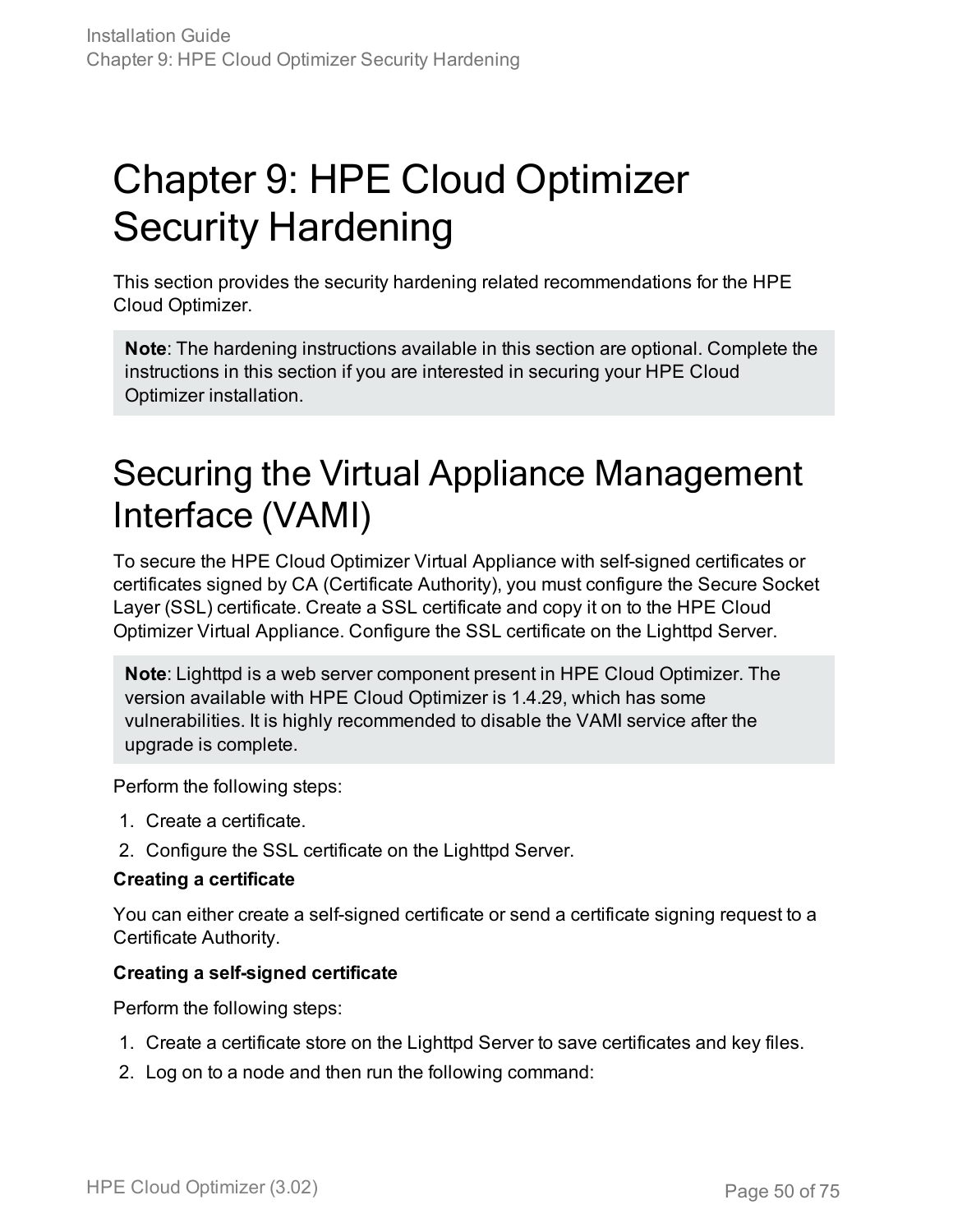# Chapter 9: HPE Cloud Optimizer Security Hardening

This section provides the security hardening related recommendations for the HPE Cloud Optimizer.

> **Note**: The hardening instructions available in this section are optional. Complete the instructions in this section if you are interested in securing your HPE Cloud Optimizer installation.

# Securing the Virtual Appliance Management Interface (VAMI)

To secure the HPE Cloud Optimizer Virtual Appliance with self-signed certificates or certificates signed by CA (Certificate Authority), you must configure the Secure Socket Layer (SSL) certificate. Create a SSL certificate and copy it on to the HPE Cloud Optimizer Virtual Appliance. Configure the SSL certificate on the Lighttpd Server.

> **Note**: Lighttpd is a web server component present in HPE Cloud Optimizer. The version available with HPE Cloud Optimizer is 1.4.29, which has some vulnerabilities. It is highly recommended to disable the VAMI service after the upgrade is complete.

Perform the following steps:

1. Create a certificate.
2. Configure the SSL certificate on the Lighttpd Server.

**Creating a certificate**

You can either create a self-signed certificate or send a certificate signing request to a Certificate Authority.

**Creating a self-signed certificate**

Perform the following steps:

1. Create a certificate store on the Lighttpd Server to save certificates and key files.
2. Log on to a node and then run the following command: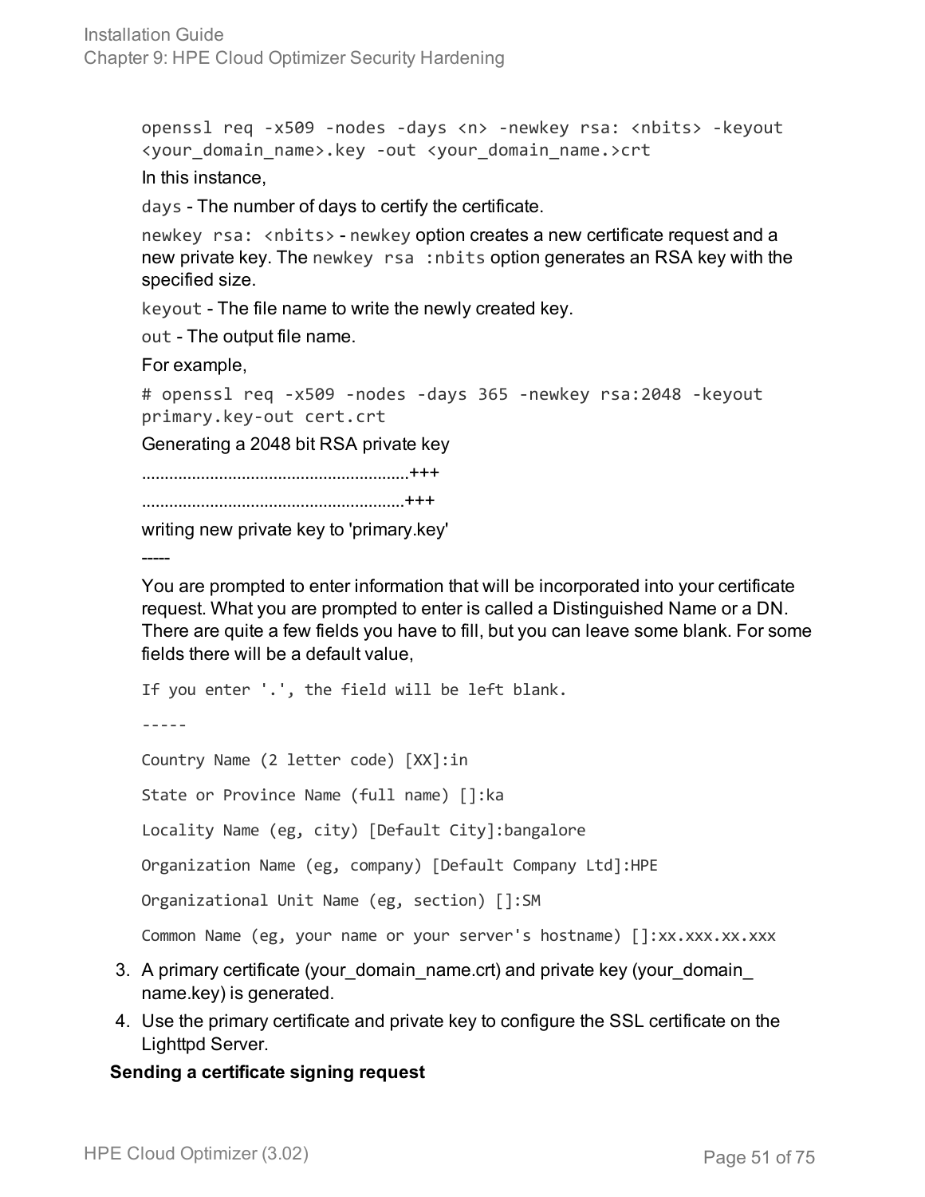```
openssl req -x509 -nodes -days <n> -newkey rsa: <nbits> -keyout
<your_domain_name>.key -out <your_domain_name.>crt
```

In this instance,

`days` - The number of days to certify the certificate.

`newkey rsa: <nbits>` - `newkey` option creates a new certificate request and a new private key. The `newkey rsa :nbits` option generates an RSA key with the specified size.

`keyout` - The file name to write the newly created key.

`out` - The output file name.

For example,

```
# openssl req -x509 -nodes -days 365 -newkey rsa:2048 -keyout
primary.key-out cert.crt
```

Generating a 2048 bit RSA private key

...........................................................+++

..........................................................+++

writing new private key to 'primary.key'

-----

You are prompted to enter information that will be incorporated into your certificate request. What you are prompted to enter is called a Distinguished Name or a DN. There are quite a few fields you have to fill, but you can leave some blank. For some fields there will be a default value,

```
If you enter '.', the field will be left blank.

-----

Country Name (2 letter code) [XX]:in

State or Province Name (full name) []:ka

Locality Name (eg, city) [Default City]:bangalore

Organization Name (eg, company) [Default Company Ltd]:HPE

Organizational Unit Name (eg, section) []:SM

Common Name (eg, your name or your server's hostname) []:xx.xxx.xx.xxx
```

3. A primary certificate (your_domain_name.crt) and private key (your_domain_name.key) is generated.
4. Use the primary certificate and private key to configure the SSL certificate on the Lighttpd Server.

**Sending a certificate signing request**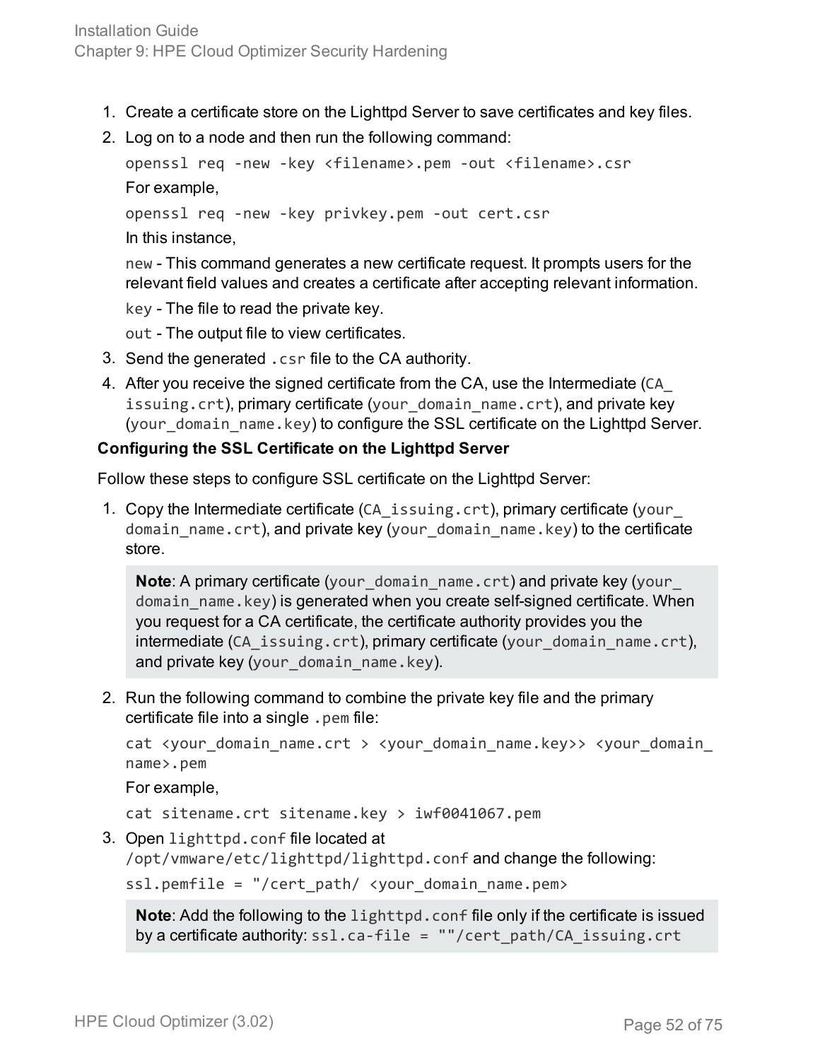1. Create a certificate store on the Lighttpd Server to save certificates and key files.
2. Log on to a node and then run the following command:

   ```
   openssl req -new -key <filename>.pem -out <filename>.csr
   ```

   For example,

   ```
   openssl req -new -key privkey.pem -out cert.csr
   ```

   In this instance,

   `new` - This command generates a new certificate request. It prompts users for the relevant field values and creates a certificate after accepting relevant information.

   `key` - The file to read the private key.

   `out` - The output file to view certificates.
3. Send the generated `.csr` file to the CA authority.
4. After you receive the signed certificate from the CA, use the Intermediate (`CA_issuing.crt`), primary certificate (`your_domain_name.crt`), and private key (`your_domain_name.key`) to configure the SSL certificate on the Lighttpd Server.

**Configuring the SSL Certificate on the Lighttpd Server**

Follow these steps to configure SSL certificate on the Lighttpd Server:

1. Copy the Intermediate certificate (`CA_issuing.crt`), primary certificate (`your_domain_name.crt`), and private key (`your_domain_name.key`) to the certificate store.

   > **Note**: A primary certificate (`your_domain_name.crt`) and private key (`your_domain_name.key`) is generated when you create self-signed certificate. When you request for a CA certificate, the certificate authority provides you the intermediate (`CA_issuing.crt`), primary certificate (`your_domain_name.crt`), and private key (`your_domain_name.key`).

2. Run the following command to combine the private key file and the primary certificate file into a single `.pem` file:

   ```
   cat <your_domain_name.crt > <your_domain_name.key>> <your_domain_name>.pem
   ```

   For example,

   ```
   cat sitename.crt sitename.key > iwf0041067.pem
   ```
3. Open `lighttpd.conf` file located at `/opt/vmware/etc/lighttpd/lighttpd.conf` and change the following:

   ```
   ssl.pemfile = "/cert_path/ <your_domain_name.pem>
   ```

   > **Note**: Add the following to the `lighttpd.conf` file only if the certificate is issued by a certificate authority: `ssl.ca-file = ""/cert_path/CA_issuing.crt`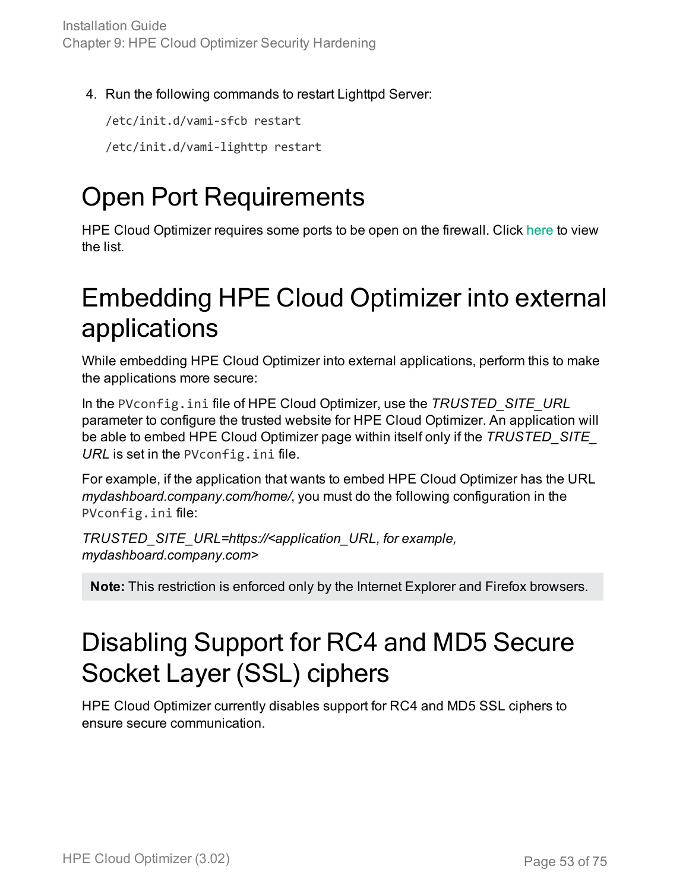4. Run the following commands to restart Lighttpd Server:

```
/etc/init.d/vami-sfcb restart
```

```
/etc/init.d/vami-lighttp restart
```

# Open Port Requirements

HPE Cloud Optimizer requires some ports to be open on the firewall. Click here to view the list.

# Embedding HPE Cloud Optimizer into external applications

While embedding HPE Cloud Optimizer into external applications, perform this to make the applications more secure:

In the `PVconfig.ini` file of HPE Cloud Optimizer, use the *TRUSTED_SITE_URL* parameter to configure the trusted website for HPE Cloud Optimizer. An application will be able to embed HPE Cloud Optimizer page within itself only if the *TRUSTED_SITE_URL* is set in the `PVconfig.ini` file.

For example, if the application that wants to embed HPE Cloud Optimizer has the URL *mydashboard.company.com/home/*, you must do the following configuration in the `PVconfig.ini` file:

*TRUSTED_SITE_URL=https://<application_URL, for example, mydashboard.company.com>*

**Note:** This restriction is enforced only by the Internet Explorer and Firefox browsers.

# Disabling Support for RC4 and MD5 Secure Socket Layer (SSL) ciphers

HPE Cloud Optimizer currently disables support for RC4 and MD5 SSL ciphers to ensure secure communication.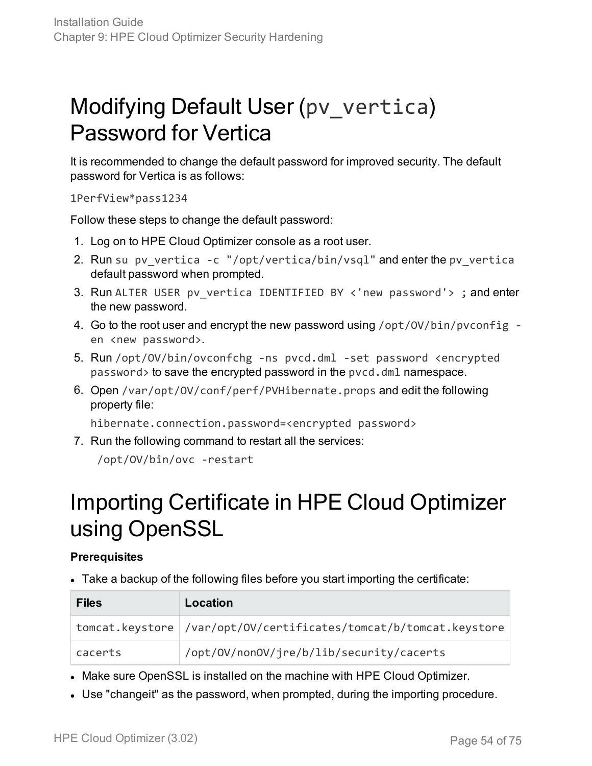# Modifying Default User (`pv_vertica`) Password for Vertica

It is recommended to change the default password for improved security. The default password for Vertica is as follows:

```
1PerfView*pass1234
```

Follow these steps to change the default password:

1. Log on to HPE Cloud Optimizer console as a root user.
2. Run `su pv_vertica -c "/opt/vertica/bin/vsql"` and enter the `pv_vertica` default password when prompted.
3. Run `ALTER USER pv_vertica IDENTIFIED BY <'new password'> ;` and enter the new password.
4. Go to the root user and encrypt the new password using `/opt/OV/bin/pvconfig -en <new password>`.
5. Run `/opt/OV/bin/ovconfchg -ns pvcd.dml -set password <encrypted password>` to save the encrypted password in the `pvcd.dml` namespace.
6. Open `/var/opt/OV/conf/perf/PVHibernate.props` and edit the following property file:

   ```
   hibernate.connection.password=<encrypted password>
   ```

7. Run the following command to restart all the services:

   ```
   /opt/OV/bin/ovc -restart
   ```

# Importing Certificate in HPE Cloud Optimizer using OpenSSL

**Prerequisites**

- Take a backup of the following files before you start importing the certificate:

| Files | Location |
|---|---|
| `tomcat.keystore` | `/var/opt/OV/certificates/tomcat/b/tomcat.keystore` |
| `cacerts` | `/opt/OV/nonOV/jre/b/lib/security/cacerts` |

- Make sure OpenSSL is installed on the machine with HPE Cloud Optimizer.
- Use "changeit" as the password, when prompted, during the importing procedure.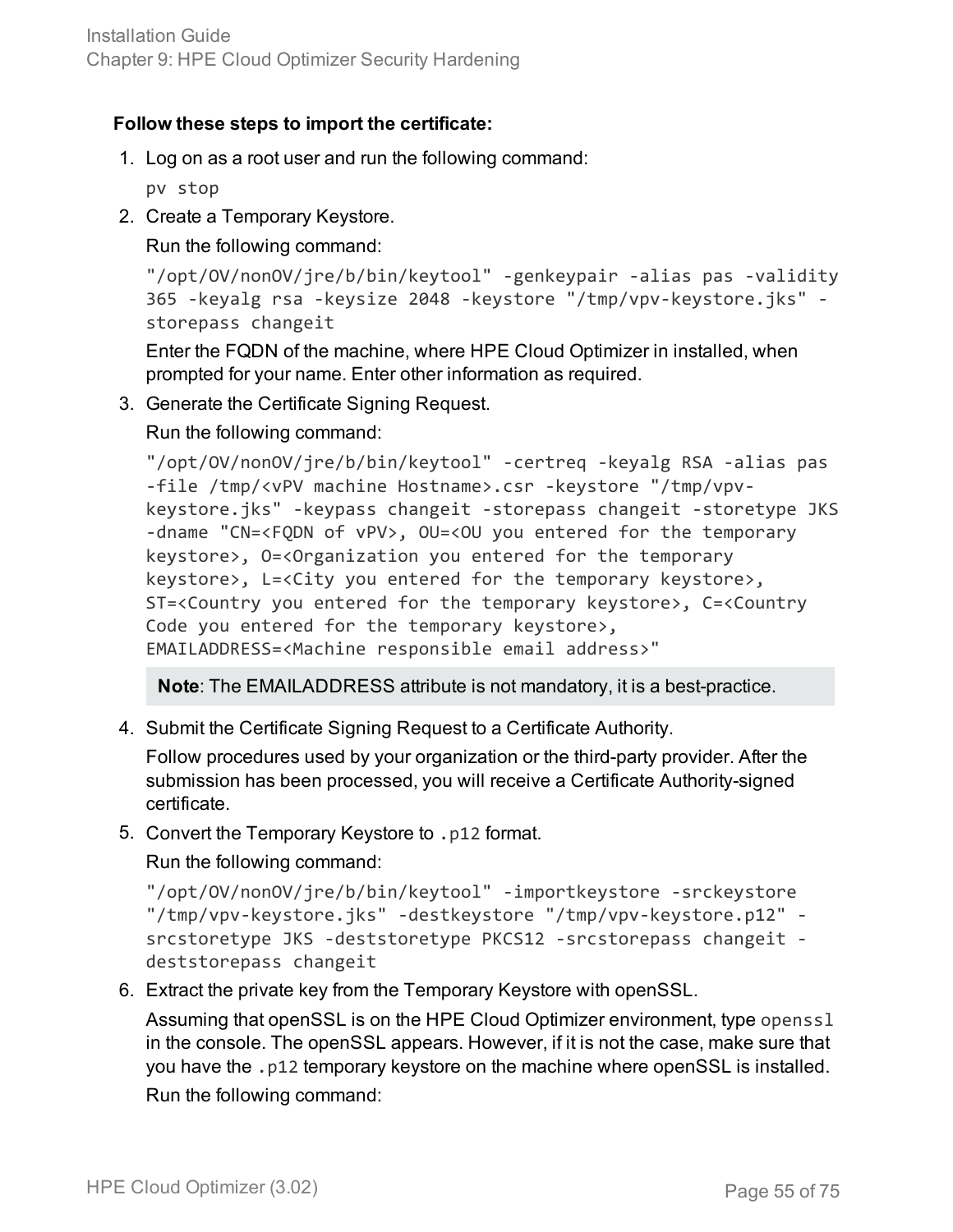**Follow these steps to import the certificate:**

1. Log on as a root user and run the following command:

   ```
   pv stop
   ```

2. Create a Temporary Keystore.

   Run the following command:

   ```
   "/opt/OV/nonOV/jre/b/bin/keytool" -genkeypair -alias pas -validity 365 -keyalg rsa -keysize 2048 -keystore "/tmp/vpv-keystore.jks" -storepass changeit
   ```

   Enter the FQDN of the machine, where HPE Cloud Optimizer in installed, when prompted for your name. Enter other information as required.

3. Generate the Certificate Signing Request.

   Run the following command:

   ```
   "/opt/OV/nonOV/jre/b/bin/keytool" -certreq -keyalg RSA -alias pas -file /tmp/<vPV machine Hostname>.csr -keystore "/tmp/vpv-keystore.jks" -keypass changeit -storepass changeit -storetype JKS -dname "CN=<FQDN of vPV>, OU=<OU you entered for the temporary keystore>, O=<Organization you entered for the temporary keystore>, L=<City you entered for the temporary keystore>, ST=<Country you entered for the temporary keystore>, C=<Country Code you entered for the temporary keystore>, EMAILADDRESS=<Machine responsible email address>"
   ```

   > **Note**: The EMAILADDRESS attribute is not mandatory, it is a best-practice.

4. Submit the Certificate Signing Request to a Certificate Authority.

   Follow procedures used by your organization or the third-party provider. After the submission has been processed, you will receive a Certificate Authority-signed certificate.

5. Convert the Temporary Keystore to `.p12` format.

   Run the following command:

   ```
   "/opt/OV/nonOV/jre/b/bin/keytool" -importkeystore -srckeystore "/tmp/vpv-keystore.jks" -destkeystore "/tmp/vpv-keystore.p12" -srcstoretype JKS -deststoretype PKCS12 -srcstorepass changeit -deststorepass changeit
   ```

6. Extract the private key from the Temporary Keystore with openSSL.

   Assuming that openSSL is on the HPE Cloud Optimizer environment, type `openssl` in the console. The openSSL appears. However, if it is not the case, make sure that you have the `.p12` temporary keystore on the machine where openSSL is installed.

   Run the following command: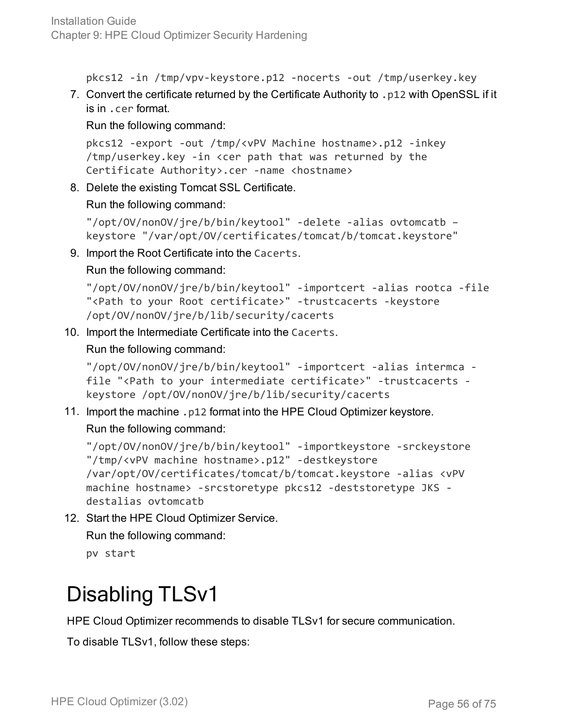```
pkcs12 -in /tmp/vpv-keystore.p12 -nocerts -out /tmp/userkey.key
```

7. Convert the certificate returned by the Certificate Authority to `.p12` with OpenSSL if it is in `.cer` format.

   Run the following command:

   ```
   pkcs12 -export -out /tmp/<vPV Machine hostname>.p12 -inkey
   /tmp/userkey.key -in <cer path that was returned by the
   Certificate Authority>.cer -name <hostname>
   ```

8. Delete the existing Tomcat SSL Certificate.

   Run the following command:

   ```
   "/opt/OV/nonOV/jre/b/bin/keytool" -delete -alias ovtomcatb –
   keystore "/var/opt/OV/certificates/tomcat/b/tomcat.keystore"
   ```

9. Import the Root Certificate into the `Cacerts`.

   Run the following command:

   ```
   "/opt/OV/nonOV/jre/b/bin/keytool" -importcert -alias rootca -file
   "<Path to your Root certificate>" -trustcacerts -keystore
   /opt/OV/nonOV/jre/b/lib/security/cacerts
   ```

10. Import the Intermediate Certificate into the `Cacerts`.

    Run the following command:

    ```
    "/opt/OV/nonOV/jre/b/bin/keytool" -importcert -alias intermca -
    file "<Path to your intermediate certificate>" -trustcacerts -
    keystore /opt/OV/nonOV/jre/b/lib/security/cacerts
    ```

11. Import the machine `.p12` format into the HPE Cloud Optimizer keystore.

    Run the following command:

    ```
    "/opt/OV/nonOV/jre/b/bin/keytool" -importkeystore -srckeystore
    "/tmp/<vPV machine hostname>.p12" -destkeystore
    /var/opt/OV/certificates/tomcat/b/tomcat.keystore -alias <vPV
    machine hostname> -srcstoretype pkcs12 -deststoretype JKS -
    destalias ovtomcatb
    ```

12. Start the HPE Cloud Optimizer Service.

    Run the following command:

    ```
    pv start
    ```

# Disabling TLSv1

HPE Cloud Optimizer recommends to disable TLSv1 for secure communication.

To disable TLSv1, follow these steps: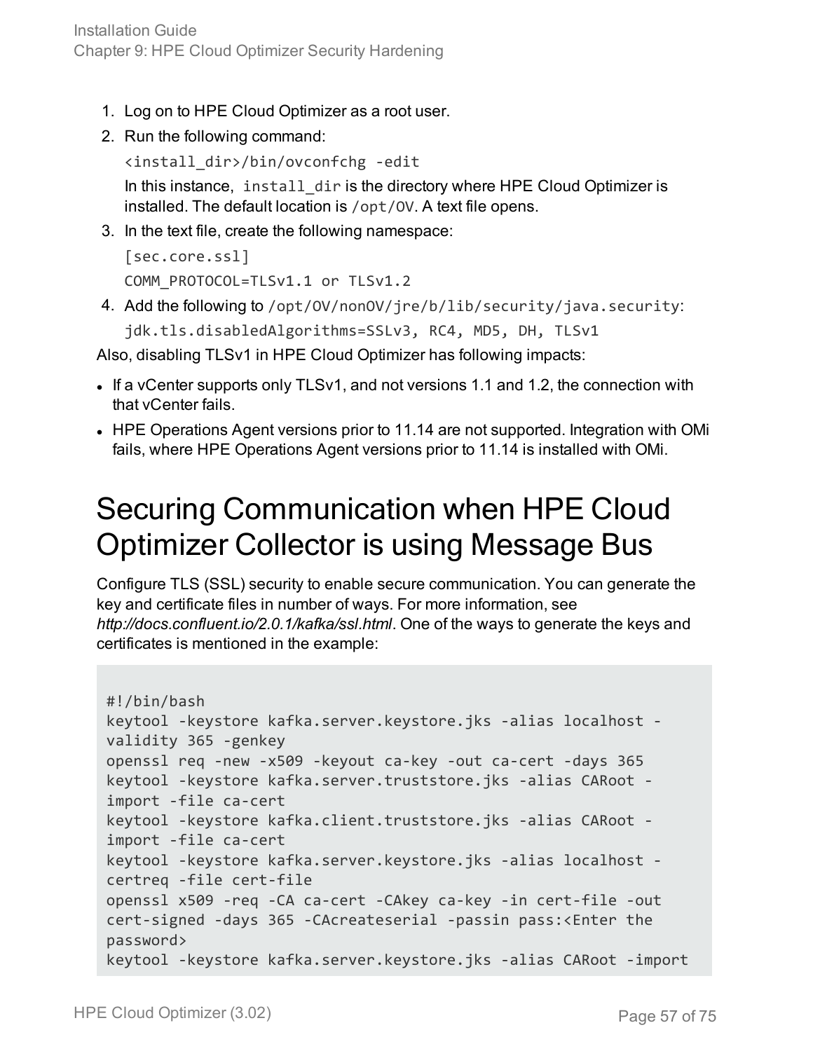1. Log on to HPE Cloud Optimizer as a root user.
2. Run the following command:

   `<install_dir>/bin/ovconfchg -edit`

   In this instance, `install_dir` is the directory where HPE Cloud Optimizer is installed. The default location is `/opt/OV`. A text file opens.
3. In the text file, create the following namespace:

   `[sec.core.ssl]`

   `COMM_PROTOCOL=TLSv1.1 or TLSv1.2`
4. Add the following to `/opt/OV/nonOV/jre/b/lib/security/java.security`:

   `jdk.tls.disabledAlgorithms=SSLv3, RC4, MD5, DH, TLSv1`

Also, disabling TLSv1 in HPE Cloud Optimizer has following impacts:

- If a vCenter supports only TLSv1, and not versions 1.1 and 1.2, the connection with that vCenter fails.
- HPE Operations Agent versions prior to 11.14 are not supported. Integration with OMi fails, where HPE Operations Agent versions prior to 11.14 is installed with OMi.

# Securing Communication when HPE Cloud Optimizer Collector is using Message Bus

Configure TLS (SSL) security to enable secure communication. You can generate the key and certificate files in number of ways. For more information, see *http://docs.confluent.io/2.0.1/kafka/ssl.html*. One of the ways to generate the keys and certificates is mentioned in the example:

```
#!/bin/bash
keytool -keystore kafka.server.keystore.jks -alias localhost -
validity 365 -genkey
openssl req -new -x509 -keyout ca-key -out ca-cert -days 365
keytool -keystore kafka.server.truststore.jks -alias CARoot -
import -file ca-cert
keytool -keystore kafka.client.truststore.jks -alias CARoot -
import -file ca-cert
keytool -keystore kafka.server.keystore.jks -alias localhost -
certreq -file cert-file
openssl x509 -req -CA ca-cert -CAkey ca-key -in cert-file -out
cert-signed -days 365 -CAcreateserial -passin pass:<Enter the
password>
keytool -keystore kafka.server.keystore.jks -alias CARoot -import
```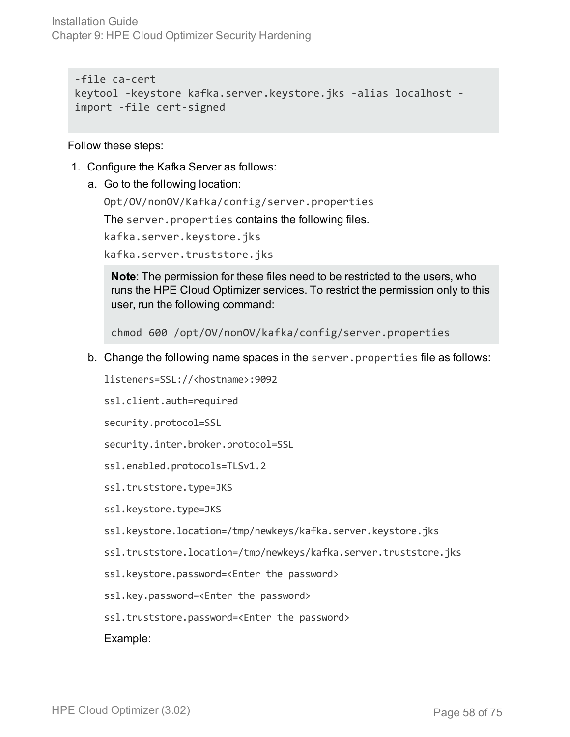```
-file ca-cert
keytool -keystore kafka.server.keystore.jks -alias localhost -
import -file cert-signed
```

Follow these steps:

1. Configure the Kafka Server as follows:

   a. Go to the following location:

      `Opt/OV/nonOV/Kafka/config/server.properties`

      The `server.properties` contains the following files.

      `kafka.server.keystore.jks`

      `kafka.server.truststore.jks`

      > **Note**: The permission for these files need to be restricted to the users, who runs the HPE Cloud Optimizer services. To restrict the permission only to this user, run the following command:
      >
      > `chmod 600 /opt/OV/nonOV/kafka/config/server.properties`

   b. Change the following name spaces in the `server.properties` file as follows:

      ```
      listeners=SSL://<hostname>:9092

      ssl.client.auth=required

      security.protocol=SSL

      security.inter.broker.protocol=SSL

      ssl.enabled.protocols=TLSv1.2

      ssl.truststore.type=JKS

      ssl.keystore.type=JKS

      ssl.keystore.location=/tmp/newkeys/kafka.server.keystore.jks

      ssl.truststore.location=/tmp/newkeys/kafka.server.truststore.jks

      ssl.keystore.password=<Enter the password>

      ssl.key.password=<Enter the password>

      ssl.truststore.password=<Enter the password>
      ```

      Example: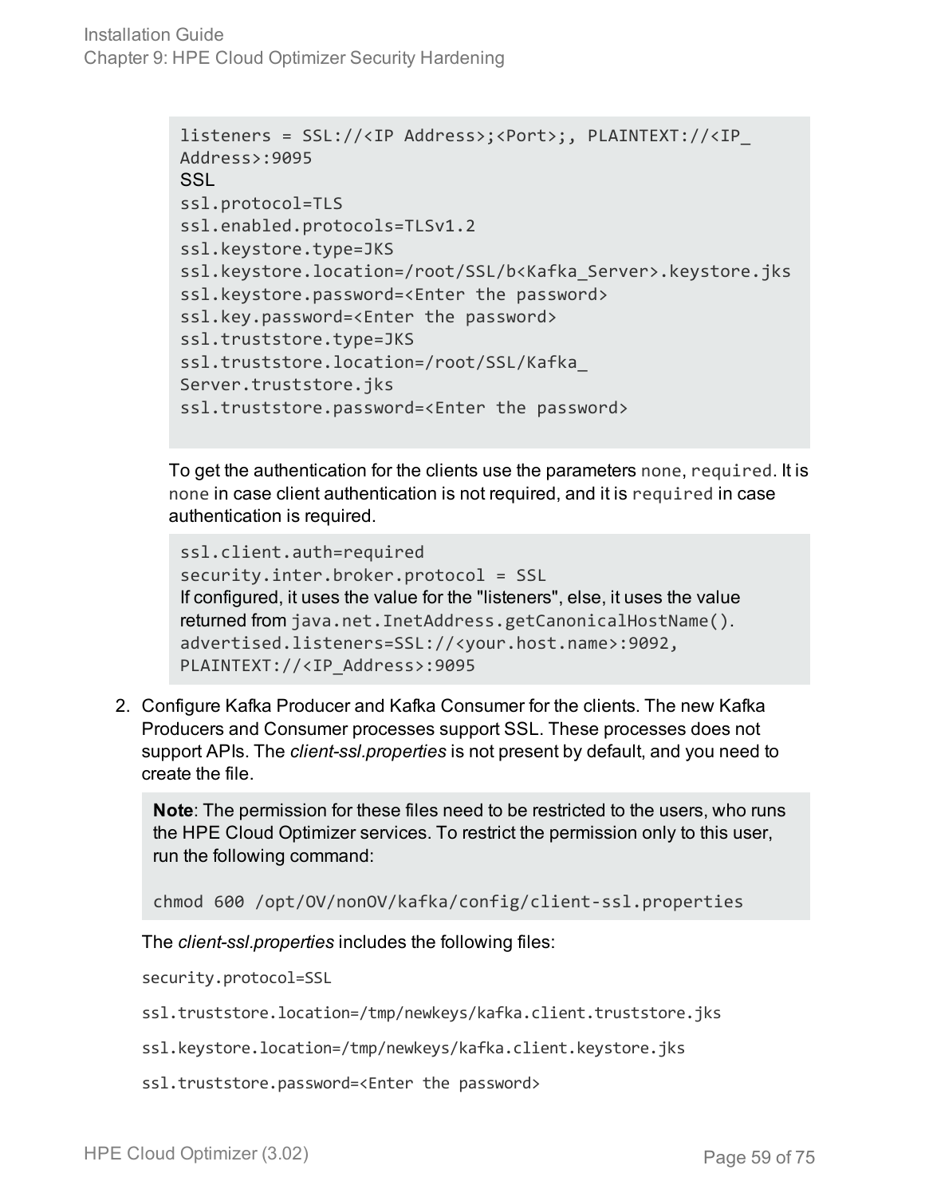```
listeners = SSL://<IP Address>;<Port>;, PLAINTEXT://<IP_
Address>:9095
SSL
ssl.protocol=TLS
ssl.enabled.protocols=TLSv1.2
ssl.keystore.type=JKS
ssl.keystore.location=/root/SSL/b<Kafka_Server>.keystore.jks
ssl.keystore.password=<Enter the password>
ssl.key.password=<Enter the password>
ssl.truststore.type=JKS
ssl.truststore.location=/root/SSL/Kafka_
Server.truststore.jks
ssl.truststore.password=<Enter the password>
```

To get the authentication for the clients use the parameters `none`, `required`. It is `none` in case client authentication is not required, and it is `required` in case authentication is required.

```
ssl.client.auth=required
security.inter.broker.protocol = SSL
If configured, it uses the value for the "listeners", else, it uses the value
returned from java.net.InetAddress.getCanonicalHostName().
advertised.listeners=SSL://<your.host.name>:9092,
PLAINTEXT://<IP_Address>:9095
```

2. Configure Kafka Producer and Kafka Consumer for the clients. The new Kafka Producers and Consumer processes support SSL. These processes does not support APIs. The *client-ssl.properties* is not present by default, and you need to create the file.

   **Note**: The permission for these files need to be restricted to the users, who runs the HPE Cloud Optimizer services. To restrict the permission only to this user, run the following command:

   ```
   chmod 600 /opt/OV/nonOV/kafka/config/client-ssl.properties
   ```

   The *client-ssl.properties* includes the following files:

   ```
   security.protocol=SSL
   ssl.truststore.location=/tmp/newkeys/kafka.client.truststore.jks
   ssl.keystore.location=/tmp/newkeys/kafka.client.keystore.jks
   ssl.truststore.password=<Enter the password>
   ```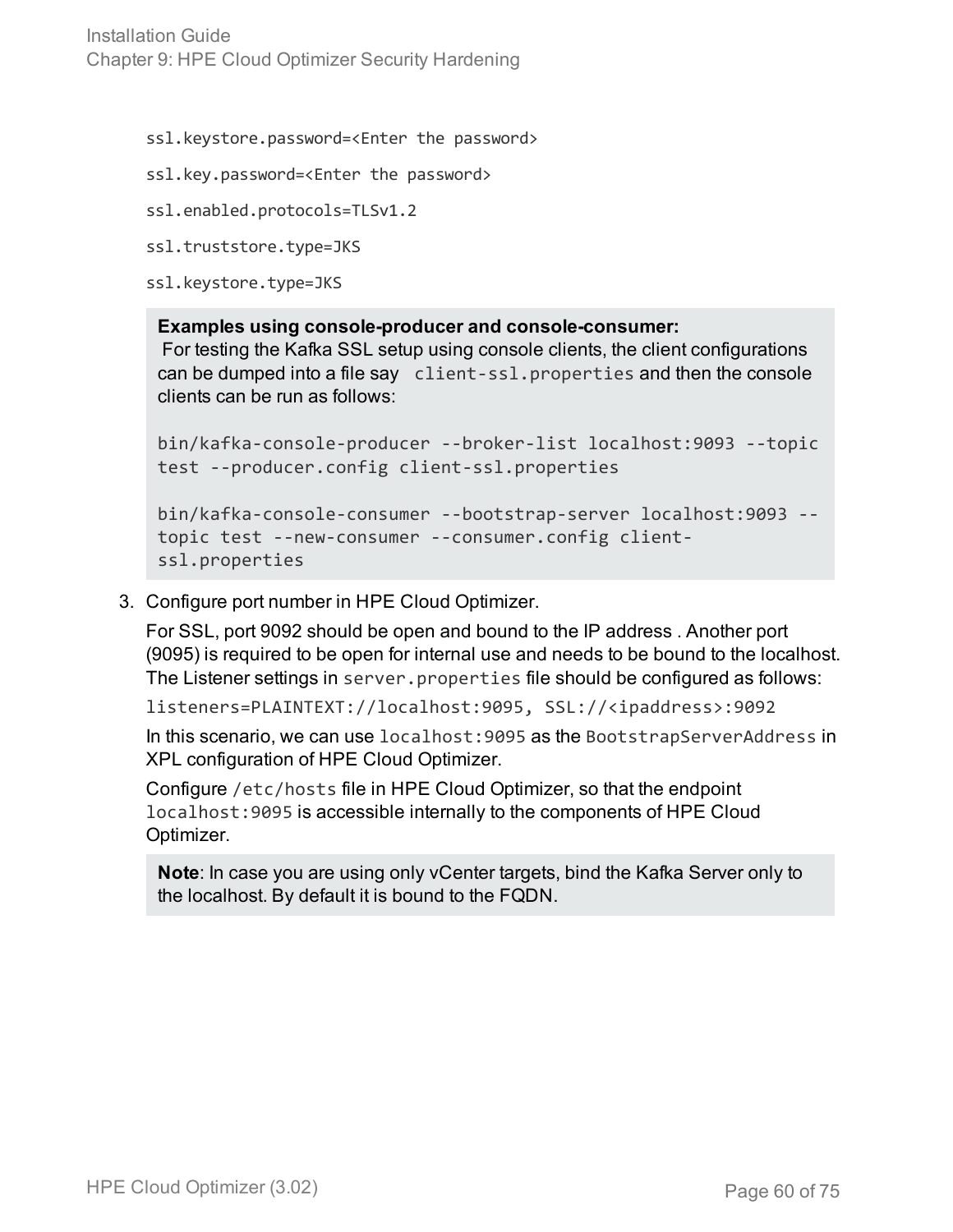```
ssl.keystore.password=<Enter the password>

ssl.key.password=<Enter the password>

ssl.enabled.protocols=TLSv1.2

ssl.truststore.type=JKS

ssl.keystore.type=JKS
```

> **Examples using console-producer and console-consumer:**
> For testing the Kafka SSL setup using console clients, the client configurations can be dumped into a file say `client-ssl.properties` and then the console clients can be run as follows:
>
> ```
> bin/kafka-console-producer --broker-list localhost:9093 --topic test --producer.config client-ssl.properties
>
> bin/kafka-console-consumer --bootstrap-server localhost:9093 --topic test --new-consumer --consumer.config client-ssl.properties
> ```

3. Configure port number in HPE Cloud Optimizer.

   For SSL, port 9092 should be open and bound to the IP address . Another port (9095) is required to be open for internal use and needs to be bound to the localhost. The Listener settings in `server.properties` file should be configured as follows:

   ```
   listeners=PLAINTEXT://localhost:9095, SSL://<ipaddress>:9092
   ```

   In this scenario, we can use `localhost:9095` as the `BootstrapServerAddress` in XPL configuration of HPE Cloud Optimizer.

   Configure `/etc/hosts` file in HPE Cloud Optimizer, so that the endpoint `localhost:9095` is accessible internally to the components of HPE Cloud Optimizer.

   > **Note**: In case you are using only vCenter targets, bind the Kafka Server only to the localhost. By default it is bound to the FQDN.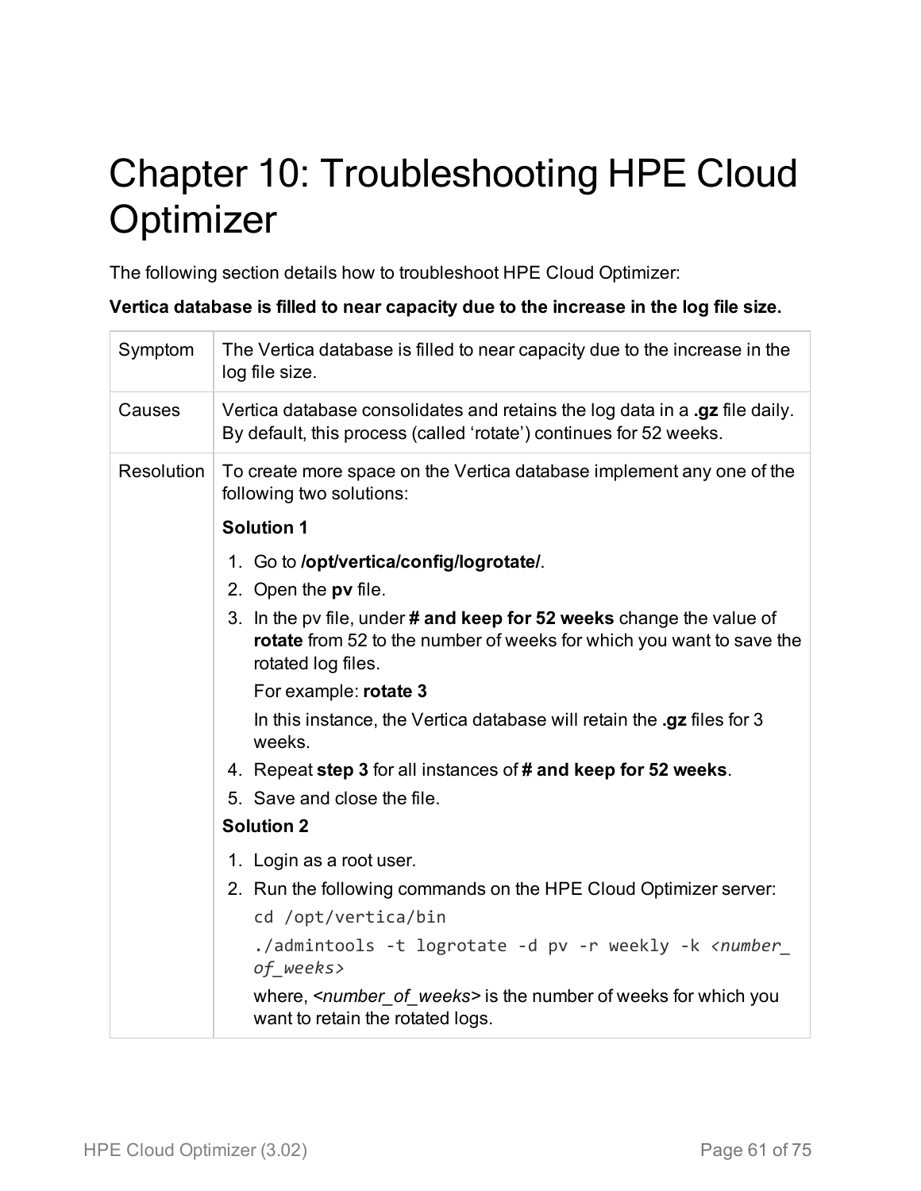# Chapter 10: Troubleshooting HPE Cloud Optimizer

The following section details how to troubleshoot HPE Cloud Optimizer:

**Vertica database is filled to near capacity due to the increase in the log file size.**

| | |
|---|---|
| Symptom | The Vertica database is filled to near capacity due to the increase in the log file size. |
| Causes | Vertica database consolidates and retains the log data in a **.gz** file daily. By default, this process (called 'rotate') continues for 52 weeks. |
| Resolution | To create more space on the Vertica database implement any one of the following two solutions:<br><br>**Solution 1**<br>1. Go to **/opt/vertica/config/logrotate/**.<br>2. Open the **pv** file.<br>3. In the pv file, under **# and keep for 52 weeks** change the value of **rotate** from 52 to the number of weeks for which you want to save the rotated log files.<br>For example: **rotate 3**<br>In this instance, the Vertica database will retain the **.gz** files for 3 weeks.<br>4. Repeat **step 3** for all instances of **# and keep for 52 weeks**.<br>5. Save and close the file.<br><br>**Solution 2**<br>1. Login as a root user.<br>2. Run the following commands on the HPE Cloud Optimizer server:<br>`cd /opt/vertica/bin`<br>`./admintools -t logrotate -d pv -r weekly -k <number_of_weeks>`<br>where, <*number_of_weeks*> is the number of weeks for which you want to retain the rotated logs. |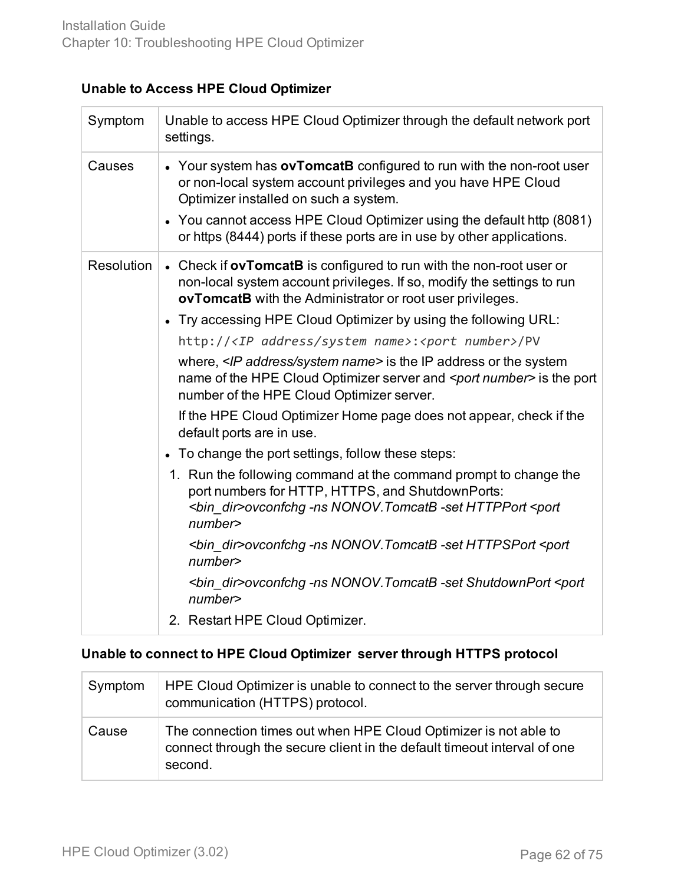### Unable to Access HPE Cloud Optimizer

| Symptom | Unable to access HPE Cloud Optimizer through the default network port settings. |
|---|---|
| Causes | • Your system has **ovTomcatB** configured to run with the non-root user or non-local system account privileges and you have HPE Cloud Optimizer installed on such a system.<br>• You cannot access HPE Cloud Optimizer using the default http (8081) or https (8444) ports if these ports are in use by other applications. |
| Resolution | • Check if **ovTomcatB** is configured to run with the non-root user or non-local system account privileges. If so, modify the settings to run **ovTomcatB** with the Administrator or root user privileges.<br>• Try accessing HPE Cloud Optimizer by using the following URL:<br>`http://<IP address/system name>:<port number>/PV`<br>where, *<IP address/system name>* is the IP address or the system name of the HPE Cloud Optimizer server and *<port number>* is the port number of the HPE Cloud Optimizer server.<br>If the HPE Cloud Optimizer Home page does not appear, check if the default ports are in use.<br>• To change the port settings, follow these steps:<br>1. Run the following command at the command prompt to change the port numbers for HTTP, HTTPS, and ShutdownPorts:<br>*<bin_dir>ovconfchg -ns NONOV.TomcatB -set HTTPPort <port number>*<br>*<bin_dir>ovconfchg -ns NONOV.TomcatB -set HTTPSPort <port number>*<br>*<bin_dir>ovconfchg -ns NONOV.TomcatB -set ShutdownPort <port number>*<br>2. Restart HPE Cloud Optimizer. |

### Unable to connect to HPE Cloud Optimizer server through HTTPS protocol

| Symptom | HPE Cloud Optimizer is unable to connect to the server through secure communication (HTTPS) protocol. |
|---|---|
| Cause | The connection times out when HPE Cloud Optimizer is not able to connect through the secure client in the default timeout interval of one second. |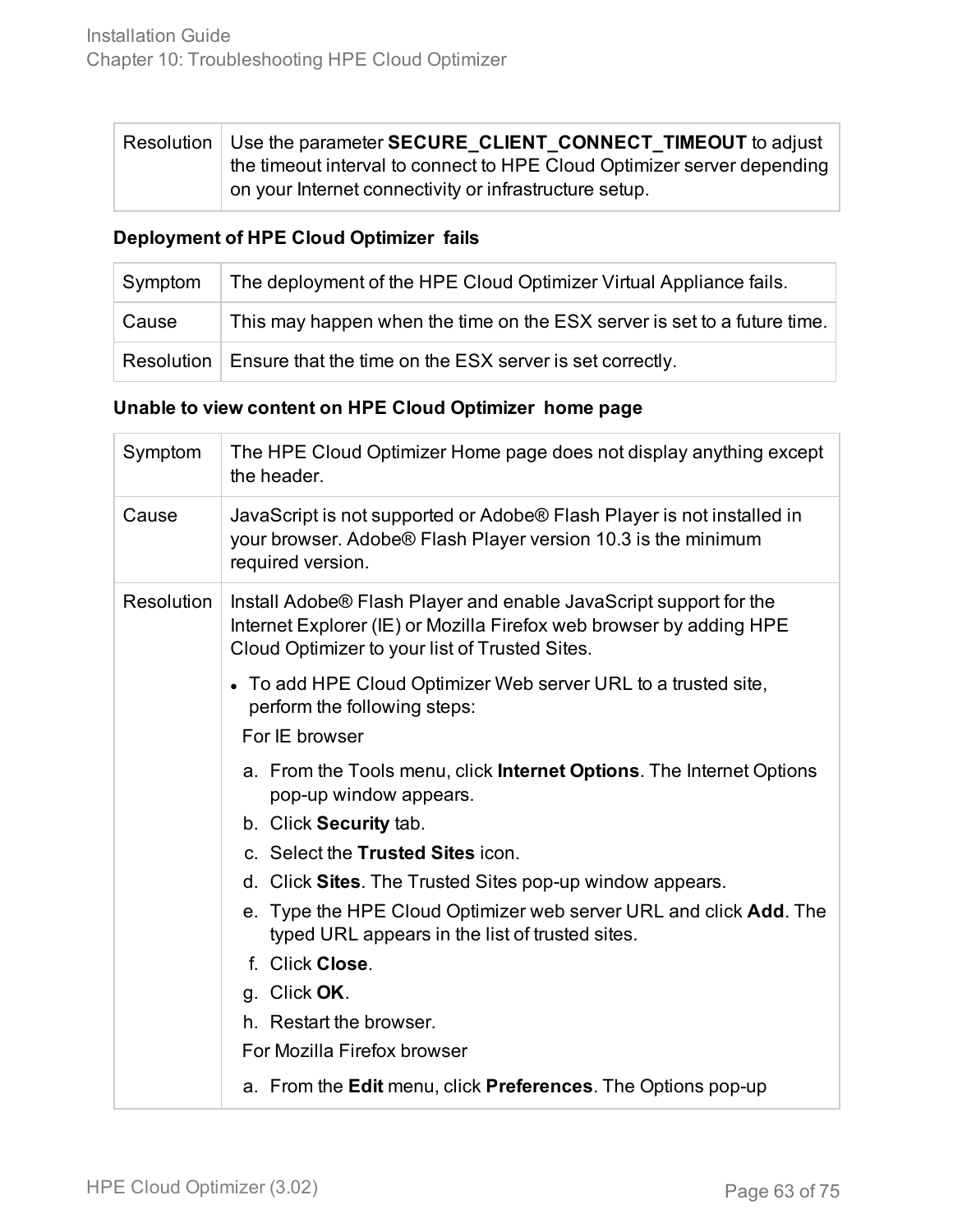| Resolution | Use the parameter **SECURE_CLIENT_CONNECT_TIMEOUT** to adjust the timeout interval to connect to HPE Cloud Optimizer server depending on your Internet connectivity or infrastructure setup. |
|---|---|

**Deployment of HPE Cloud Optimizer fails**

| Symptom | The deployment of the HPE Cloud Optimizer Virtual Appliance fails. |
|---|---|
| Cause | This may happen when the time on the ESX server is set to a future time. |
| Resolution | Ensure that the time on the ESX server is set correctly. |

**Unable to view content on HPE Cloud Optimizer home page**

| Symptom | The HPE Cloud Optimizer Home page does not display anything except the header. |
|---|---|
| Cause | JavaScript is not supported or Adobe® Flash Player is not installed in your browser. Adobe® Flash Player version 10.3 is the minimum required version. |
| Resolution | Install Adobe® Flash Player and enable JavaScript support for the Internet Explorer (IE) or Mozilla Firefox web browser by adding HPE Cloud Optimizer to your list of Trusted Sites.<br><br>• To add HPE Cloud Optimizer Web server URL to a trusted site, perform the following steps:<br>For IE browser<br>a. From the Tools menu, click **Internet Options**. The Internet Options pop-up window appears.<br>b. Click **Security** tab.<br>c. Select the **Trusted Sites** icon.<br>d. Click **Sites**. The Trusted Sites pop-up window appears.<br>e. Type the HPE Cloud Optimizer web server URL and click **Add**. The typed URL appears in the list of trusted sites.<br>f. Click **Close**.<br>g. Click **OK**.<br>h. Restart the browser.<br>For Mozilla Firefox browser<br>a. From the **Edit** menu, click **Preferences**. The Options pop-up |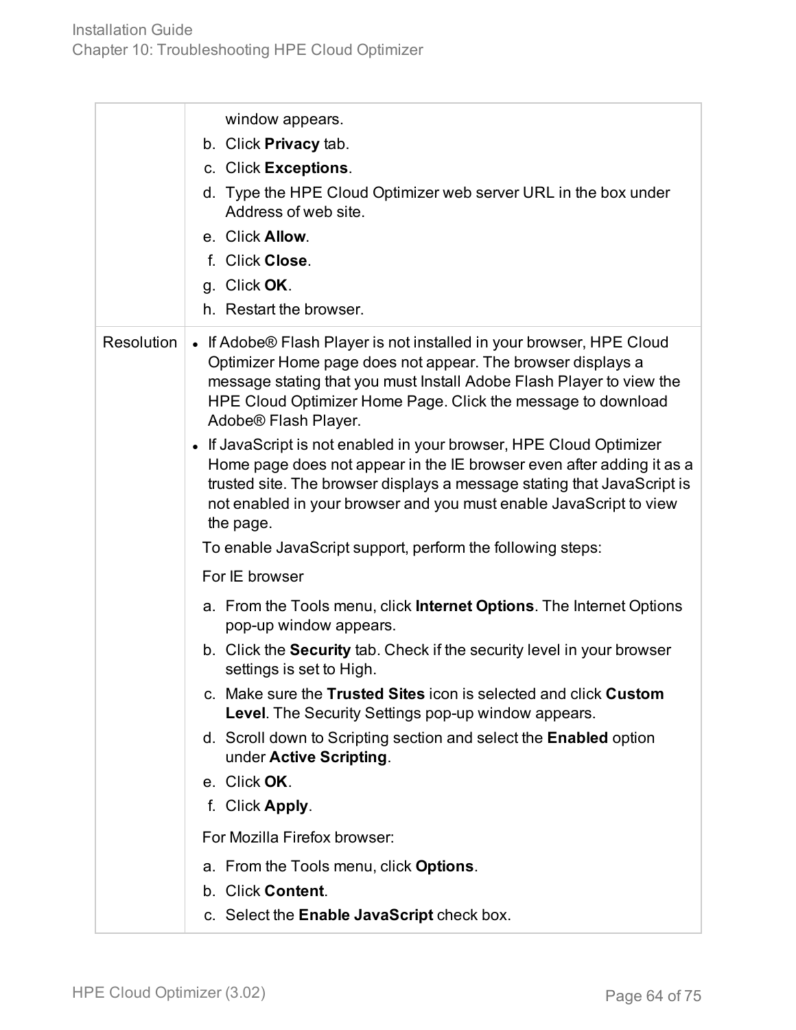| | |
|---|---|
| | window appears.<br>b. Click **Privacy** tab.<br>c. Click **Exceptions**.<br>d. Type the HPE Cloud Optimizer web server URL in the box under Address of web site.<br>e. Click **Allow**.<br>f. Click **Close**.<br>g. Click **OK**.<br>h. Restart the browser. |
| Resolution | • If Adobe® Flash Player is not installed in your browser, HPE Cloud Optimizer Home page does not appear. The browser displays a message stating that you must Install Adobe Flash Player to view the HPE Cloud Optimizer Home Page. Click the message to download Adobe® Flash Player.<br>• If JavaScript is not enabled in your browser, HPE Cloud Optimizer Home page does not appear in the IE browser even after adding it as a trusted site. The browser displays a message stating that JavaScript is not enabled in your browser and you must enable JavaScript to view the page.<br>To enable JavaScript support, perform the following steps:<br>For IE browser<br>a. From the Tools menu, click **Internet Options**. The Internet Options pop-up window appears.<br>b. Click the **Security** tab. Check if the security level in your browser settings is set to High.<br>c. Make sure the **Trusted Sites** icon is selected and click **Custom Level**. The Security Settings pop-up window appears.<br>d. Scroll down to Scripting section and select the **Enabled** option under **Active Scripting**.<br>e. Click **OK**.<br>f. Click **Apply**.<br>For Mozilla Firefox browser:<br>a. From the Tools menu, click **Options**.<br>b. Click **Content**.<br>c. Select the **Enable JavaScript** check box. |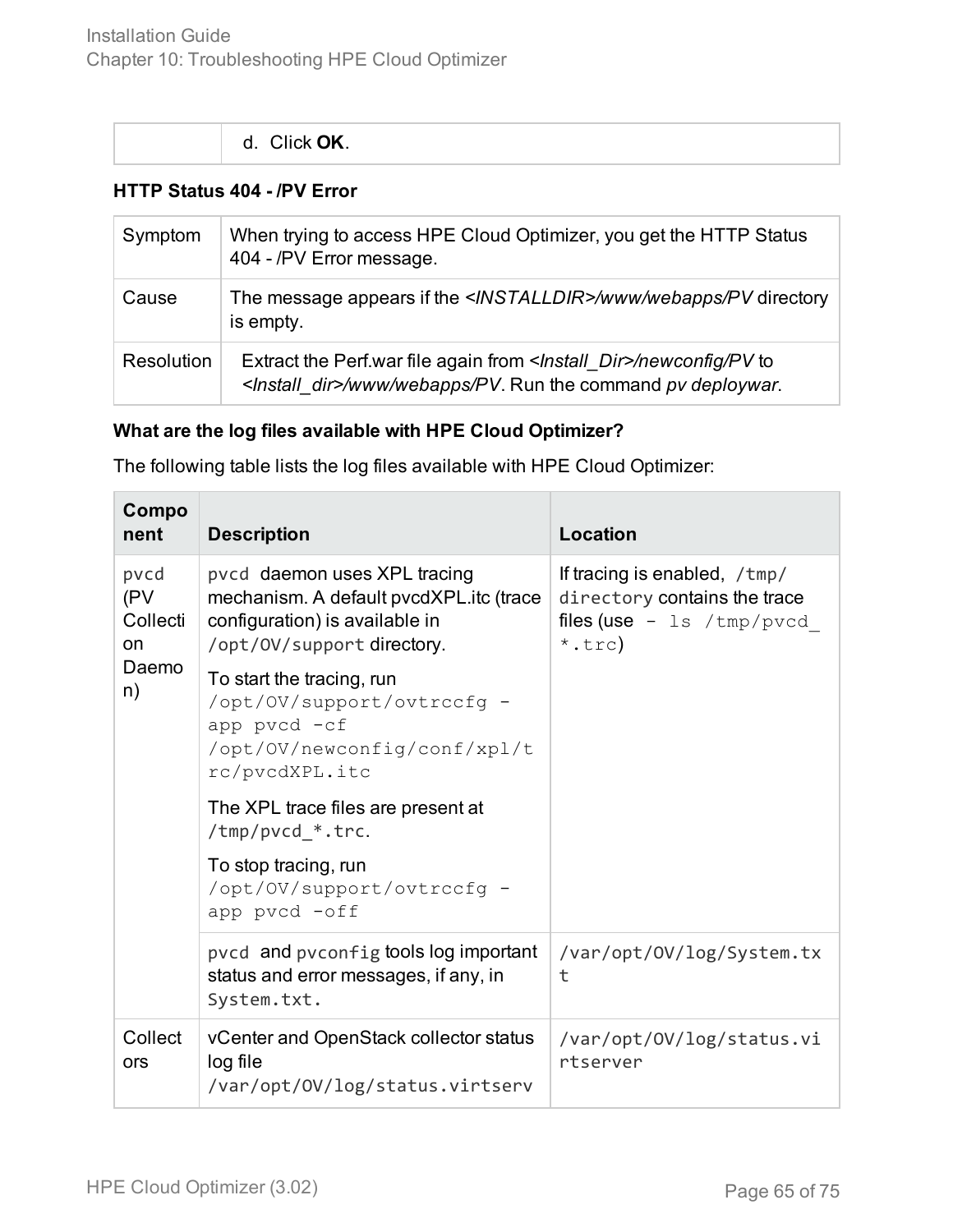| | d. Click **OK**. |
|---|---|

**HTTP Status 404 - /PV Error**

| | |
|---|---|
| Symptom | When trying to access HPE Cloud Optimizer, you get the HTTP Status 404 - /PV Error message. |
| Cause | The message appears if the *<INSTALLDIR>/www/webapps/PV* directory is empty. |
| Resolution | Extract the Perf.war file again from *<Install_Dir>/newconfig/PV* to *<Install_dir>/www/webapps/PV*. Run the command *pv deploywar*. |

**What are the log files available with HPE Cloud Optimizer?**

The following table lists the log files available with HPE Cloud Optimizer:

| Component | Description | Location |
|---|---|---|
| `pvcd` (PV Collection Daemon) | `pvcd` daemon uses XPL tracing mechanism. A default pvcdXPL.itc (trace configuration) is available in `/opt/OV/support` directory.<br><br>To start the tracing, run `/opt/OV/support/ovtrccfg -app pvcd -cf /opt/OV/newconfig/conf/xpl/trc/pvcdXPL.itc`<br><br>The XPL trace files are present at `/tmp/pvcd_*.trc`.<br><br>To stop tracing, run `/opt/OV/support/ovtrccfg -app pvcd -off` | If tracing is enabled, `/tmp/ directory` contains the trace files (use `- ls /tmp/pvcd_*.trc`) |
| | `pvcd` and `pvconfig` tools log important status and error messages, if any, in `System.txt.` | `/var/opt/OV/log/System.txt` |
| Collectors | vCenter and OpenStack collector status log file `/var/opt/OV/log/status.virtserv` | `/var/opt/OV/log/status.virtserver` |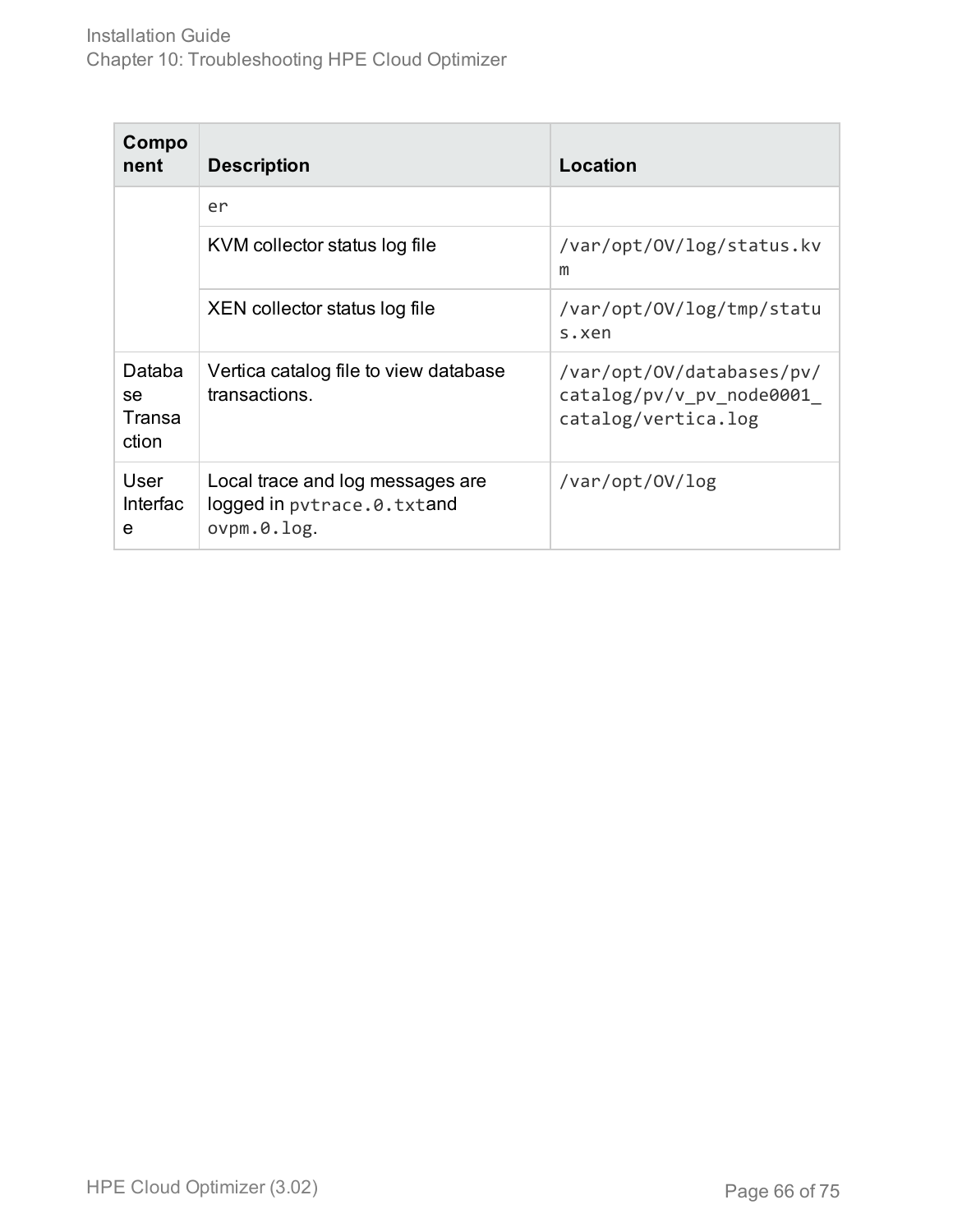| Component | Description | Location |
|---|---|---|
| | er | |
| | KVM collector status log file | `/var/opt/OV/log/status.kvm` |
| | XEN collector status log file | `/var/opt/OV/log/tmp/status.xen` |
| Database Transaction | Vertica catalog file to view database transactions. | `/var/opt/OV/databases/pv/catalog/pv/v_pv_node0001_catalog/vertica.log` |
| User Interface | Local trace and log messages are logged in `pvtrace.0.txt`and `ovpm.0.log`. | `/var/opt/OV/log` |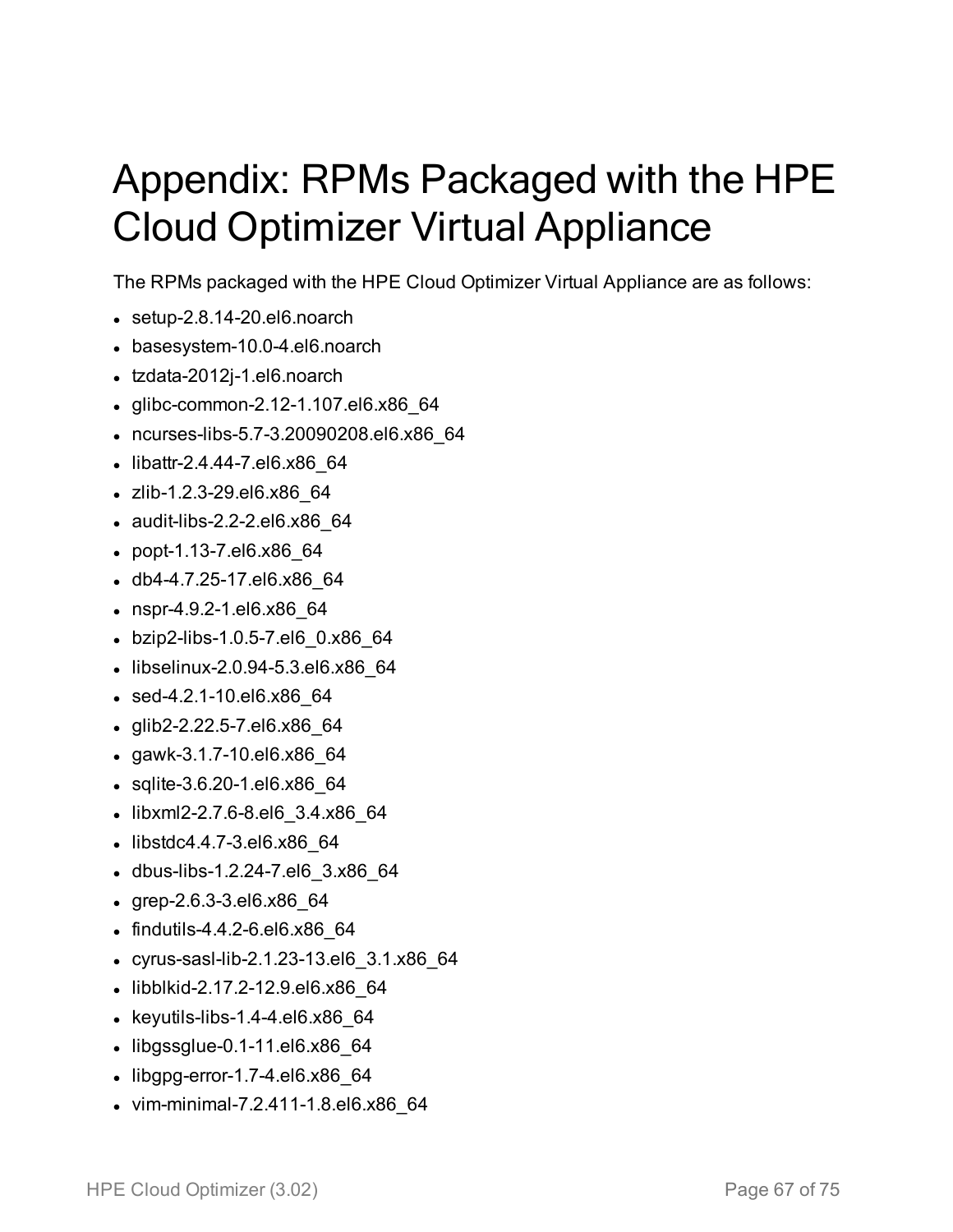# Appendix: RPMs Packaged with the HPE Cloud Optimizer Virtual Appliance

The RPMs packaged with the HPE Cloud Optimizer Virtual Appliance are as follows:

- setup-2.8.14-20.el6.noarch
- basesystem-10.0-4.el6.noarch
- tzdata-2012j-1.el6.noarch
- glibc-common-2.12-1.107.el6.x86_64
- ncurses-libs-5.7-3.20090208.el6.x86_64
- libattr-2.4.44-7.el6.x86_64
- zlib-1.2.3-29.el6.x86_64
- audit-libs-2.2-2.el6.x86_64
- popt-1.13-7.el6.x86_64
- db4-4.7.25-17.el6.x86_64
- nspr-4.9.2-1.el6.x86_64
- bzip2-libs-1.0.5-7.el6_0.x86_64
- libselinux-2.0.94-5.3.el6.x86_64
- sed-4.2.1-10.el6.x86_64
- glib2-2.22.5-7.el6.x86_64
- gawk-3.1.7-10.el6.x86_64
- sqlite-3.6.20-1.el6.x86_64
- libxml2-2.7.6-8.el6_3.4.x86_64
- libstdc4.4.7-3.el6.x86_64
- dbus-libs-1.2.24-7.el6_3.x86_64
- grep-2.6.3-3.el6.x86_64
- findutils-4.4.2-6.el6.x86_64
- cyrus-sasl-lib-2.1.23-13.el6_3.1.x86_64
- libblkid-2.17.2-12.9.el6.x86_64
- keyutils-libs-1.4-4.el6.x86_64
- libgssglue-0.1-11.el6.x86_64
- libgpg-error-1.7-4.el6.x86_64
- vim-minimal-7.2.411-1.8.el6.x86_64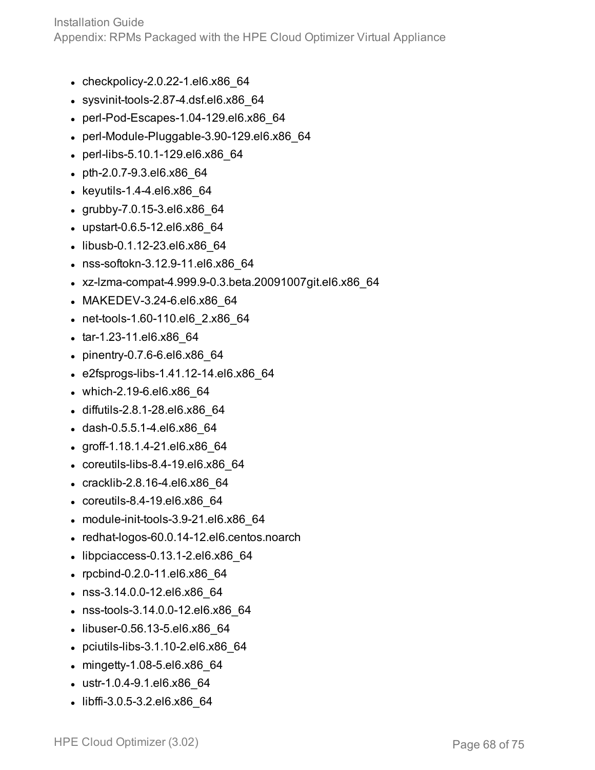- checkpolicy-2.0.22-1.el6.x86_64
- sysvinit-tools-2.87-4.dsf.el6.x86_64
- perl-Pod-Escapes-1.04-129.el6.x86_64
- perl-Module-Pluggable-3.90-129.el6.x86_64
- perl-libs-5.10.1-129.el6.x86_64
- pth-2.0.7-9.3.el6.x86_64
- keyutils-1.4-4.el6.x86_64
- grubby-7.0.15-3.el6.x86_64
- upstart-0.6.5-12.el6.x86_64
- libusb-0.1.12-23.el6.x86_64
- nss-softokn-3.12.9-11.el6.x86_64
- xz-lzma-compat-4.999.9-0.3.beta.20091007git.el6.x86_64
- MAKEDEV-3.24-6.el6.x86_64
- net-tools-1.60-110.el6_2.x86_64
- tar-1.23-11.el6.x86_64
- pinentry-0.7.6-6.el6.x86_64
- e2fsprogs-libs-1.41.12-14.el6.x86_64
- which-2.19-6.el6.x86_64
- diffutils-2.8.1-28.el6.x86_64
- dash-0.5.5.1-4.el6.x86_64
- groff-1.18.1.4-21.el6.x86_64
- coreutils-libs-8.4-19.el6.x86_64
- cracklib-2.8.16-4.el6.x86_64
- coreutils-8.4-19.el6.x86_64
- module-init-tools-3.9-21.el6.x86_64
- redhat-logos-60.0.14-12.el6.centos.noarch
- libpciaccess-0.13.1-2.el6.x86_64
- rpcbind-0.2.0-11.el6.x86_64
- nss-3.14.0.0-12.el6.x86_64
- nss-tools-3.14.0.0-12.el6.x86_64
- libuser-0.56.13-5.el6.x86_64
- pciutils-libs-3.1.10-2.el6.x86_64
- mingetty-1.08-5.el6.x86_64
- ustr-1.0.4-9.1.el6.x86_64
- libffi-3.0.5-3.2.el6.x86_64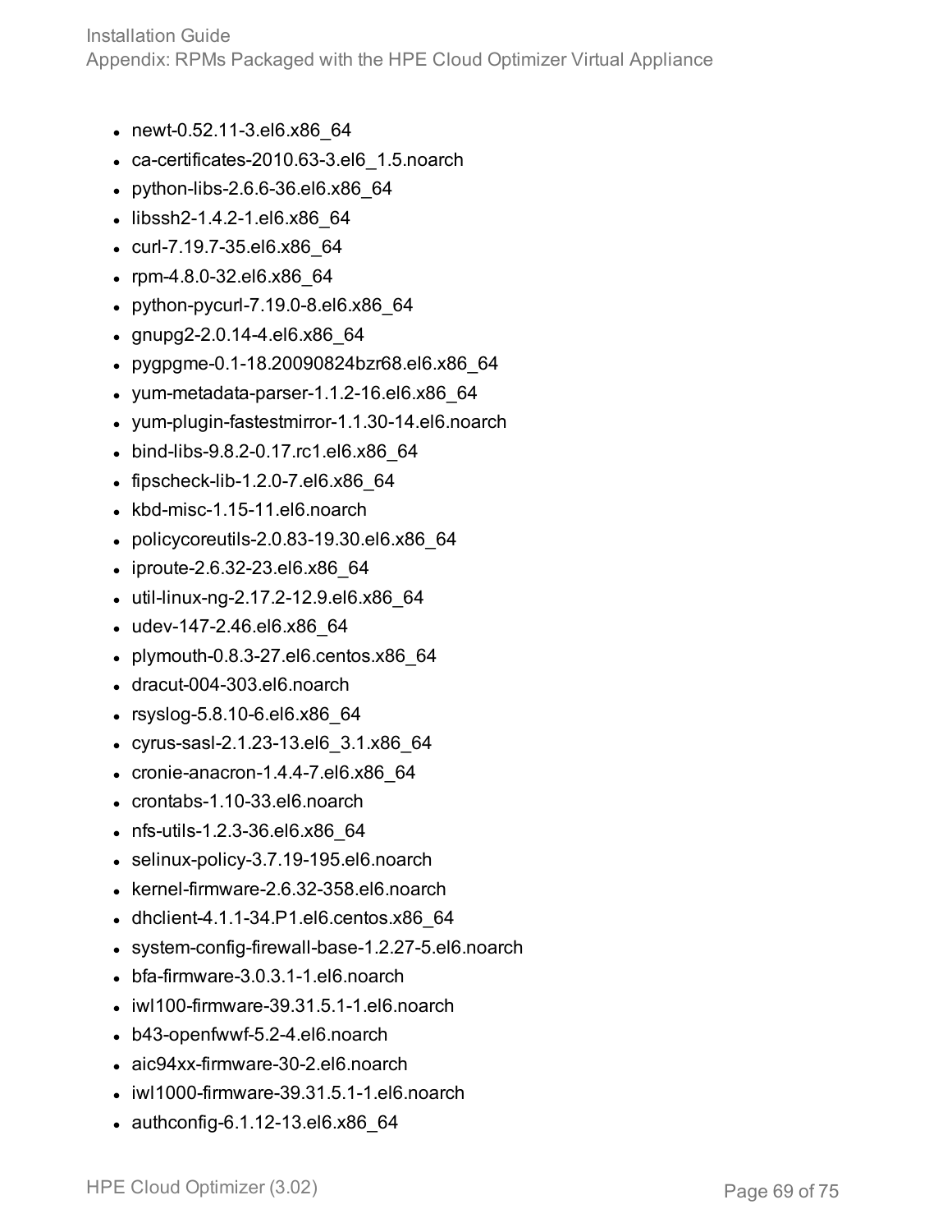- newt-0.52.11-3.el6.x86_64
- ca-certificates-2010.63-3.el6_1.5.noarch
- python-libs-2.6.6-36.el6.x86_64
- libssh2-1.4.2-1.el6.x86_64
- curl-7.19.7-35.el6.x86_64
- rpm-4.8.0-32.el6.x86_64
- python-pycurl-7.19.0-8.el6.x86_64
- gnupg2-2.0.14-4.el6.x86_64
- pygpgme-0.1-18.20090824bzr68.el6.x86_64
- yum-metadata-parser-1.1.2-16.el6.x86_64
- yum-plugin-fastestmirror-1.1.30-14.el6.noarch
- bind-libs-9.8.2-0.17.rc1.el6.x86_64
- fipscheck-lib-1.2.0-7.el6.x86_64
- kbd-misc-1.15-11.el6.noarch
- policycoreutils-2.0.83-19.30.el6.x86_64
- iproute-2.6.32-23.el6.x86_64
- util-linux-ng-2.17.2-12.9.el6.x86_64
- udev-147-2.46.el6.x86_64
- plymouth-0.8.3-27.el6.centos.x86_64
- dracut-004-303.el6.noarch
- rsyslog-5.8.10-6.el6.x86_64
- cyrus-sasl-2.1.23-13.el6_3.1.x86_64
- cronie-anacron-1.4.4-7.el6.x86_64
- crontabs-1.10-33.el6.noarch
- nfs-utils-1.2.3-36.el6.x86_64
- selinux-policy-3.7.19-195.el6.noarch
- kernel-firmware-2.6.32-358.el6.noarch
- dhclient-4.1.1-34.P1.el6.centos.x86_64
- system-config-firewall-base-1.2.27-5.el6.noarch
- bfa-firmware-3.0.3.1-1.el6.noarch
- iwl100-firmware-39.31.5.1-1.el6.noarch
- b43-openfwwf-5.2-4.el6.noarch
- aic94xx-firmware-30-2.el6.noarch
- iwl1000-firmware-39.31.5.1-1.el6.noarch
- authconfig-6.1.12-13.el6.x86_64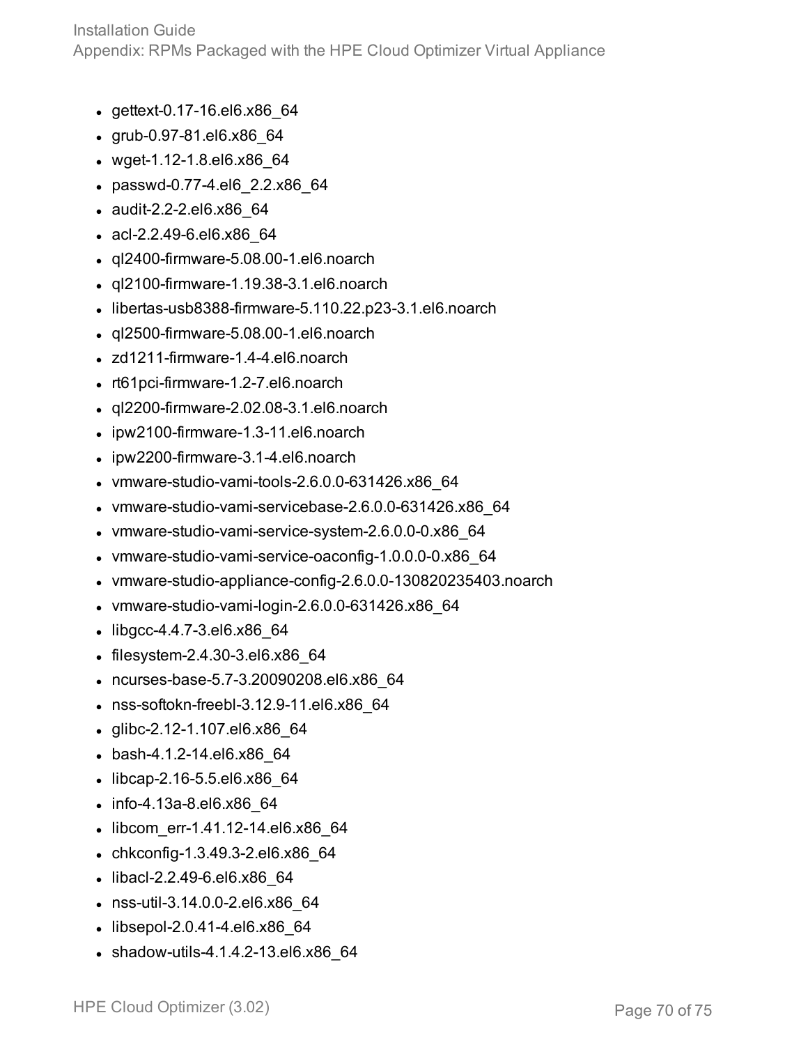- gettext-0.17-16.el6.x86_64
- grub-0.97-81.el6.x86_64
- wget-1.12-1.8.el6.x86_64
- passwd-0.77-4.el6_2.2.x86_64
- audit-2.2-2.el6.x86_64
- acl-2.2.49-6.el6.x86_64
- ql2400-firmware-5.08.00-1.el6.noarch
- ql2100-firmware-1.19.38-3.1.el6.noarch
- libertas-usb8388-firmware-5.110.22.p23-3.1.el6.noarch
- ql2500-firmware-5.08.00-1.el6.noarch
- zd1211-firmware-1.4-4.el6.noarch
- rt61pci-firmware-1.2-7.el6.noarch
- ql2200-firmware-2.02.08-3.1.el6.noarch
- ipw2100-firmware-1.3-11.el6.noarch
- ipw2200-firmware-3.1-4.el6.noarch
- vmware-studio-vami-tools-2.6.0.0-631426.x86_64
- vmware-studio-vami-servicebase-2.6.0.0-631426.x86_64
- vmware-studio-vami-service-system-2.6.0.0-0.x86_64
- vmware-studio-vami-service-oaconfig-1.0.0.0-0.x86_64
- vmware-studio-appliance-config-2.6.0.0-130820235403.noarch
- vmware-studio-vami-login-2.6.0.0-631426.x86_64
- libgcc-4.4.7-3.el6.x86_64
- filesystem-2.4.30-3.el6.x86_64
- ncurses-base-5.7-3.20090208.el6.x86_64
- nss-softokn-freebl-3.12.9-11.el6.x86_64
- glibc-2.12-1.107.el6.x86_64
- bash-4.1.2-14.el6.x86_64
- libcap-2.16-5.5.el6.x86_64
- info-4.13a-8.el6.x86_64
- libcom_err-1.41.12-14.el6.x86_64
- chkconfig-1.3.49.3-2.el6.x86_64
- libacl-2.2.49-6.el6.x86_64
- nss-util-3.14.0.0-2.el6.x86_64
- libsepol-2.0.41-4.el6.x86_64
- shadow-utils-4.1.4.2-13.el6.x86_64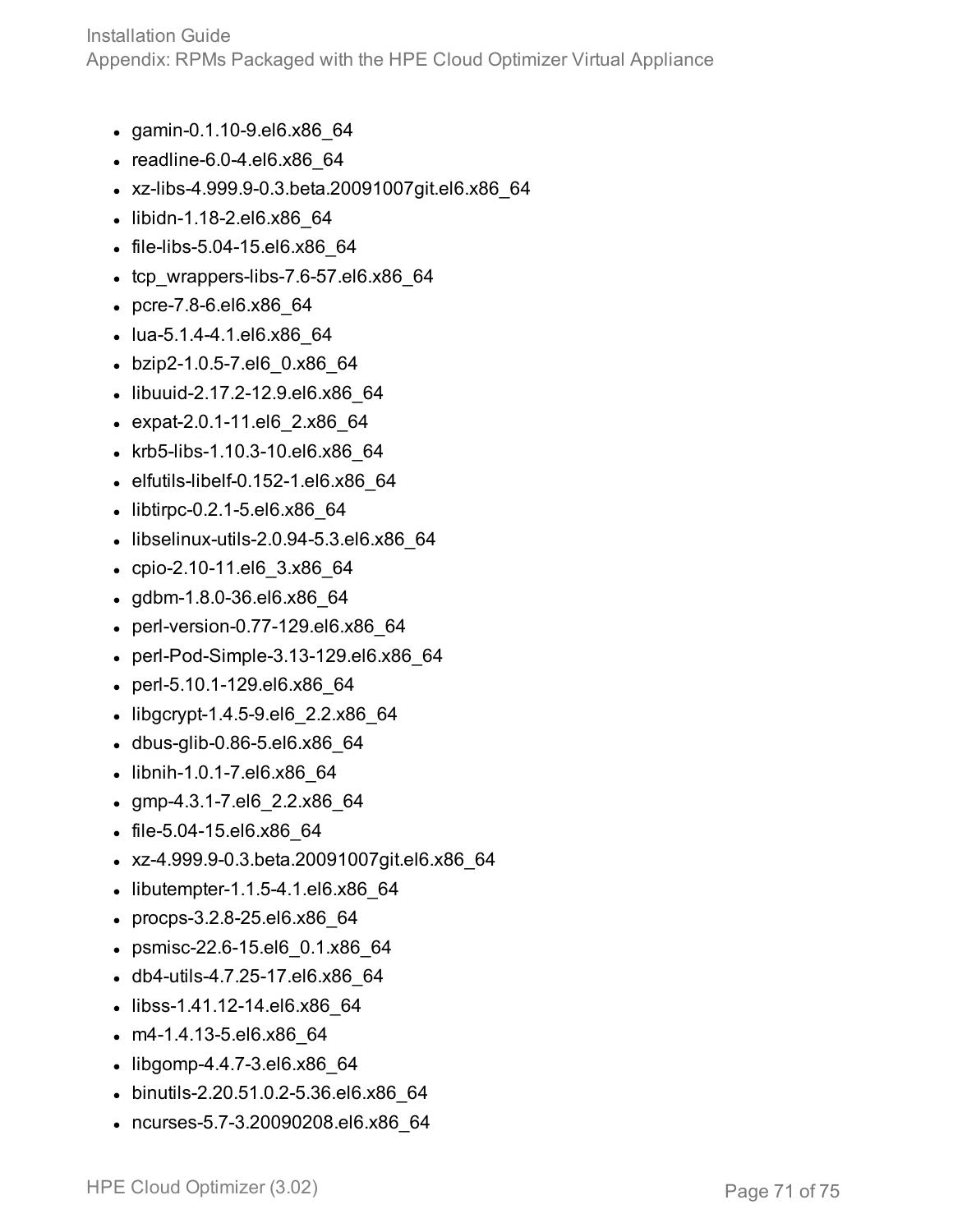- gamin-0.1.10-9.el6.x86_64
- readline-6.0-4.el6.x86_64
- xz-libs-4.999.9-0.3.beta.20091007git.el6.x86_64
- libidn-1.18-2.el6.x86_64
- file-libs-5.04-15.el6.x86_64
- tcp_wrappers-libs-7.6-57.el6.x86_64
- pcre-7.8-6.el6.x86_64
- lua-5.1.4-4.1.el6.x86_64
- bzip2-1.0.5-7.el6_0.x86_64
- libuuid-2.17.2-12.9.el6.x86_64
- expat-2.0.1-11.el6_2.x86_64
- krb5-libs-1.10.3-10.el6.x86_64
- elfutils-libelf-0.152-1.el6.x86_64
- libtirpc-0.2.1-5.el6.x86_64
- libselinux-utils-2.0.94-5.3.el6.x86_64
- cpio-2.10-11.el6_3.x86_64
- gdbm-1.8.0-36.el6.x86_64
- perl-version-0.77-129.el6.x86_64
- perl-Pod-Simple-3.13-129.el6.x86_64
- perl-5.10.1-129.el6.x86_64
- libgcrypt-1.4.5-9.el6_2.2.x86_64
- dbus-glib-0.86-5.el6.x86_64
- libnih-1.0.1-7.el6.x86_64
- gmp-4.3.1-7.el6_2.2.x86_64
- file-5.04-15.el6.x86_64
- xz-4.999.9-0.3.beta.20091007git.el6.x86_64
- libutempter-1.1.5-4.1.el6.x86_64
- procps-3.2.8-25.el6.x86_64
- psmisc-22.6-15.el6_0.1.x86_64
- db4-utils-4.7.25-17.el6.x86_64
- libss-1.41.12-14.el6.x86_64
- m4-1.4.13-5.el6.x86_64
- libgomp-4.4.7-3.el6.x86_64
- binutils-2.20.51.0.2-5.36.el6.x86_64
- ncurses-5.7-3.20090208.el6.x86_64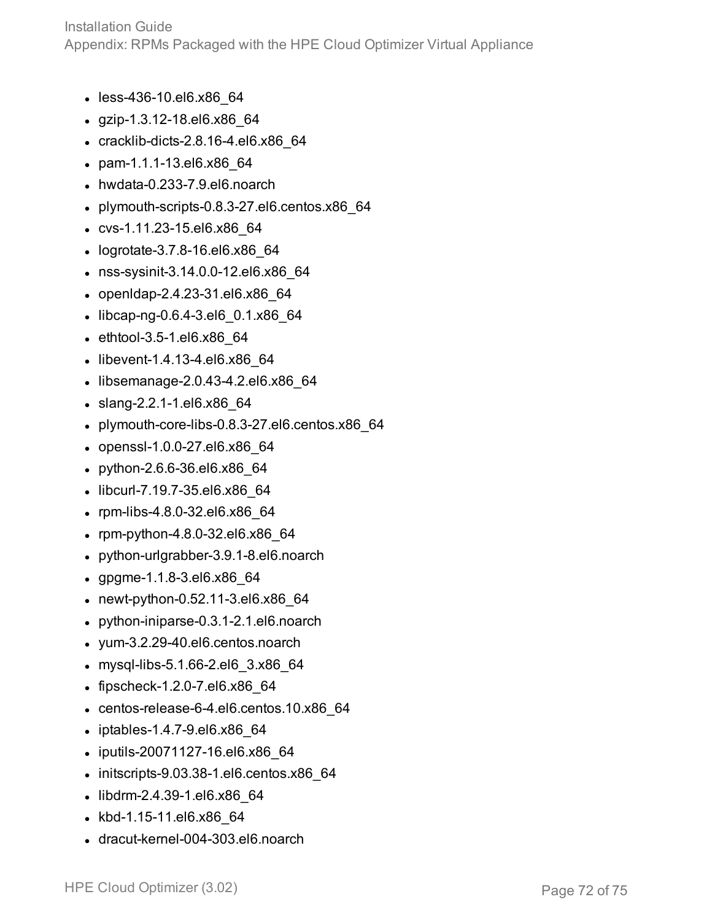- less-436-10.el6.x86_64
- gzip-1.3.12-18.el6.x86_64
- cracklib-dicts-2.8.16-4.el6.x86_64
- pam-1.1.1-13.el6.x86_64
- hwdata-0.233-7.9.el6.noarch
- plymouth-scripts-0.8.3-27.el6.centos.x86_64
- cvs-1.11.23-15.el6.x86_64
- logrotate-3.7.8-16.el6.x86_64
- nss-sysinit-3.14.0.0-12.el6.x86_64
- openldap-2.4.23-31.el6.x86_64
- libcap-ng-0.6.4-3.el6_0.1.x86_64
- ethtool-3.5-1.el6.x86_64
- libevent-1.4.13-4.el6.x86_64
- libsemanage-2.0.43-4.2.el6.x86_64
- slang-2.2.1-1.el6.x86_64
- plymouth-core-libs-0.8.3-27.el6.centos.x86_64
- openssl-1.0.0-27.el6.x86_64
- python-2.6.6-36.el6.x86_64
- libcurl-7.19.7-35.el6.x86_64
- rpm-libs-4.8.0-32.el6.x86_64
- rpm-python-4.8.0-32.el6.x86_64
- python-urlgrabber-3.9.1-8.el6.noarch
- gpgme-1.1.8-3.el6.x86_64
- newt-python-0.52.11-3.el6.x86_64
- python-iniparse-0.3.1-2.1.el6.noarch
- yum-3.2.29-40.el6.centos.noarch
- mysql-libs-5.1.66-2.el6_3.x86_64
- fipscheck-1.2.0-7.el6.x86_64
- centos-release-6-4.el6.centos.10.x86_64
- iptables-1.4.7-9.el6.x86_64
- iputils-20071127-16.el6.x86_64
- initscripts-9.03.38-1.el6.centos.x86_64
- libdrm-2.4.39-1.el6.x86_64
- kbd-1.15-11.el6.x86_64
- dracut-kernel-004-303.el6.noarch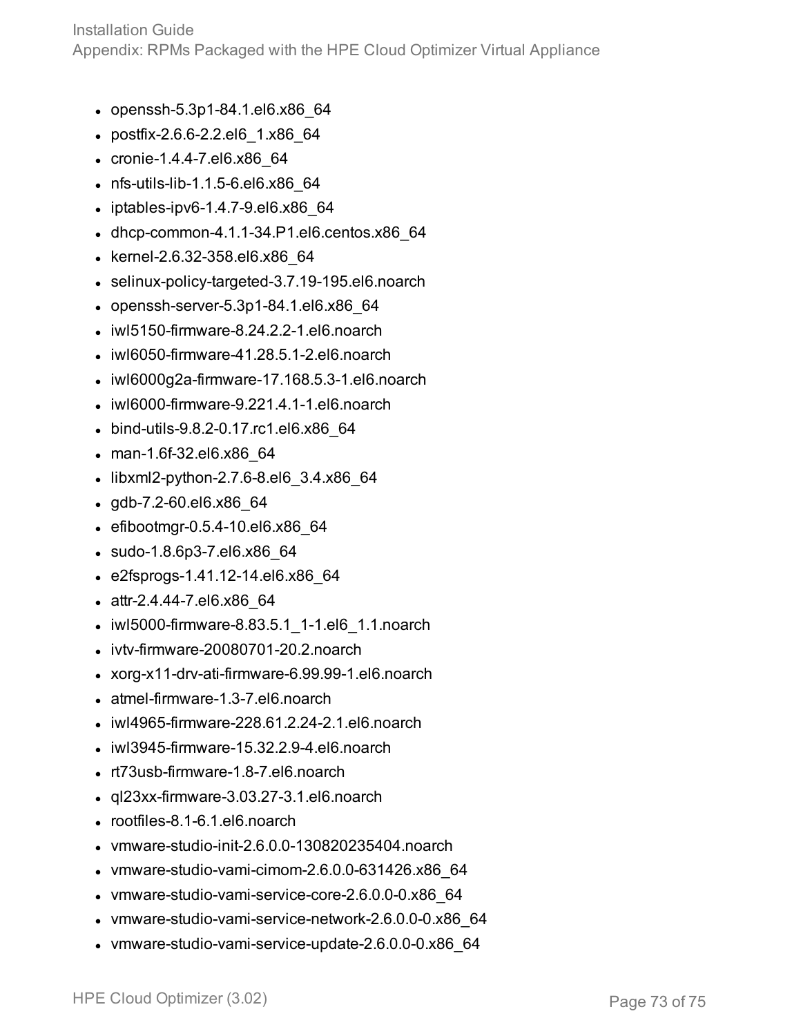- openssh-5.3p1-84.1.el6.x86_64
- postfix-2.6.6-2.2.el6_1.x86_64
- cronie-1.4.4-7.el6.x86_64
- nfs-utils-lib-1.1.5-6.el6.x86_64
- iptables-ipv6-1.4.7-9.el6.x86_64
- dhcp-common-4.1.1-34.P1.el6.centos.x86_64
- kernel-2.6.32-358.el6.x86_64
- selinux-policy-targeted-3.7.19-195.el6.noarch
- openssh-server-5.3p1-84.1.el6.x86_64
- iwl5150-firmware-8.24.2.2-1.el6.noarch
- iwl6050-firmware-41.28.5.1-2.el6.noarch
- iwl6000g2a-firmware-17.168.5.3-1.el6.noarch
- iwl6000-firmware-9.221.4.1-1.el6.noarch
- bind-utils-9.8.2-0.17.rc1.el6.x86_64
- man-1.6f-32.el6.x86_64
- libxml2-python-2.7.6-8.el6_3.4.x86_64
- gdb-7.2-60.el6.x86_64
- efibootmgr-0.5.4-10.el6.x86_64
- sudo-1.8.6p3-7.el6.x86_64
- e2fsprogs-1.41.12-14.el6.x86_64
- attr-2.4.44-7.el6.x86_64
- iwl5000-firmware-8.83.5.1_1-1.el6_1.1.noarch
- ivtv-firmware-20080701-20.2.noarch
- xorg-x11-drv-ati-firmware-6.99.99-1.el6.noarch
- atmel-firmware-1.3-7.el6.noarch
- iwl4965-firmware-228.61.2.24-2.1.el6.noarch
- iwl3945-firmware-15.32.2.9-4.el6.noarch
- rt73usb-firmware-1.8-7.el6.noarch
- ql23xx-firmware-3.03.27-3.1.el6.noarch
- rootfiles-8.1-6.1.el6.noarch
- vmware-studio-init-2.6.0.0-130820235404.noarch
- vmware-studio-vami-cimom-2.6.0.0-631426.x86_64
- vmware-studio-vami-service-core-2.6.0.0-0.x86_64
- vmware-studio-vami-service-network-2.6.0.0-0.x86_64
- vmware-studio-vami-service-update-2.6.0.0-0.x86_64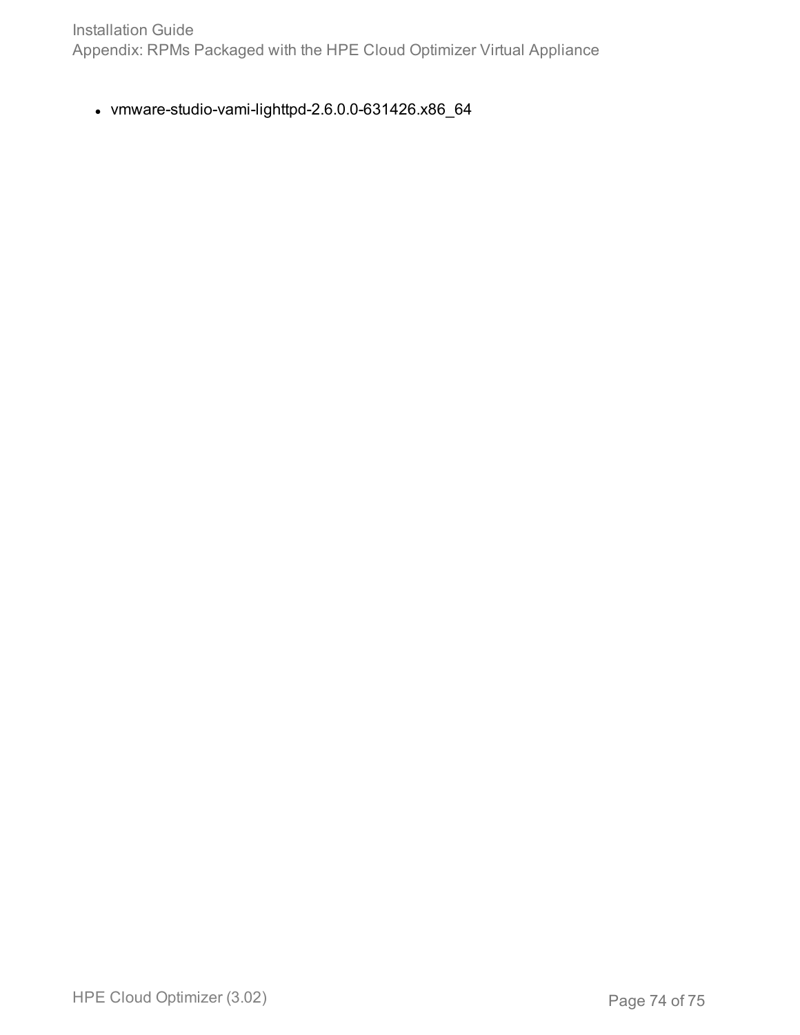- vmware-studio-vami-lighttpd-2.6.0.0-631426.x86_64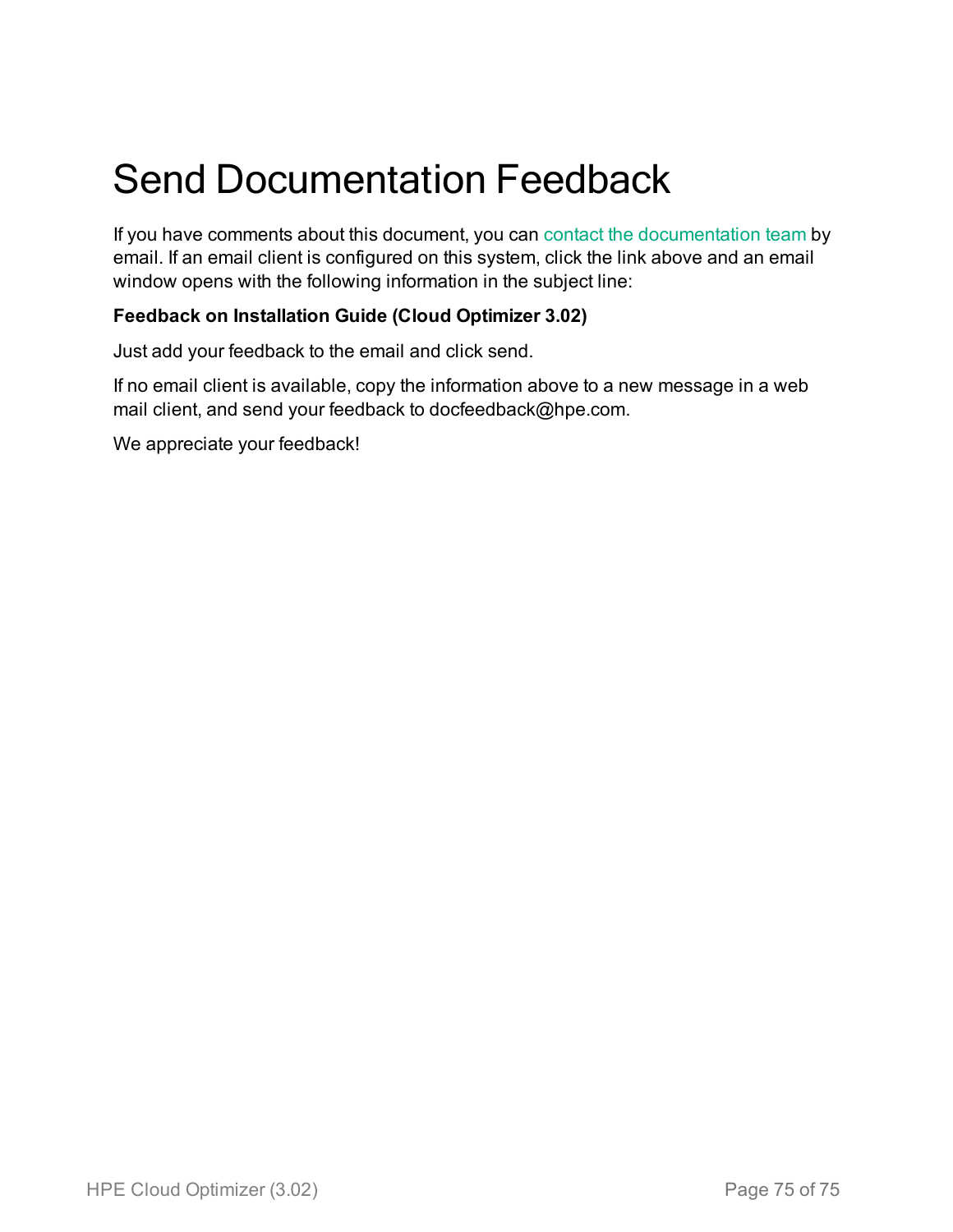# Send Documentation Feedback

If you have comments about this document, you can contact the documentation team by email. If an email client is configured on this system, click the link above and an email window opens with the following information in the subject line:

**Feedback on Installation Guide (Cloud Optimizer 3.02)**

Just add your feedback to the email and click send.

If no email client is available, copy the information above to a new message in a web mail client, and send your feedback to docfeedback@hpe.com.

We appreciate your feedback!